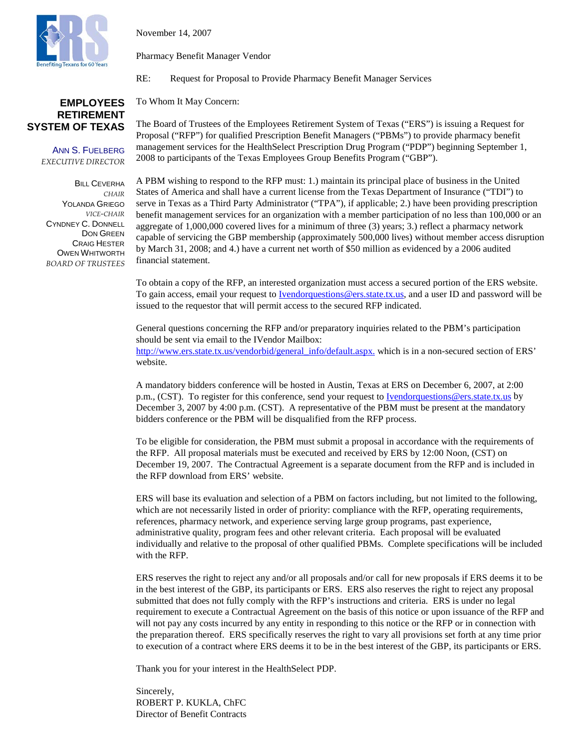**EMPLOYEES RETIREMENT SYSTEM OF TEXAS**

ANN S. FUELBERG
*EXECUTIVE DIRECTOR*

BILL CEVERHA
*CHAIR*
YOLANDA GRIEGO
*VICE-CHAIR*
CYNDNEY C. DONNELL
DON GREEN
CRAIG HESTER
OWEN WHITWORTH
*BOARD OF TRUSTEES*

November 14, 2007

Pharmacy Benefit Manager Vendor

RE: Request for Proposal to Provide Pharmacy Benefit Manager Services

To Whom It May Concern:

The Board of Trustees of the Employees Retirement System of Texas ("ERS") is issuing a Request for Proposal ("RFP") for qualified Prescription Benefit Managers ("PBMs") to provide pharmacy benefit management services for the HealthSelect Prescription Drug Program ("PDP") beginning September 1, 2008 to participants of the Texas Employees Group Benefits Program ("GBP").

A PBM wishing to respond to the RFP must: 1.) maintain its principal place of business in the United States of America and shall have a current license from the Texas Department of Insurance ("TDI") to serve in Texas as a Third Party Administrator ("TPA"), if applicable; 2.) have been providing prescription benefit management services for an organization with a member participation of no less than 100,000 or an aggregate of 1,000,000 covered lives for a minimum of three (3) years; 3.) reflect a pharmacy network capable of servicing the GBP membership (approximately 500,000 lives) without member access disruption by March 31, 2008; and 4.) have a current net worth of $50 million as evidenced by a 2006 audited financial statement.

To obtain a copy of the RFP, an interested organization must access a secured portion of the ERS website. To gain access, email your request to Ivendorquestions@ers.state.tx.us, and a user ID and password will be issued to the requestor that will permit access to the secured RFP indicated.

General questions concerning the RFP and/or preparatory inquiries related to the PBM's participation should be sent via email to the IVendor Mailbox:
http://www.ers.state.tx.us/vendorbid/general_info/default.aspx. which is in a non-secured section of ERS' website.

A mandatory bidders conference will be hosted in Austin, Texas at ERS on December 6, 2007, at 2:00 p.m., (CST). To register for this conference, send your request to Ivendorquestions@ers.state.tx.us by December 3, 2007 by 4:00 p.m. (CST). A representative of the PBM must be present at the mandatory bidders conference or the PBM will be disqualified from the RFP process.

To be eligible for consideration, the PBM must submit a proposal in accordance with the requirements of the RFP. All proposal materials must be executed and received by ERS by 12:00 Noon, (CST) on December 19, 2007. The Contractual Agreement is a separate document from the RFP and is included in the RFP download from ERS' website.

ERS will base its evaluation and selection of a PBM on factors including, but not limited to the following, which are not necessarily listed in order of priority: compliance with the RFP, operating requirements, references, pharmacy network, and experience serving large group programs, past experience, administrative quality, program fees and other relevant criteria. Each proposal will be evaluated individually and relative to the proposal of other qualified PBMs. Complete specifications will be included with the RFP.

ERS reserves the right to reject any and/or all proposals and/or call for new proposals if ERS deems it to be in the best interest of the GBP, its participants or ERS. ERS also reserves the right to reject any proposal submitted that does not fully comply with the RFP's instructions and criteria. ERS is under no legal requirement to execute a Contractual Agreement on the basis of this notice or upon issuance of the RFP and will not pay any costs incurred by any entity in responding to this notice or the RFP or in connection with the preparation thereof. ERS specifically reserves the right to vary all provisions set forth at any time prior to execution of a contract where ERS deems it to be in the best interest of the GBP, its participants or ERS.

Thank you for your interest in the HealthSelect PDP.

Sincerely,
ROBERT P. KUKLA, ChFC
Director of Benefit Contracts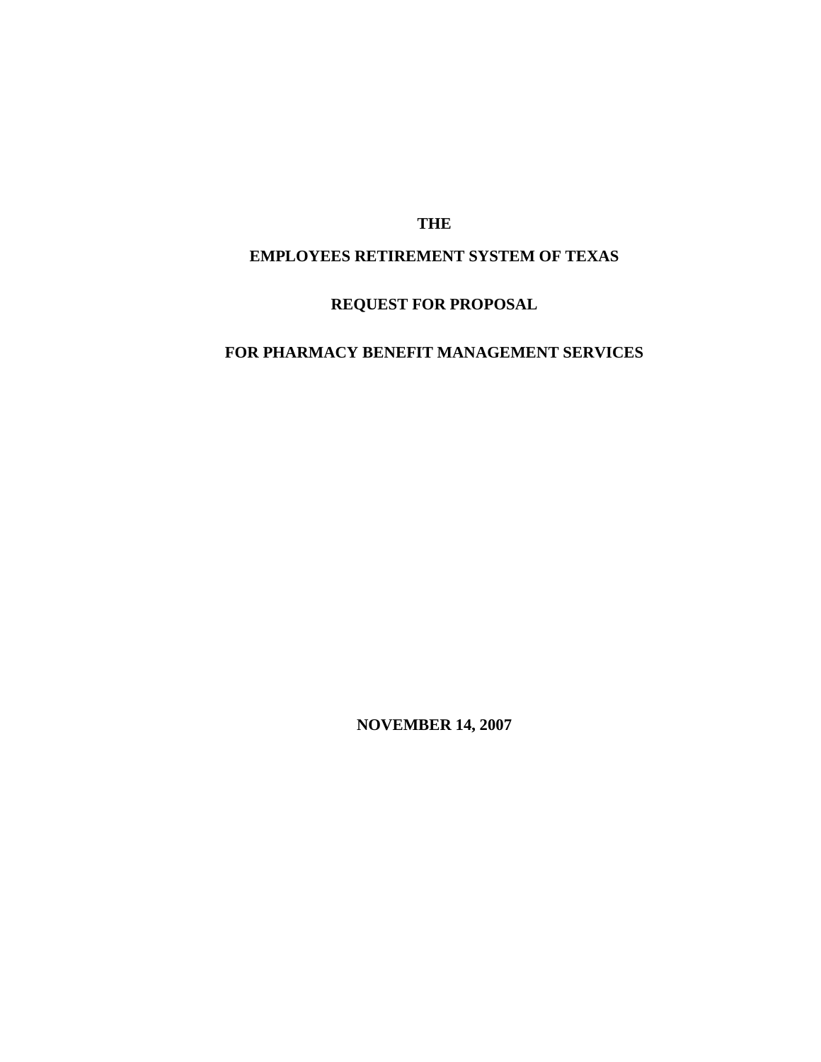# THE

# EMPLOYEES RETIREMENT SYSTEM OF TEXAS

# REQUEST FOR PROPOSAL

# FOR PHARMACY BENEFIT MANAGEMENT SERVICES

**NOVEMBER 14, 2007**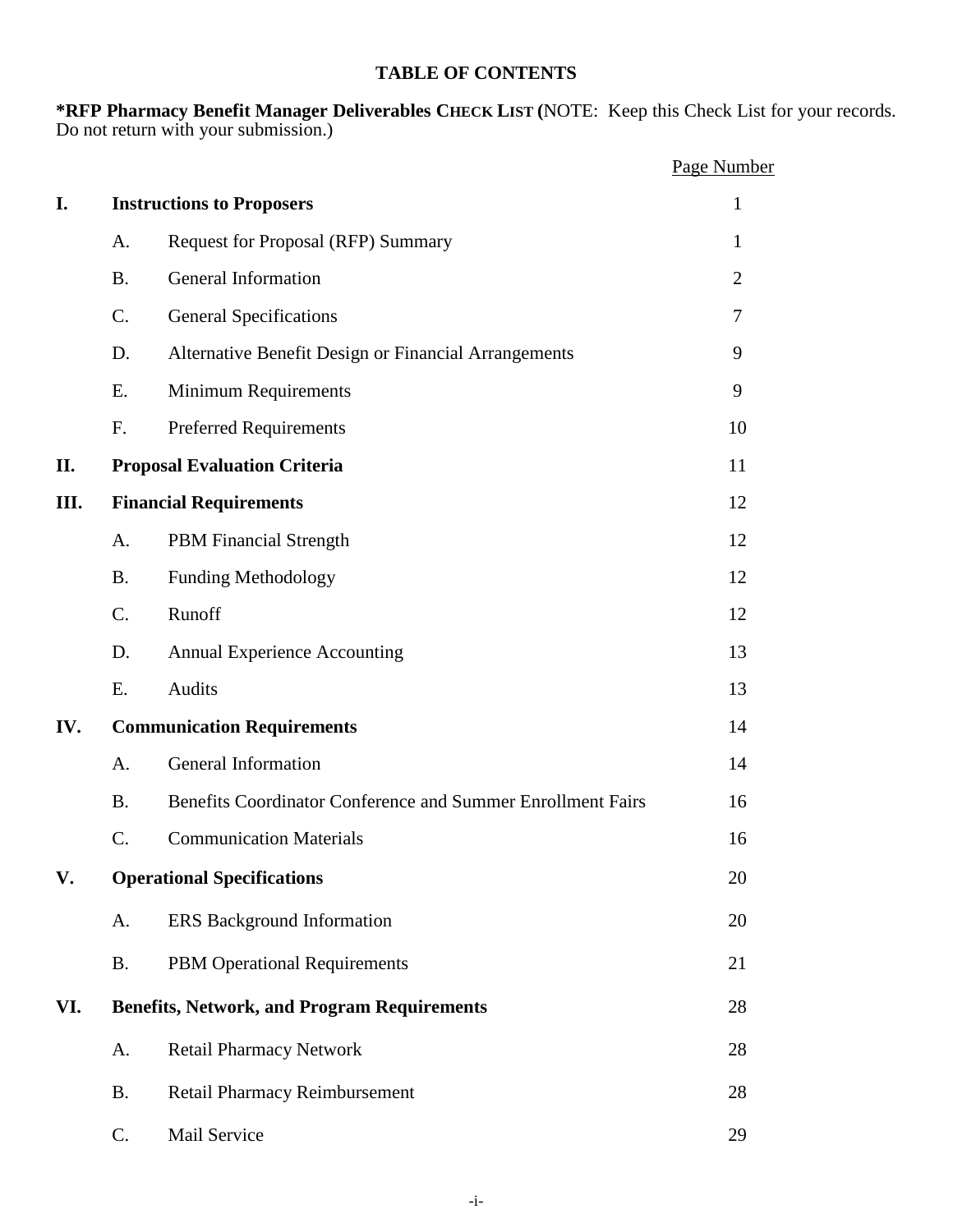# TABLE OF CONTENTS

**\*RFP Pharmacy Benefit Manager Deliverables CHECK LIST (**NOTE: Keep this Check List for your records. Do not return with your submission.)

| | | | Page Number |
|---|---|---|---|
| **I.** | **Instructions to Proposers** | | 1 |
| | A. | Request for Proposal (RFP) Summary | 1 |
| | B. | General Information | 2 |
| | C. | General Specifications | 7 |
| | D. | Alternative Benefit Design or Financial Arrangements | 9 |
| | E. | Minimum Requirements | 9 |
| | F. | Preferred Requirements | 10 |
| **II.** | **Proposal Evaluation Criteria** | | 11 |
| **III.** | **Financial Requirements** | | 12 |
| | A. | PBM Financial Strength | 12 |
| | B. | Funding Methodology | 12 |
| | C. | Runoff | 12 |
| | D. | Annual Experience Accounting | 13 |
| | E. | Audits | 13 |
| **IV.** | **Communication Requirements** | | 14 |
| | A. | General Information | 14 |
| | B. | Benefits Coordinator Conference and Summer Enrollment Fairs | 16 |
| | C. | Communication Materials | 16 |
| **V.** | **Operational Specifications** | | 20 |
| | A. | ERS Background Information | 20 |
| | B. | PBM Operational Requirements | 21 |
| **VI.** | **Benefits, Network, and Program Requirements** | | 28 |
| | A. | Retail Pharmacy Network | 28 |
| | B. | Retail Pharmacy Reimbursement | 28 |
| | C. | Mail Service | 29 |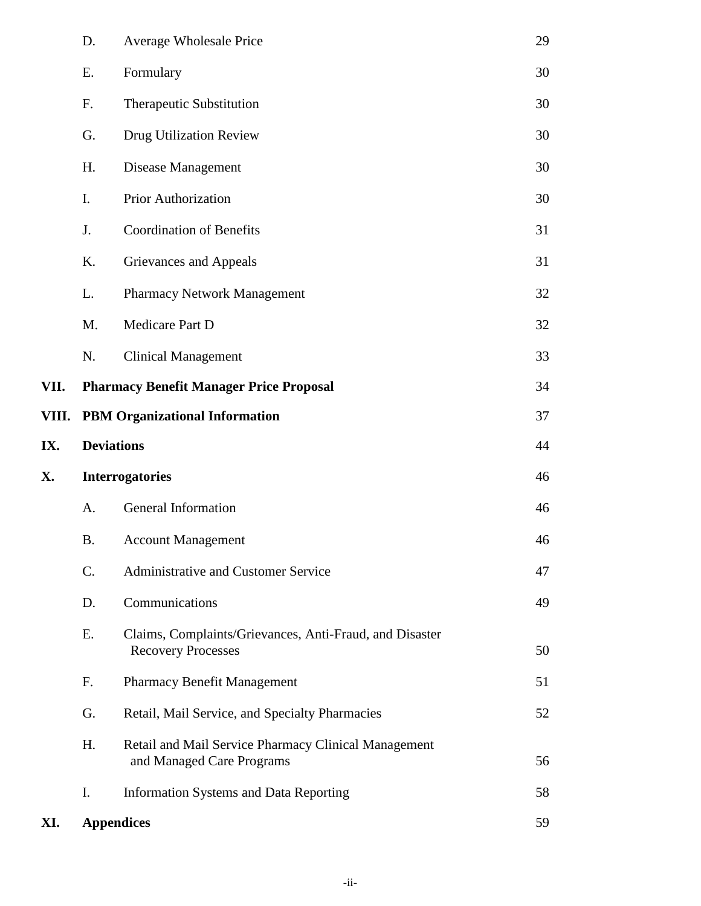| | | |
|---|---|---|
| D. | Average Wholesale Price | 29 |
| E. | Formulary | 30 |
| F. | Therapeutic Substitution | 30 |
| G. | Drug Utilization Review | 30 |
| H. | Disease Management | 30 |
| I. | Prior Authorization | 30 |
| J. | Coordination of Benefits | 31 |
| K. | Grievances and Appeals | 31 |
| L. | Pharmacy Network Management | 32 |
| M. | Medicare Part D | 32 |
| N. | Clinical Management | 33 |
| **VII.** | **Pharmacy Benefit Manager Price Proposal** | 34 |
| **VIII.** | **PBM Organizational Information** | 37 |
| **IX.** | **Deviations** | 44 |
| **X.** | **Interrogatories** | 46 |
| A. | General Information | 46 |
| B. | Account Management | 46 |
| C. | Administrative and Customer Service | 47 |
| D. | Communications | 49 |
| E. | Claims, Complaints/Grievances, Anti-Fraud, and Disaster Recovery Processes | 50 |
| F. | Pharmacy Benefit Management | 51 |
| G. | Retail, Mail Service, and Specialty Pharmacies | 52 |
| H. | Retail and Mail Service Pharmacy Clinical Management and Managed Care Programs | 56 |
| I. | Information Systems and Data Reporting | 58 |
| **XI.** | **Appendices** | 59 |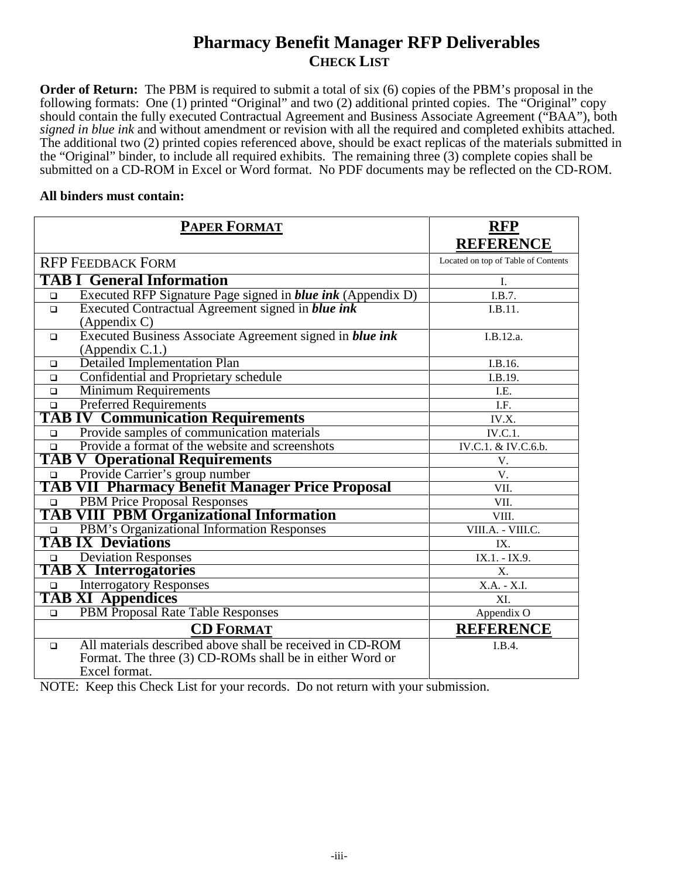# Pharmacy Benefit Manager RFP Deliverables

## CHECK LIST

**Order of Return:** The PBM is required to submit a total of six (6) copies of the PBM's proposal in the following formats: One (1) printed "Original" and two (2) additional printed copies. The "Original" copy should contain the fully executed Contractual Agreement and Business Associate Agreement ("BAA"), both *signed in blue ink* and without amendment or revision with all the required and completed exhibits attached. The additional two (2) printed copies referenced above, should be exact replicas of the materials submitted in the "Original" binder, to include all required exhibits. The remaining three (3) complete copies shall be submitted on a CD-ROM in Excel or Word format. No PDF documents may be reflected on the CD-ROM.

**All binders must contain:**

| PAPER FORMAT | RFP REFERENCE |
|---|---|
| RFP FEEDBACK FORM | Located on top of Table of Contents |
| **TAB I General Information** | I. |
| ❑ Executed RFP Signature Page signed in ***blue ink*** (Appendix D) | I.B.7. |
| ❑ Executed Contractual Agreement signed in ***blue ink*** (Appendix C) | I.B.11. |
| ❑ Executed Business Associate Agreement signed in ***blue ink*** (Appendix C.1.) | I.B.12.a. |
| ❑ Detailed Implementation Plan | I.B.16. |
| ❑ Confidential and Proprietary schedule | I.B.19. |
| ❑ Minimum Requirements | I.E. |
| ❑ Preferred Requirements | I.F. |
| **TAB IV Communication Requirements** | IV.X. |
| ❑ Provide samples of communication materials | IV.C.1. |
| ❑ Provide a format of the website and screenshots | IV.C.1. & IV.C.6.b. |
| **TAB V Operational Requirements** | V. |
| ❑ Provide Carrier's group number | V. |
| **TAB VII Pharmacy Benefit Manager Price Proposal** | VII. |
| ❑ PBM Price Proposal Responses | VII. |
| **TAB VIII PBM Organizational Information** | VIII. |
| ❑ PBM's Organizational Information Responses | VIII.A. - VIII.C. |
| **TAB IX Deviations** | IX. |
| ❑ Deviation Responses | IX.1. - IX.9. |
| **TAB X Interrogatories** | X. |
| ❑ Interrogatory Responses | X.A. - X.I. |
| **TAB XI Appendices** | XI. |
| ❑ PBM Proposal Rate Table Responses | Appendix O |
| **CD FORMAT** | **REFERENCE** |
| ❑ All materials described above shall be received in CD-ROM Format. The three (3) CD-ROMs shall be in either Word or Excel format. | I.B.4. |

NOTE: Keep this Check List for your records. Do not return with your submission.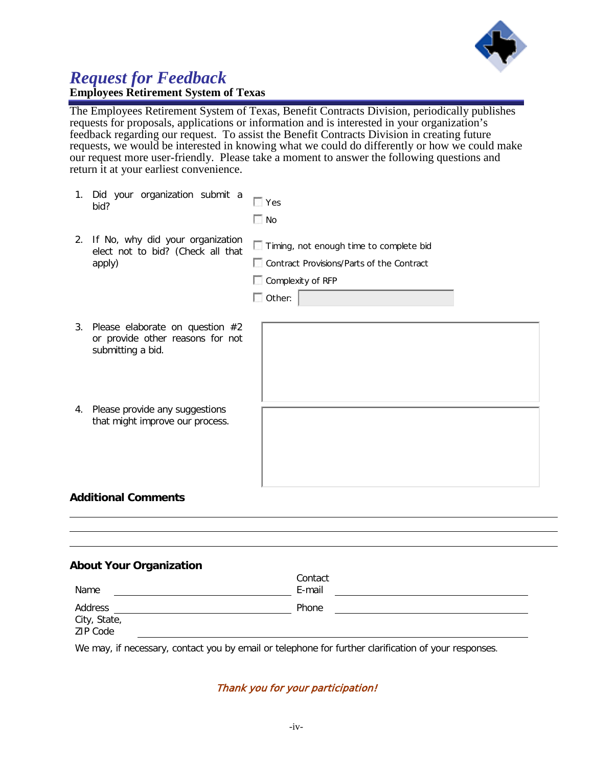# *Request for Feedback*

**Employees Retirement System of Texas**

The Employees Retirement System of Texas, Benefit Contracts Division, periodically publishes requests for proposals, applications or information and is interested in your organization's feedback regarding our request. To assist the Benefit Contracts Division in creating future requests, we would be interested in knowing what we could do differently or how we could make our request more user-friendly. Please take a moment to answer the following questions and return it at your earliest convenience.

1. Did your organization submit a bid?
   - ☐ Yes
   - ☐ No

2. If No, why did your organization elect not to bid? (Check all that apply)
   - ☐ Timing, not enough time to complete bid
   - ☐ Contract Provisions/Parts of the Contract
   - ☐ Complexity of RFP
   - ☐ Other: ______________________

3. Please elaborate on question #2 or provide other reasons for not submitting a bid.

4. Please provide any suggestions that might improve our process.

## Additional Comments

______________________________________________________________________

______________________________________________________________________

______________________________________________________________________

## About Your Organization

Name ______________________ Contact E-mail ______________________

Address ______________________ Phone ______________________

City, State, ZIP Code ______________________

We may, if necessary, contact you by email or telephone for further clarification of your responses.

*Thank you for your participation!*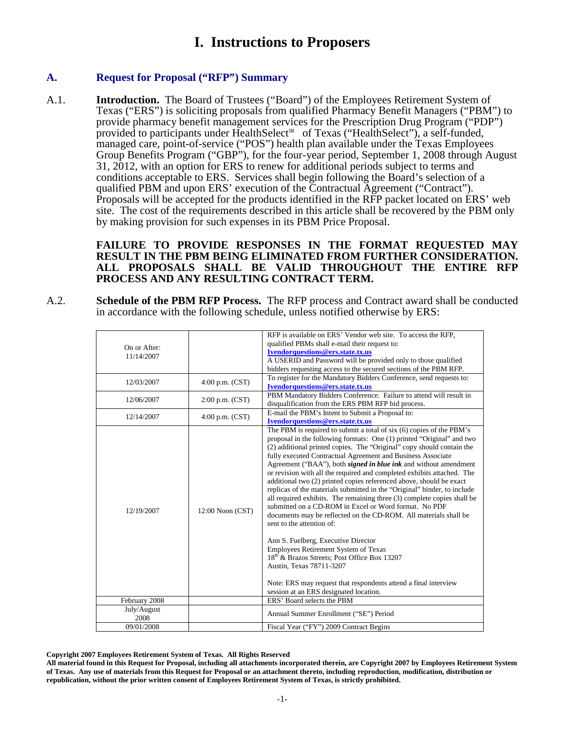# I. Instructions to Proposers

## A. Request for Proposal ("RFP") Summary

A.1. **Introduction.** The Board of Trustees ("Board") of the Employees Retirement System of Texas ("ERS") is soliciting proposals from qualified Pharmacy Benefit Managers ("PBM") to provide pharmacy benefit management services for the Prescription Drug Program ("PDP") provided to participants under HealthSelect℠ of Texas ("HealthSelect"), a self-funded, managed care, point-of-service ("POS") health plan available under the Texas Employees Group Benefits Program ("GBP"), for the four-year period, September 1, 2008 through August 31, 2012, with an option for ERS to renew for additional periods subject to terms and conditions acceptable to ERS. Services shall begin following the Board's selection of a qualified PBM and upon ERS' execution of the Contractual Agreement ("Contract"). Proposals will be accepted for the products identified in the RFP packet located on ERS' web site. The cost of the requirements described in this article shall be recovered by the PBM only by making provision for such expenses in its PBM Price Proposal.

**FAILURE TO PROVIDE RESPONSES IN THE FORMAT REQUESTED MAY RESULT IN THE PBM BEING ELIMINATED FROM FURTHER CONSIDERATION. ALL PROPOSALS SHALL BE VALID THROUGHOUT THE ENTIRE RFP PROCESS AND ANY RESULTING CONTRACT TERM.**

A.2. **Schedule of the PBM RFP Process.** The RFP process and Contract award shall be conducted in accordance with the following schedule, unless notified otherwise by ERS:

| | | |
|---|---|---|
| On or After: 11/14/2007 | | RFP is available on ERS' Vendor web site. To access the RFP, qualified PBMs shall e-mail their request to: **Ivendorquestions@ers.state.tx.us** A USERID and Password will be provided only to those qualified bidders requesting access to the secured sections of the PBM RFP. |
| 12/03/2007 | 4:00 p.m. (CST) | To register for the Mandatory Bidders Conference, send requests to: **Ivendorquestions@ers.state.tx.us** |
| 12/06/2007 | 2:00 p.m. (CST) | PBM Mandatory Bidders Conference. Failure to attend will result in disqualification from the ERS PBM RFP bid process. |
| 12/14/2007 | 4:00 p.m. (CST) | E-mail the PBM's Intent to Submit a Proposal to: **Ivendorquestions@ers.state.tx.us** |
| 12/19/2007 | 12:00 Noon (CST) | The PBM is required to submit a total of six (6) copies of the PBM's proposal in the following formats: One (1) printed "Original" and two (2) additional printed copies. The "Original" copy should contain the fully executed Contractual Agreement and Business Associate Agreement ("BAA"), both ***signed in blue ink*** and without amendment or revision with all the required and completed exhibits attached. The additional two (2) printed copies referenced above, should be exact replicas of the materials submitted in the "Original" binder, to include all required exhibits. The remaining three (3) complete copies shall be submitted on a CD-ROM in Excel or Word format. No PDF documents may be reflected on the CD-ROM. All materials shall be sent to the attention of:<br><br>Ann S. Fuelberg, Executive Director<br>Employees Retirement System of Texas<br>18th & Brazos Streets; Post Office Box 13207<br>Austin, Texas 78711-3207<br><br>Note: ERS may request that respondents attend a final interview session at an ERS designated location. |
| February 2008 | | ERS' Board selects the PBM |
| July/August 2008 | | Annual Summer Enrollment ("SE") Period |
| 09/01/2008 | | Fiscal Year ("FY") 2009 Contract Begins |

**Copyright 2007 Employees Retirement System of Texas. All Rights Reserved**
**All material found in this Request for Proposal, including all attachments incorporated therein, are Copyright 2007 by Employees Retirement System of Texas. Any use of materials from this Request for Proposal or an attachment thereto, including reproduction, modification, distribution or republication, without the prior written consent of Employees Retirement System of Texas, is strictly prohibited.**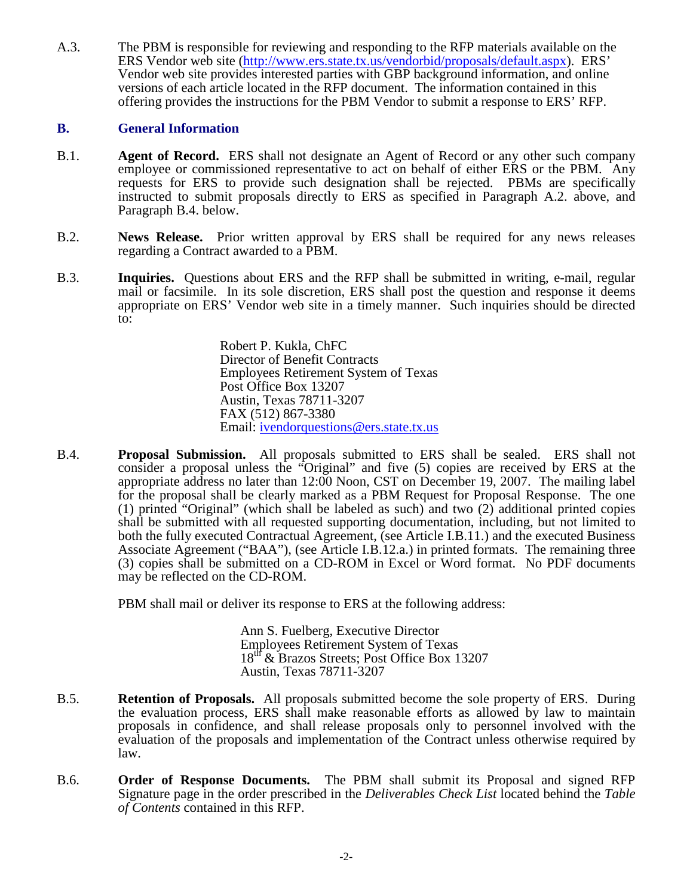A.3. The PBM is responsible for reviewing and responding to the RFP materials available on the ERS Vendor web site (http://www.ers.state.tx.us/vendorbid/proposals/default.aspx). ERS' Vendor web site provides interested parties with GBP background information, and online versions of each article located in the RFP document. The information contained in this offering provides the instructions for the PBM Vendor to submit a response to ERS' RFP.

## B. General Information

B.1. **Agent of Record.** ERS shall not designate an Agent of Record or any other such company employee or commissioned representative to act on behalf of either ERS or the PBM. Any requests for ERS to provide such designation shall be rejected. PBMs are specifically instructed to submit proposals directly to ERS as specified in Paragraph A.2. above, and Paragraph B.4. below.

B.2. **News Release.** Prior written approval by ERS shall be required for any news releases regarding a Contract awarded to a PBM.

B.3. **Inquiries.** Questions about ERS and the RFP shall be submitted in writing, e-mail, regular mail or facsimile. In its sole discretion, ERS shall post the question and response it deems appropriate on ERS' Vendor web site in a timely manner. Such inquiries should be directed to:

> Robert P. Kukla, ChFC
> Director of Benefit Contracts
> Employees Retirement System of Texas
> Post Office Box 13207
> Austin, Texas 78711-3207
> FAX (512) 867-3380
> Email: ivendorquestions@ers.state.tx.us

B.4. **Proposal Submission.** All proposals submitted to ERS shall be sealed. ERS shall not consider a proposal unless the "Original" and five (5) copies are received by ERS at the appropriate address no later than 12:00 Noon, CST on December 19, 2007. The mailing label for the proposal shall be clearly marked as a PBM Request for Proposal Response. The one (1) printed "Original" (which shall be labeled as such) and two (2) additional printed copies shall be submitted with all requested supporting documentation, including, but not limited to both the fully executed Contractual Agreement, (see Article I.B.11.) and the executed Business Associate Agreement ("BAA"), (see Article I.B.12.a.) in printed formats. The remaining three (3) copies shall be submitted on a CD-ROM in Excel or Word format. No PDF documents may be reflected on the CD-ROM.

PBM shall mail or deliver its response to ERS at the following address:

> Ann S. Fuelberg, Executive Director
> Employees Retirement System of Texas
> 18th & Brazos Streets; Post Office Box 13207
> Austin, Texas 78711-3207

B.5. **Retention of Proposals.** All proposals submitted become the sole property of ERS. During the evaluation process, ERS shall make reasonable efforts as allowed by law to maintain proposals in confidence, and shall release proposals only to personnel involved with the evaluation of the proposals and implementation of the Contract unless otherwise required by law.

B.6. **Order of Response Documents.** The PBM shall submit its Proposal and signed RFP Signature page in the order prescribed in the *Deliverables Check List* located behind the *Table of Contents* contained in this RFP.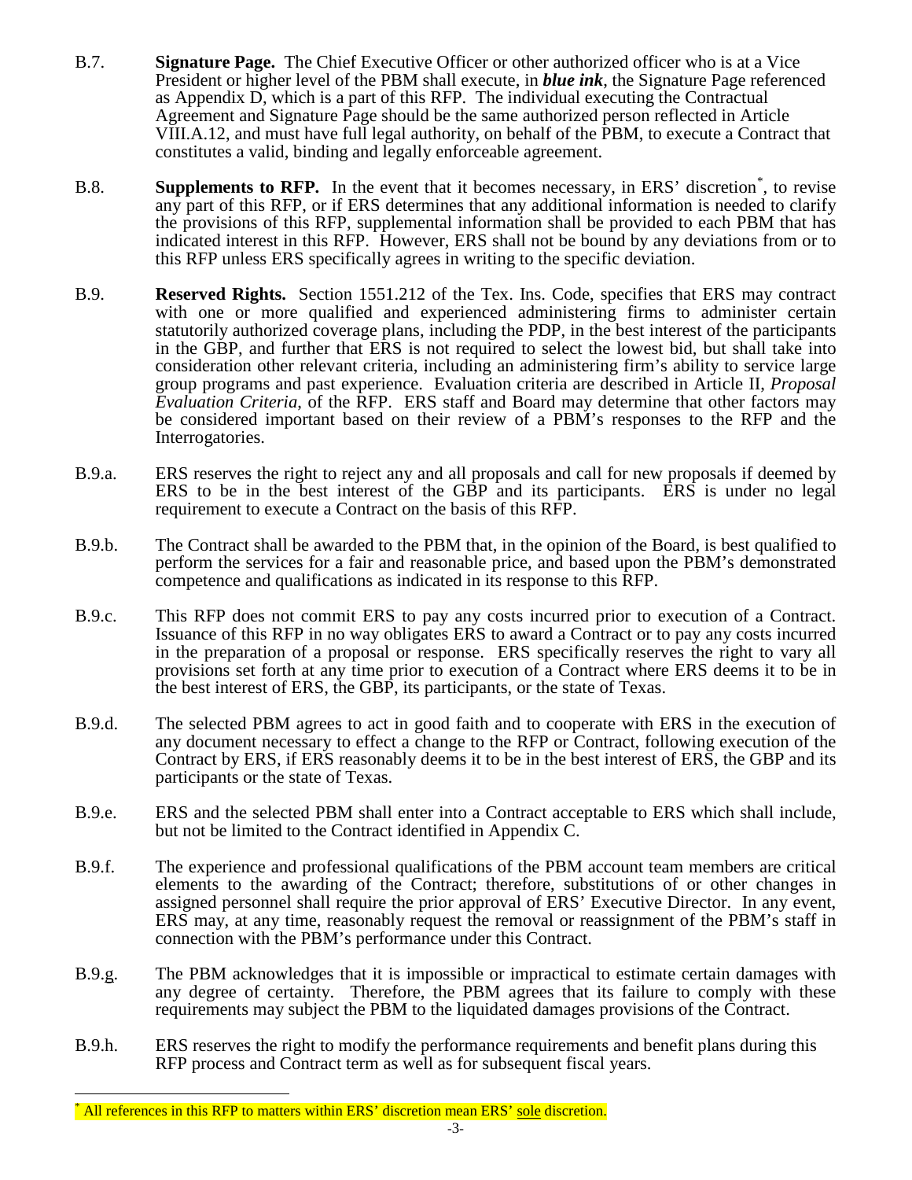B.7. **Signature Page.** The Chief Executive Officer or other authorized officer who is at a Vice President or higher level of the PBM shall execute, in ***blue ink***, the Signature Page referenced as Appendix D, which is a part of this RFP. The individual executing the Contractual Agreement and Signature Page should be the same authorized person reflected in Article VIII.A.12, and must have full legal authority, on behalf of the PBM, to execute a Contract that constitutes a valid, binding and legally enforceable agreement.

B.8. **Supplements to RFP.** In the event that it becomes necessary, in ERS' discretion[*], to revise any part of this RFP, or if ERS determines that any additional information is needed to clarify the provisions of this RFP, supplemental information shall be provided to each PBM that has indicated interest in this RFP. However, ERS shall not be bound by any deviations from or to this RFP unless ERS specifically agrees in writing to the specific deviation.

B.9. **Reserved Rights.** Section 1551.212 of the Tex. Ins. Code, specifies that ERS may contract with one or more qualified and experienced administering firms to administer certain statutorily authorized coverage plans, including the PDP, in the best interest of the participants in the GBP, and further that ERS is not required to select the lowest bid, but shall take into consideration other relevant criteria, including an administering firm's ability to service large group programs and past experience. Evaluation criteria are described in Article II, *Proposal Evaluation Criteria*, of the RFP. ERS staff and Board may determine that other factors may be considered important based on their review of a PBM's responses to the RFP and the Interrogatories.

B.9.a. ERS reserves the right to reject any and all proposals and call for new proposals if deemed by ERS to be in the best interest of the GBP and its participants. ERS is under no legal requirement to execute a Contract on the basis of this RFP.

B.9.b. The Contract shall be awarded to the PBM that, in the opinion of the Board, is best qualified to perform the services for a fair and reasonable price, and based upon the PBM's demonstrated competence and qualifications as indicated in its response to this RFP.

B.9.c. This RFP does not commit ERS to pay any costs incurred prior to execution of a Contract. Issuance of this RFP in no way obligates ERS to award a Contract or to pay any costs incurred in the preparation of a proposal or response. ERS specifically reserves the right to vary all provisions set forth at any time prior to execution of a Contract where ERS deems it to be in the best interest of ERS, the GBP, its participants, or the state of Texas.

B.9.d. The selected PBM agrees to act in good faith and to cooperate with ERS in the execution of any document necessary to effect a change to the RFP or Contract, following execution of the Contract by ERS, if ERS reasonably deems it to be in the best interest of ERS, the GBP and its participants or the state of Texas.

B.9.e. ERS and the selected PBM shall enter into a Contract acceptable to ERS which shall include, but not be limited to the Contract identified in Appendix C.

B.9.f. The experience and professional qualifications of the PBM account team members are critical elements to the awarding of the Contract; therefore, substitutions of or other changes in assigned personnel shall require the prior approval of ERS' Executive Director. In any event, ERS may, at any time, reasonably request the removal or reassignment of the PBM's staff in connection with the PBM's performance under this Contract.

B.9.g. The PBM acknowledges that it is impossible or impractical to estimate certain damages with any degree of certainty. Therefore, the PBM agrees that its failure to comply with these requirements may subject the PBM to the liquidated damages provisions of the Contract.

B.9.h. ERS reserves the right to modify the performance requirements and benefit plans during this RFP process and Contract term as well as for subsequent fiscal years.

---

[*] All references in this RFP to matters within ERS' discretion mean ERS' sole discretion.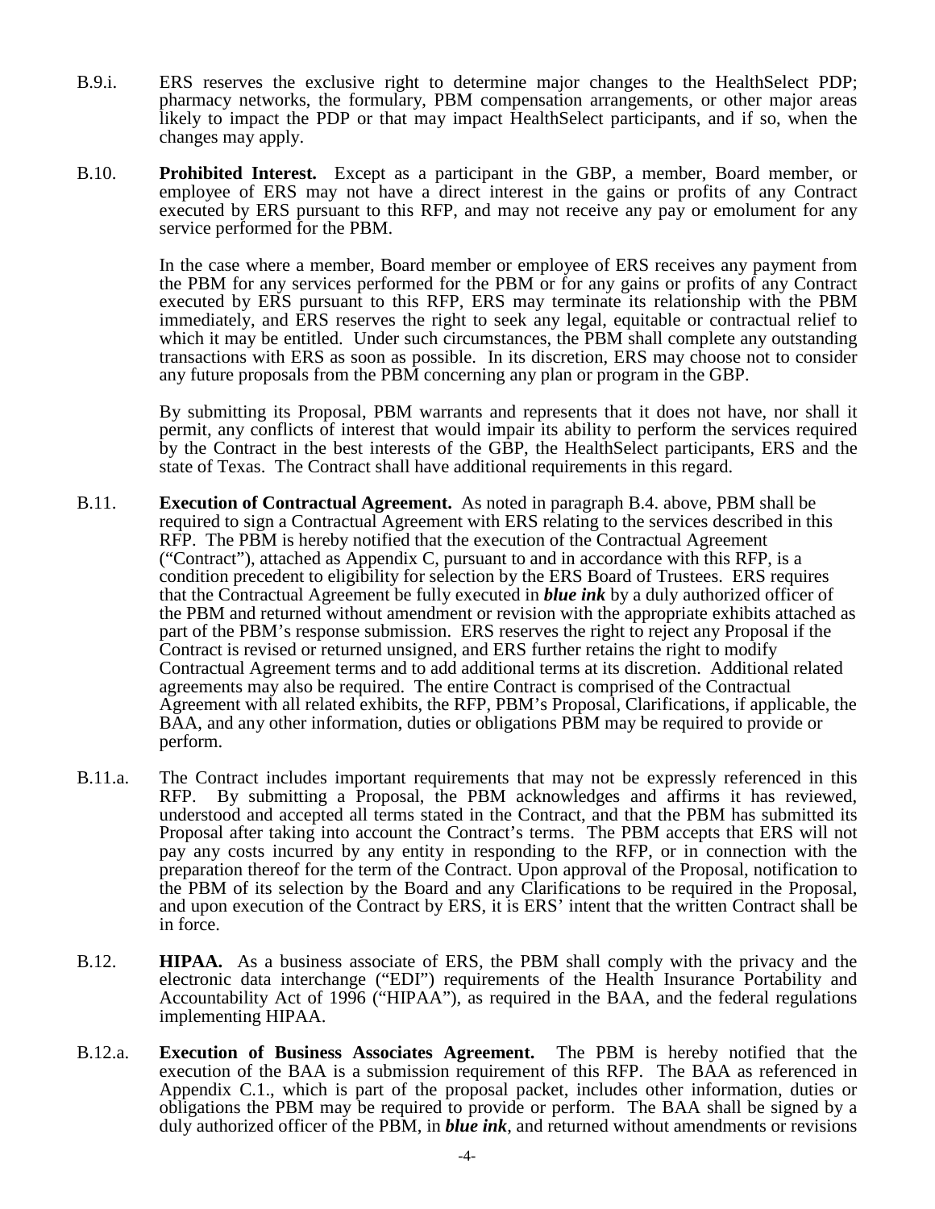B.9.i. ERS reserves the exclusive right to determine major changes to the HealthSelect PDP; pharmacy networks, the formulary, PBM compensation arrangements, or other major areas likely to impact the PDP or that may impact HealthSelect participants, and if so, when the changes may apply.

B.10. **Prohibited Interest.** Except as a participant in the GBP, a member, Board member, or employee of ERS may not have a direct interest in the gains or profits of any Contract executed by ERS pursuant to this RFP, and may not receive any pay or emolument for any service performed for the PBM.

In the case where a member, Board member or employee of ERS receives any payment from the PBM for any services performed for the PBM or for any gains or profits of any Contract executed by ERS pursuant to this RFP, ERS may terminate its relationship with the PBM immediately, and ERS reserves the right to seek any legal, equitable or contractual relief to which it may be entitled. Under such circumstances, the PBM shall complete any outstanding transactions with ERS as soon as possible. In its discretion, ERS may choose not to consider any future proposals from the PBM concerning any plan or program in the GBP.

By submitting its Proposal, PBM warrants and represents that it does not have, nor shall it permit, any conflicts of interest that would impair its ability to perform the services required by the Contract in the best interests of the GBP, the HealthSelect participants, ERS and the state of Texas. The Contract shall have additional requirements in this regard.

B.11. **Execution of Contractual Agreement.** As noted in paragraph B.4. above, PBM shall be required to sign a Contractual Agreement with ERS relating to the services described in this RFP. The PBM is hereby notified that the execution of the Contractual Agreement ("Contract"), attached as Appendix C, pursuant to and in accordance with this RFP, is a condition precedent to eligibility for selection by the ERS Board of Trustees. ERS requires that the Contractual Agreement be fully executed in ***blue ink*** by a duly authorized officer of the PBM and returned without amendment or revision with the appropriate exhibits attached as part of the PBM's response submission. ERS reserves the right to reject any Proposal if the Contract is revised or returned unsigned, and ERS further retains the right to modify Contractual Agreement terms and to add additional terms at its discretion. Additional related agreements may also be required. The entire Contract is comprised of the Contractual Agreement with all related exhibits, the RFP, PBM's Proposal, Clarifications, if applicable, the BAA, and any other information, duties or obligations PBM may be required to provide or perform.

B.11.a. The Contract includes important requirements that may not be expressly referenced in this RFP. By submitting a Proposal, the PBM acknowledges and affirms it has reviewed, understood and accepted all terms stated in the Contract, and that the PBM has submitted its Proposal after taking into account the Contract's terms. The PBM accepts that ERS will not pay any costs incurred by any entity in responding to the RFP, or in connection with the preparation thereof for the term of the Contract. Upon approval of the Proposal, notification to the PBM of its selection by the Board and any Clarifications to be required in the Proposal, and upon execution of the Contract by ERS, it is ERS' intent that the written Contract shall be in force.

B.12. **HIPAA.** As a business associate of ERS, the PBM shall comply with the privacy and the electronic data interchange ("EDI") requirements of the Health Insurance Portability and Accountability Act of 1996 ("HIPAA"), as required in the BAA, and the federal regulations implementing HIPAA.

B.12.a. **Execution of Business Associates Agreement.** The PBM is hereby notified that the execution of the BAA is a submission requirement of this RFP. The BAA as referenced in Appendix C.1., which is part of the proposal packet, includes other information, duties or obligations the PBM may be required to provide or perform. The BAA shall be signed by a duly authorized officer of the PBM, in ***blue ink***, and returned without amendments or revisions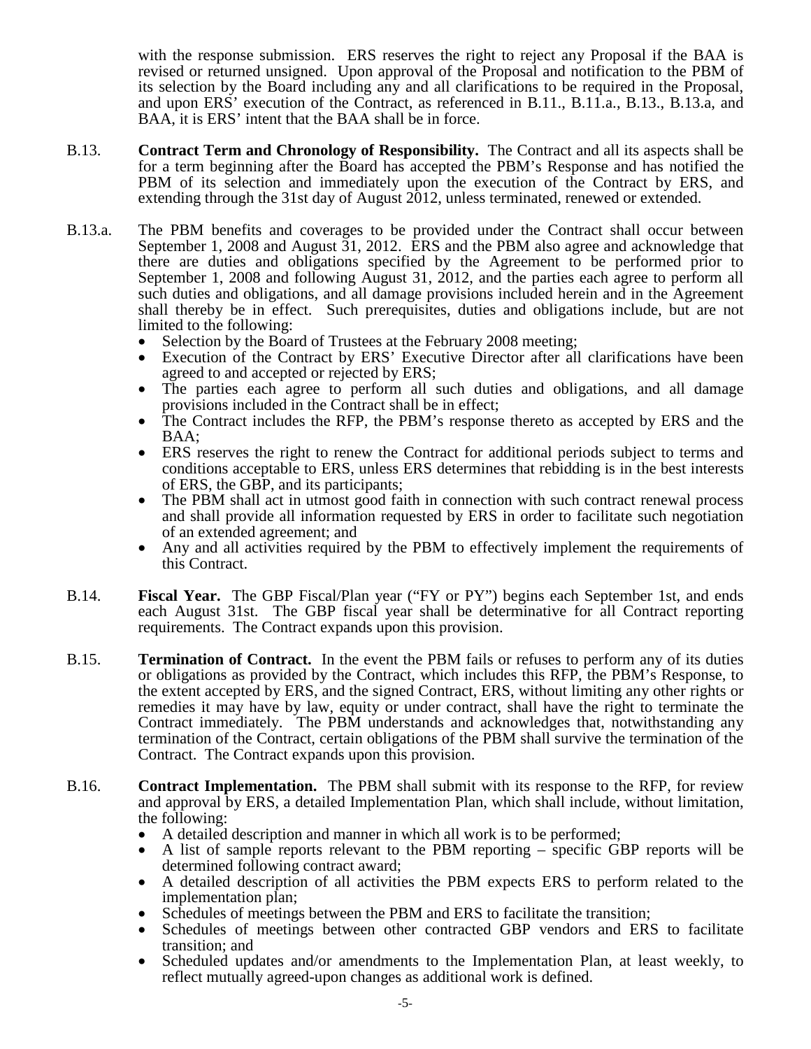with the response submission. ERS reserves the right to reject any Proposal if the BAA is revised or returned unsigned. Upon approval of the Proposal and notification to the PBM of its selection by the Board including any and all clarifications to be required in the Proposal, and upon ERS' execution of the Contract, as referenced in B.11., B.11.a., B.13., B.13.a, and BAA, it is ERS' intent that the BAA shall be in force.

B.13. **Contract Term and Chronology of Responsibility.** The Contract and all its aspects shall be for a term beginning after the Board has accepted the PBM's Response and has notified the PBM of its selection and immediately upon the execution of the Contract by ERS, and extending through the 31st day of August 2012, unless terminated, renewed or extended.

B.13.a. The PBM benefits and coverages to be provided under the Contract shall occur between September 1, 2008 and August 31, 2012. ERS and the PBM also agree and acknowledge that there are duties and obligations specified by the Agreement to be performed prior to September 1, 2008 and following August 31, 2012, and the parties each agree to perform all such duties and obligations, and all damage provisions included herein and in the Agreement shall thereby be in effect. Such prerequisites, duties and obligations include, but are not limited to the following:

- Selection by the Board of Trustees at the February 2008 meeting;
- Execution of the Contract by ERS' Executive Director after all clarifications have been agreed to and accepted or rejected by ERS;
- The parties each agree to perform all such duties and obligations, and all damage provisions included in the Contract shall be in effect;
- The Contract includes the RFP, the PBM's response thereto as accepted by ERS and the BAA;
- ERS reserves the right to renew the Contract for additional periods subject to terms and conditions acceptable to ERS, unless ERS determines that rebidding is in the best interests of ERS, the GBP, and its participants;
- The PBM shall act in utmost good faith in connection with such contract renewal process and shall provide all information requested by ERS in order to facilitate such negotiation of an extended agreement; and
- Any and all activities required by the PBM to effectively implement the requirements of this Contract.

B.14. **Fiscal Year.** The GBP Fiscal/Plan year ("FY or PY") begins each September 1st, and ends each August 31st. The GBP fiscal year shall be determinative for all Contract reporting requirements. The Contract expands upon this provision.

B.15. **Termination of Contract.** In the event the PBM fails or refuses to perform any of its duties or obligations as provided by the Contract, which includes this RFP, the PBM's Response, to the extent accepted by ERS, and the signed Contract, ERS, without limiting any other rights or remedies it may have by law, equity or under contract, shall have the right to terminate the Contract immediately. The PBM understands and acknowledges that, notwithstanding any termination of the Contract, certain obligations of the PBM shall survive the termination of the Contract. The Contract expands upon this provision.

B.16. **Contract Implementation.** The PBM shall submit with its response to the RFP, for review and approval by ERS, a detailed Implementation Plan, which shall include, without limitation, the following:

- A detailed description and manner in which all work is to be performed;
- A list of sample reports relevant to the PBM reporting – specific GBP reports will be determined following contract award;
- A detailed description of all activities the PBM expects ERS to perform related to the implementation plan;
- Schedules of meetings between the PBM and ERS to facilitate the transition;
- Schedules of meetings between other contracted GBP vendors and ERS to facilitate transition; and
- Scheduled updates and/or amendments to the Implementation Plan, at least weekly, to reflect mutually agreed-upon changes as additional work is defined.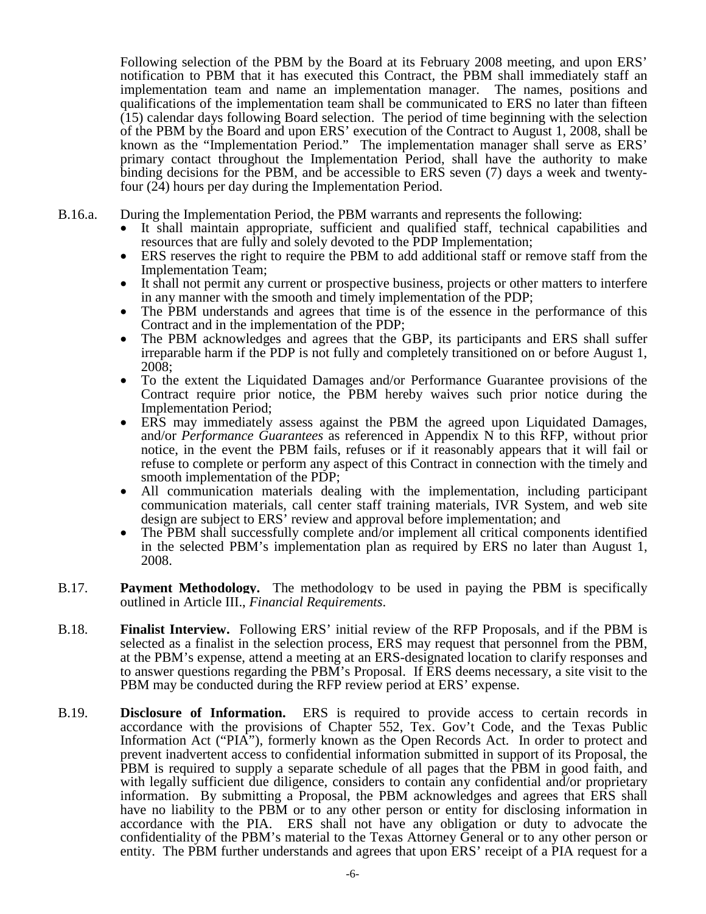Following selection of the PBM by the Board at its February 2008 meeting, and upon ERS' notification to PBM that it has executed this Contract, the PBM shall immediately staff an implementation team and name an implementation manager. The names, positions and qualifications of the implementation team shall be communicated to ERS no later than fifteen (15) calendar days following Board selection. The period of time beginning with the selection of the PBM by the Board and upon ERS' execution of the Contract to August 1, 2008, shall be known as the "Implementation Period." The implementation manager shall serve as ERS' primary contact throughout the Implementation Period, shall have the authority to make binding decisions for the PBM, and be accessible to ERS seven (7) days a week and twenty-four (24) hours per day during the Implementation Period.

B.16.a. During the Implementation Period, the PBM warrants and represents the following:

- It shall maintain appropriate, sufficient and qualified staff, technical capabilities and resources that are fully and solely devoted to the PDP Implementation;
- ERS reserves the right to require the PBM to add additional staff or remove staff from the Implementation Team;
- It shall not permit any current or prospective business, projects or other matters to interfere in any manner with the smooth and timely implementation of the PDP;
- The PBM understands and agrees that time is of the essence in the performance of this Contract and in the implementation of the PDP;
- The PBM acknowledges and agrees that the GBP, its participants and ERS shall suffer irreparable harm if the PDP is not fully and completely transitioned on or before August 1, 2008;
- To the extent the Liquidated Damages and/or Performance Guarantee provisions of the Contract require prior notice, the PBM hereby waives such prior notice during the Implementation Period;
- ERS may immediately assess against the PBM the agreed upon Liquidated Damages, and/or *Performance Guarantees* as referenced in Appendix N to this RFP, without prior notice, in the event the PBM fails, refuses or if it reasonably appears that it will fail or refuse to complete or perform any aspect of this Contract in connection with the timely and smooth implementation of the PDP;
- All communication materials dealing with the implementation, including participant communication materials, call center staff training materials, IVR System, and web site design are subject to ERS' review and approval before implementation; and
- The PBM shall successfully complete and/or implement all critical components identified in the selected PBM's implementation plan as required by ERS no later than August 1, 2008.

B.17. **Payment Methodology.** The methodology to be used in paying the PBM is specifically outlined in Article III., *Financial Requirements*.

B.18. **Finalist Interview.** Following ERS' initial review of the RFP Proposals, and if the PBM is selected as a finalist in the selection process, ERS may request that personnel from the PBM, at the PBM's expense, attend a meeting at an ERS-designated location to clarify responses and to answer questions regarding the PBM's Proposal. If ERS deems necessary, a site visit to the PBM may be conducted during the RFP review period at ERS' expense.

B.19. **Disclosure of Information.** ERS is required to provide access to certain records in accordance with the provisions of Chapter 552, Tex. Gov't Code, and the Texas Public Information Act ("PIA"), formerly known as the Open Records Act. In order to protect and prevent inadvertent access to confidential information submitted in support of its Proposal, the PBM is required to supply a separate schedule of all pages that the PBM in good faith, and with legally sufficient due diligence, considers to contain any confidential and/or proprietary information. By submitting a Proposal, the PBM acknowledges and agrees that ERS shall have no liability to the PBM or to any other person or entity for disclosing information in accordance with the PIA. ERS shall not have any obligation or duty to advocate the confidentiality of the PBM's material to the Texas Attorney General or to any other person or entity. The PBM further understands and agrees that upon ERS' receipt of a PIA request for a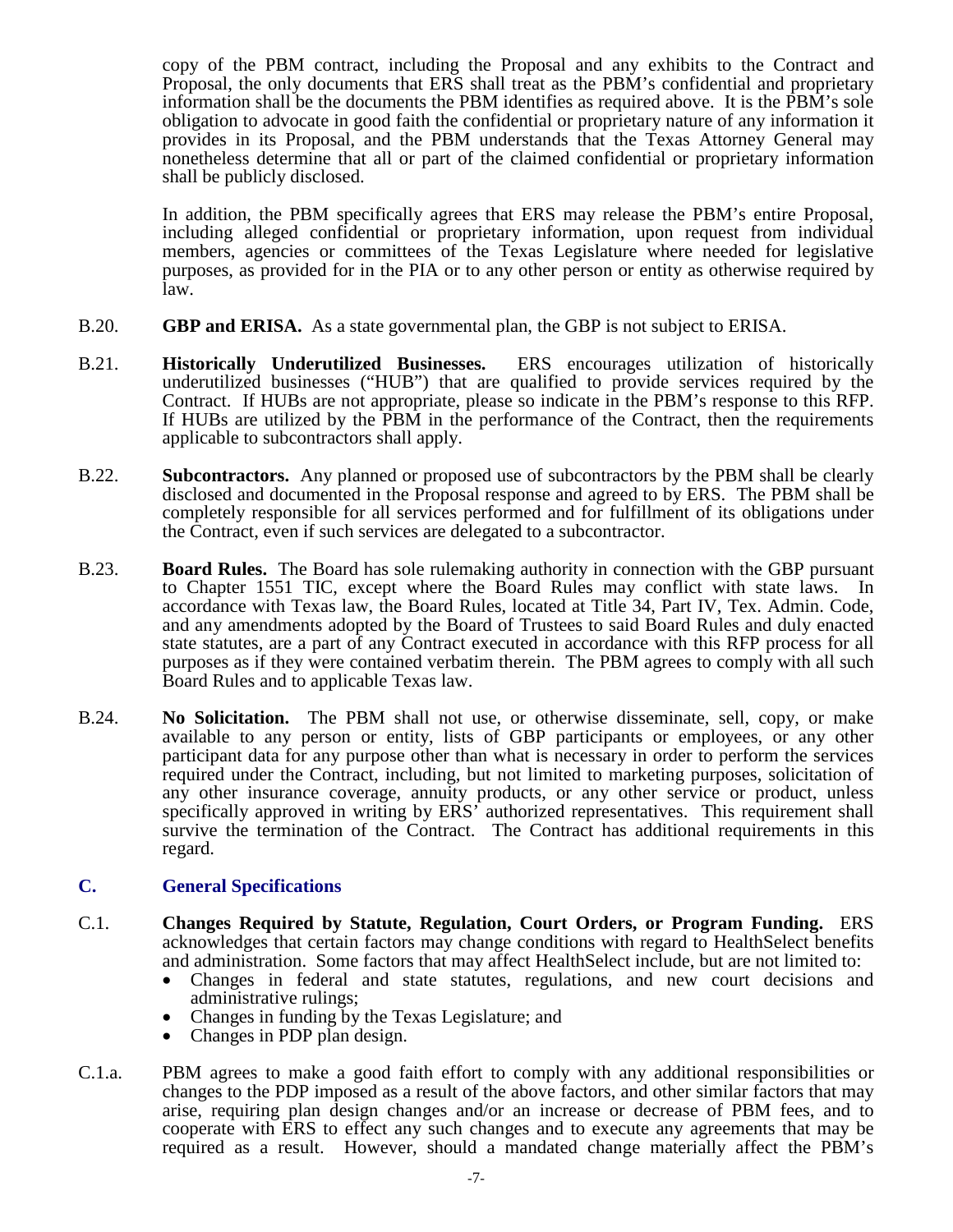copy of the PBM contract, including the Proposal and any exhibits to the Contract and Proposal, the only documents that ERS shall treat as the PBM's confidential and proprietary information shall be the documents the PBM identifies as required above. It is the PBM's sole obligation to advocate in good faith the confidential or proprietary nature of any information it provides in its Proposal, and the PBM understands that the Texas Attorney General may nonetheless determine that all or part of the claimed confidential or proprietary information shall be publicly disclosed.

In addition, the PBM specifically agrees that ERS may release the PBM's entire Proposal, including alleged confidential or proprietary information, upon request from individual members, agencies or committees of the Texas Legislature where needed for legislative purposes, as provided for in the PIA or to any other person or entity as otherwise required by law.

B.20. **GBP and ERISA.** As a state governmental plan, the GBP is not subject to ERISA.

B.21. **Historically Underutilized Businesses.** ERS encourages utilization of historically underutilized businesses ("HUB") that are qualified to provide services required by the Contract. If HUBs are not appropriate, please so indicate in the PBM's response to this RFP. If HUBs are utilized by the PBM in the performance of the Contract, then the requirements applicable to subcontractors shall apply.

B.22. **Subcontractors.** Any planned or proposed use of subcontractors by the PBM shall be clearly disclosed and documented in the Proposal response and agreed to by ERS. The PBM shall be completely responsible for all services performed and for fulfillment of its obligations under the Contract, even if such services are delegated to a subcontractor.

B.23. **Board Rules.** The Board has sole rulemaking authority in connection with the GBP pursuant to Chapter 1551 TIC, except where the Board Rules may conflict with state laws. In accordance with Texas law, the Board Rules, located at Title 34, Part IV, Tex. Admin. Code, and any amendments adopted by the Board of Trustees to said Board Rules and duly enacted state statutes, are a part of any Contract executed in accordance with this RFP process for all purposes as if they were contained verbatim therein. The PBM agrees to comply with all such Board Rules and to applicable Texas law.

B.24. **No Solicitation.** The PBM shall not use, or otherwise disseminate, sell, copy, or make available to any person or entity, lists of GBP participants or employees, or any other participant data for any purpose other than what is necessary in order to perform the services required under the Contract, including, but not limited to marketing purposes, solicitation of any other insurance coverage, annuity products, or any other service or product, unless specifically approved in writing by ERS' authorized representatives. This requirement shall survive the termination of the Contract. The Contract has additional requirements in this regard.

## C. General Specifications

C.1. **Changes Required by Statute, Regulation, Court Orders, or Program Funding.** ERS acknowledges that certain factors may change conditions with regard to HealthSelect benefits and administration. Some factors that may affect HealthSelect include, but are not limited to:

- Changes in federal and state statutes, regulations, and new court decisions and administrative rulings;
- Changes in funding by the Texas Legislature; and
- Changes in PDP plan design.

C.1.a. PBM agrees to make a good faith effort to comply with any additional responsibilities or changes to the PDP imposed as a result of the above factors, and other similar factors that may arise, requiring plan design changes and/or an increase or decrease of PBM fees, and to cooperate with ERS to effect any such changes and to execute any agreements that may be required as a result. However, should a mandated change materially affect the PBM's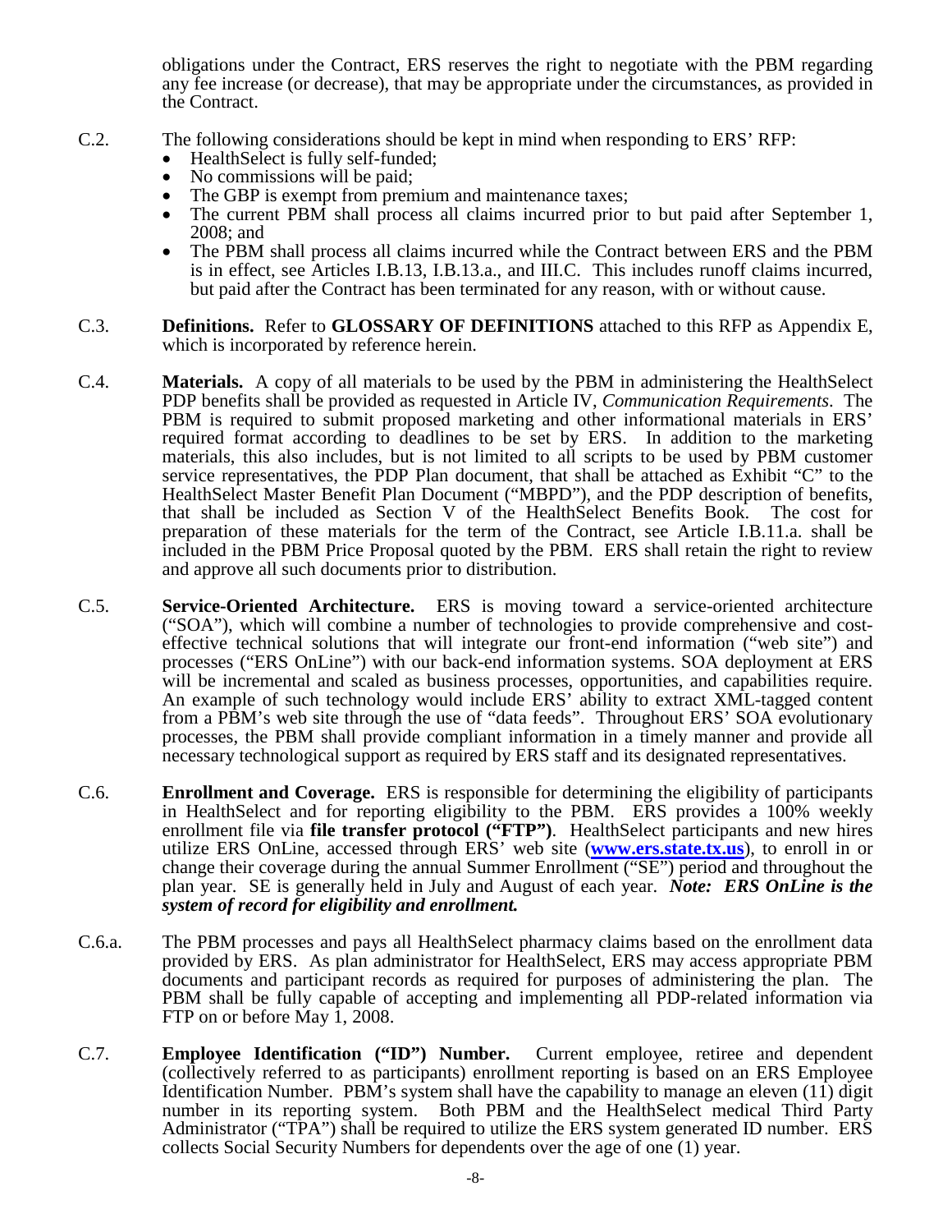obligations under the Contract, ERS reserves the right to negotiate with the PBM regarding any fee increase (or decrease), that may be appropriate under the circumstances, as provided in the Contract.

C.2. The following considerations should be kept in mind when responding to ERS' RFP:

- HealthSelect is fully self-funded;
- No commissions will be paid;
- The GBP is exempt from premium and maintenance taxes;
- The current PBM shall process all claims incurred prior to but paid after September 1, 2008; and
- The PBM shall process all claims incurred while the Contract between ERS and the PBM is in effect, see Articles I.B.13, I.B.13.a., and III.C. This includes runoff claims incurred, but paid after the Contract has been terminated for any reason, with or without cause.

C.3. **Definitions.** Refer to **GLOSSARY OF DEFINITIONS** attached to this RFP as Appendix E, which is incorporated by reference herein.

C.4. **Materials.** A copy of all materials to be used by the PBM in administering the HealthSelect PDP benefits shall be provided as requested in Article IV, *Communication Requirements*. The PBM is required to submit proposed marketing and other informational materials in ERS' required format according to deadlines to be set by ERS. In addition to the marketing materials, this also includes, but is not limited to all scripts to be used by PBM customer service representatives, the PDP Plan document, that shall be attached as Exhibit "C" to the HealthSelect Master Benefit Plan Document ("MBPD"), and the PDP description of benefits, that shall be included as Section V of the HealthSelect Benefits Book. The cost for preparation of these materials for the term of the Contract, see Article I.B.11.a. shall be included in the PBM Price Proposal quoted by the PBM. ERS shall retain the right to review and approve all such documents prior to distribution.

C.5. **Service-Oriented Architecture.** ERS is moving toward a service-oriented architecture ("SOA"), which will combine a number of technologies to provide comprehensive and cost-effective technical solutions that will integrate our front-end information ("web site") and processes ("ERS OnLine") with our back-end information systems. SOA deployment at ERS will be incremental and scaled as business processes, opportunities, and capabilities require. An example of such technology would include ERS' ability to extract XML-tagged content from a PBM's web site through the use of "data feeds". Throughout ERS' SOA evolutionary processes, the PBM shall provide compliant information in a timely manner and provide all necessary technological support as required by ERS staff and its designated representatives.

C.6. **Enrollment and Coverage.** ERS is responsible for determining the eligibility of participants in HealthSelect and for reporting eligibility to the PBM. ERS provides a 100% weekly enrollment file via **file transfer protocol ("FTP")**. HealthSelect participants and new hires utilize ERS OnLine, accessed through ERS' web site (**www.ers.state.tx.us**), to enroll in or change their coverage during the annual Summer Enrollment ("SE") period and throughout the plan year. SE is generally held in July and August of each year. ***Note: ERS OnLine is the system of record for eligibility and enrollment.***

C.6.a. The PBM processes and pays all HealthSelect pharmacy claims based on the enrollment data provided by ERS. As plan administrator for HealthSelect, ERS may access appropriate PBM documents and participant records as required for purposes of administering the plan. The PBM shall be fully capable of accepting and implementing all PDP-related information via FTP on or before May 1, 2008.

C.7. **Employee Identification ("ID") Number.** Current employee, retiree and dependent (collectively referred to as participants) enrollment reporting is based on an ERS Employee Identification Number. PBM's system shall have the capability to manage an eleven (11) digit number in its reporting system. Both PBM and the HealthSelect medical Third Party Administrator ("TPA") shall be required to utilize the ERS system generated ID number. ERS collects Social Security Numbers for dependents over the age of one (1) year.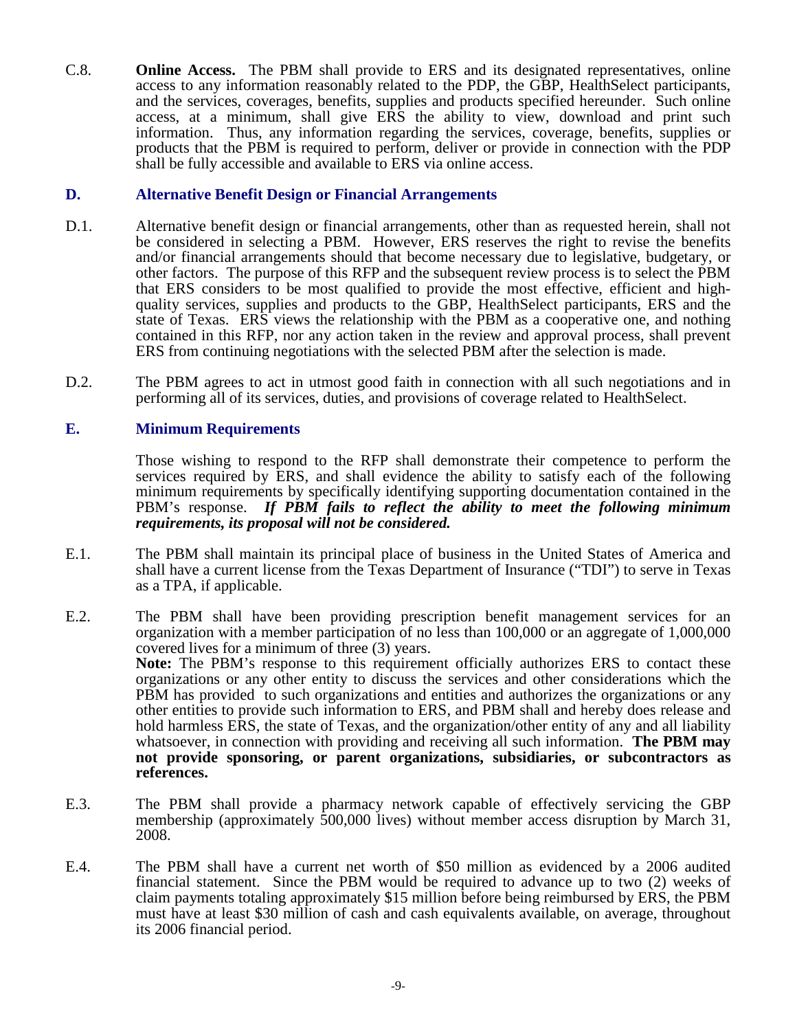C.8. **Online Access.** The PBM shall provide to ERS and its designated representatives, online access to any information reasonably related to the PDP, the GBP, HealthSelect participants, and the services, coverages, benefits, supplies and products specified hereunder. Such online access, at a minimum, shall give ERS the ability to view, download and print such information. Thus, any information regarding the services, coverage, benefits, supplies or products that the PBM is required to perform, deliver or provide in connection with the PDP shall be fully accessible and available to ERS via online access.

## D. Alternative Benefit Design or Financial Arrangements

D.1. Alternative benefit design or financial arrangements, other than as requested herein, shall not be considered in selecting a PBM. However, ERS reserves the right to revise the benefits and/or financial arrangements should that become necessary due to legislative, budgetary, or other factors. The purpose of this RFP and the subsequent review process is to select the PBM that ERS considers to be most qualified to provide the most effective, efficient and high-quality services, supplies and products to the GBP, HealthSelect participants, ERS and the state of Texas. ERS views the relationship with the PBM as a cooperative one, and nothing contained in this RFP, nor any action taken in the review and approval process, shall prevent ERS from continuing negotiations with the selected PBM after the selection is made.

D.2. The PBM agrees to act in utmost good faith in connection with all such negotiations and in performing all of its services, duties, and provisions of coverage related to HealthSelect.

## E. Minimum Requirements

Those wishing to respond to the RFP shall demonstrate their competence to perform the services required by ERS, and shall evidence the ability to satisfy each of the following minimum requirements by specifically identifying supporting documentation contained in the PBM's response. ***If PBM fails to reflect the ability to meet the following minimum requirements, its proposal will not be considered.***

E.1. The PBM shall maintain its principal place of business in the United States of America and shall have a current license from the Texas Department of Insurance ("TDI") to serve in Texas as a TPA, if applicable.

E.2. The PBM shall have been providing prescription benefit management services for an organization with a member participation of no less than 100,000 or an aggregate of 1,000,000 covered lives for a minimum of three (3) years.
**Note:** The PBM's response to this requirement officially authorizes ERS to contact these organizations or any other entity to discuss the services and other considerations which the PBM has provided to such organizations and entities and authorizes the organizations or any other entities to provide such information to ERS, and PBM shall and hereby does release and hold harmless ERS, the state of Texas, and the organization/other entity of any and all liability whatsoever, in connection with providing and receiving all such information. **The PBM may not provide sponsoring, or parent organizations, subsidiaries, or subcontractors as references.**

E.3. The PBM shall provide a pharmacy network capable of effectively servicing the GBP membership (approximately 500,000 lives) without member access disruption by March 31, 2008.

E.4. The PBM shall have a current net worth of \$50 million as evidenced by a 2006 audited financial statement. Since the PBM would be required to advance up to two (2) weeks of claim payments totaling approximately \$15 million before being reimbursed by ERS, the PBM must have at least \$30 million of cash and cash equivalents available, on average, throughout its 2006 financial period.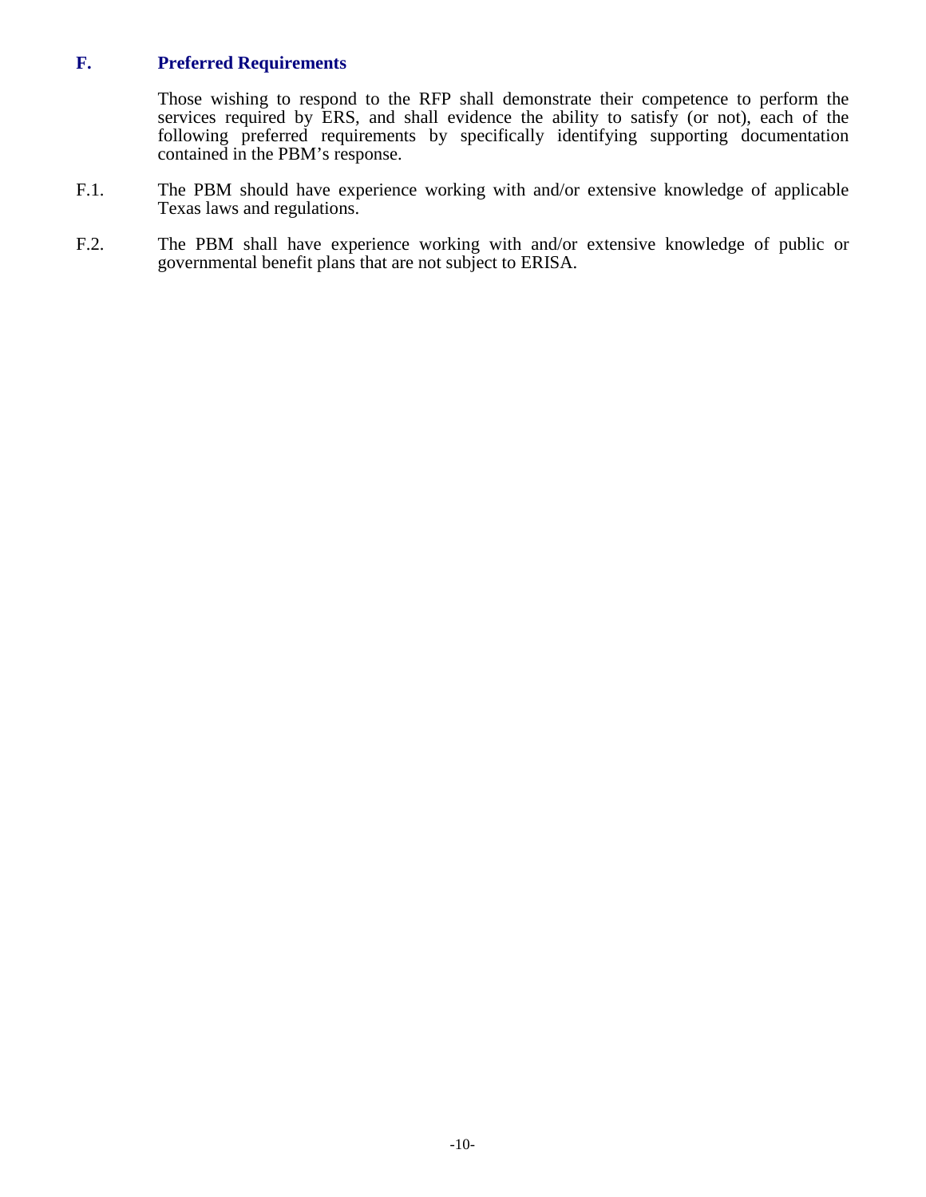## F. Preferred Requirements

Those wishing to respond to the RFP shall demonstrate their competence to perform the services required by ERS, and shall evidence the ability to satisfy (or not), each of the following preferred requirements by specifically identifying supporting documentation contained in the PBM's response.

F.1. The PBM should have experience working with and/or extensive knowledge of applicable Texas laws and regulations.

F.2. The PBM shall have experience working with and/or extensive knowledge of public or governmental benefit plans that are not subject to ERISA.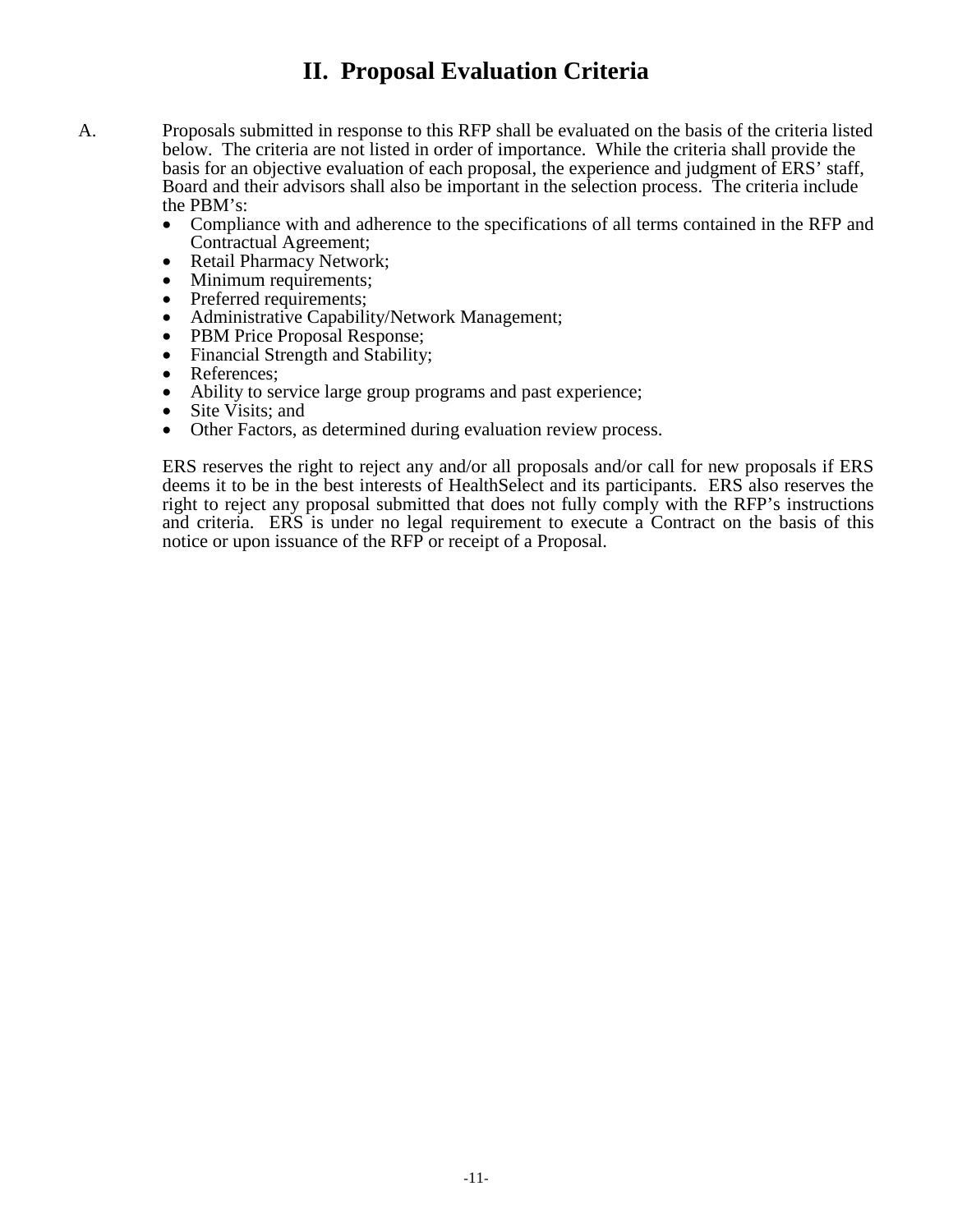# II. Proposal Evaluation Criteria

A. Proposals submitted in response to this RFP shall be evaluated on the basis of the criteria listed below. The criteria are not listed in order of importance. While the criteria shall provide the basis for an objective evaluation of each proposal, the experience and judgment of ERS' staff, Board and their advisors shall also be important in the selection process. The criteria include the PBM's:

- Compliance with and adherence to the specifications of all terms contained in the RFP and Contractual Agreement;
- Retail Pharmacy Network;
- Minimum requirements;
- Preferred requirements;
- Administrative Capability/Network Management;
- PBM Price Proposal Response;
- Financial Strength and Stability;
- References;
- Ability to service large group programs and past experience;
- Site Visits; and
- Other Factors, as determined during evaluation review process.

ERS reserves the right to reject any and/or all proposals and/or call for new proposals if ERS deems it to be in the best interests of HealthSelect and its participants. ERS also reserves the right to reject any proposal submitted that does not fully comply with the RFP's instructions and criteria. ERS is under no legal requirement to execute a Contract on the basis of this notice or upon issuance of the RFP or receipt of a Proposal.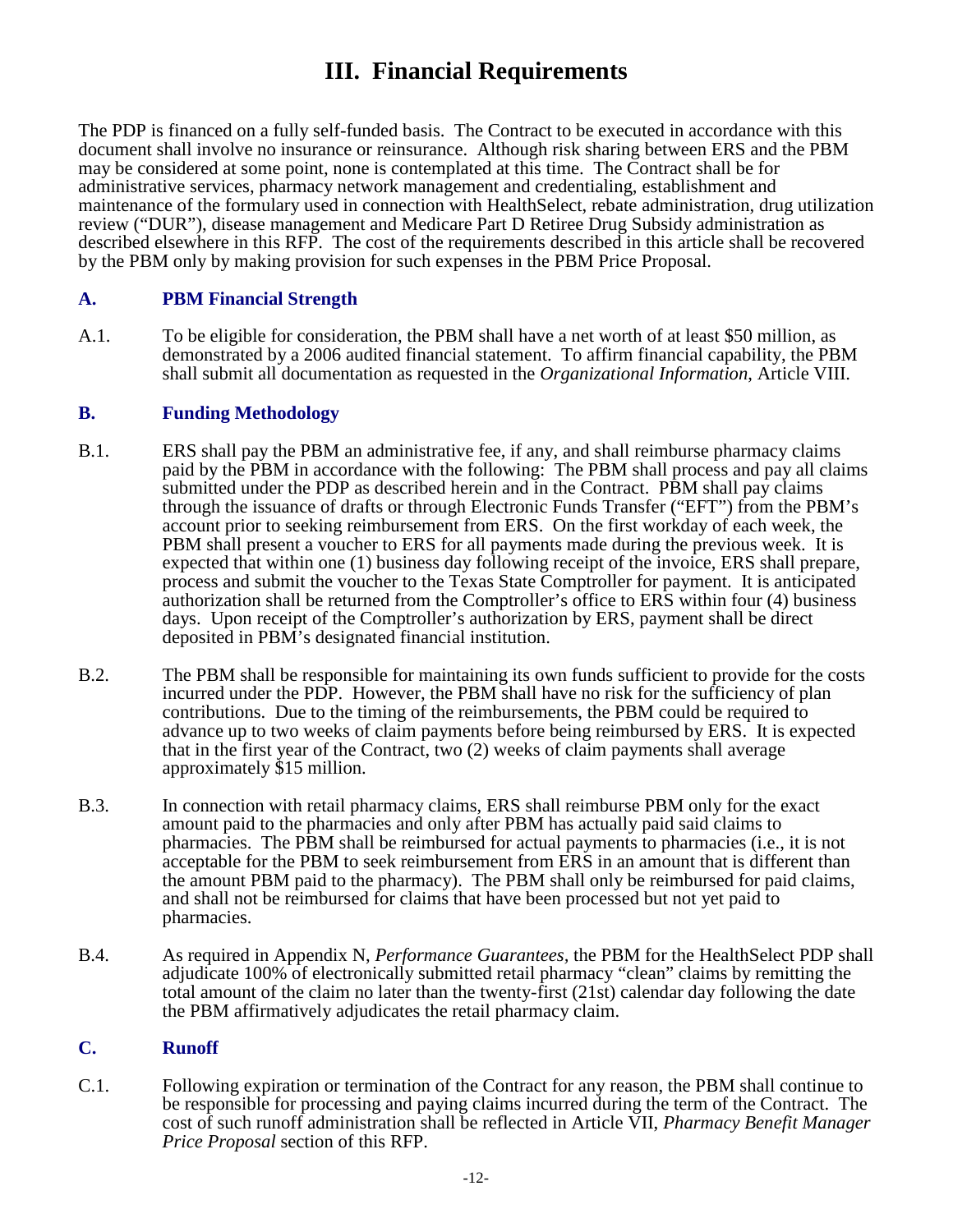# III. Financial Requirements

The PDP is financed on a fully self-funded basis. The Contract to be executed in accordance with this document shall involve no insurance or reinsurance. Although risk sharing between ERS and the PBM may be considered at some point, none is contemplated at this time. The Contract shall be for administrative services, pharmacy network management and credentialing, establishment and maintenance of the formulary used in connection with HealthSelect, rebate administration, drug utilization review ("DUR"), disease management and Medicare Part D Retiree Drug Subsidy administration as described elsewhere in this RFP. The cost of the requirements described in this article shall be recovered by the PBM only by making provision for such expenses in the PBM Price Proposal.

## A. PBM Financial Strength

A.1. To be eligible for consideration, the PBM shall have a net worth of at least $50 million, as demonstrated by a 2006 audited financial statement. To affirm financial capability, the PBM shall submit all documentation as requested in the *Organizational Information*, Article VIII.

## B. Funding Methodology

B.1. ERS shall pay the PBM an administrative fee, if any, and shall reimburse pharmacy claims paid by the PBM in accordance with the following: The PBM shall process and pay all claims submitted under the PDP as described herein and in the Contract. PBM shall pay claims through the issuance of drafts or through Electronic Funds Transfer ("EFT") from the PBM's account prior to seeking reimbursement from ERS. On the first workday of each week, the PBM shall present a voucher to ERS for all payments made during the previous week. It is expected that within one (1) business day following receipt of the invoice, ERS shall prepare, process and submit the voucher to the Texas State Comptroller for payment. It is anticipated authorization shall be returned from the Comptroller's office to ERS within four (4) business days. Upon receipt of the Comptroller's authorization by ERS, payment shall be direct deposited in PBM's designated financial institution.

B.2. The PBM shall be responsible for maintaining its own funds sufficient to provide for the costs incurred under the PDP. However, the PBM shall have no risk for the sufficiency of plan contributions. Due to the timing of the reimbursements, the PBM could be required to advance up to two weeks of claim payments before being reimbursed by ERS. It is expected that in the first year of the Contract, two (2) weeks of claim payments shall average approximately $15 million.

B.3. In connection with retail pharmacy claims, ERS shall reimburse PBM only for the exact amount paid to the pharmacies and only after PBM has actually paid said claims to pharmacies. The PBM shall be reimbursed for actual payments to pharmacies (i.e., it is not acceptable for the PBM to seek reimbursement from ERS in an amount that is different than the amount PBM paid to the pharmacy). The PBM shall only be reimbursed for paid claims, and shall not be reimbursed for claims that have been processed but not yet paid to pharmacies.

B.4. As required in Appendix N, *Performance Guarantees*, the PBM for the HealthSelect PDP shall adjudicate 100% of electronically submitted retail pharmacy "clean" claims by remitting the total amount of the claim no later than the twenty-first (21st) calendar day following the date the PBM affirmatively adjudicates the retail pharmacy claim.

## C. Runoff

C.1. Following expiration or termination of the Contract for any reason, the PBM shall continue to be responsible for processing and paying claims incurred during the term of the Contract. The cost of such runoff administration shall be reflected in Article VII, *Pharmacy Benefit Manager Price Proposal* section of this RFP.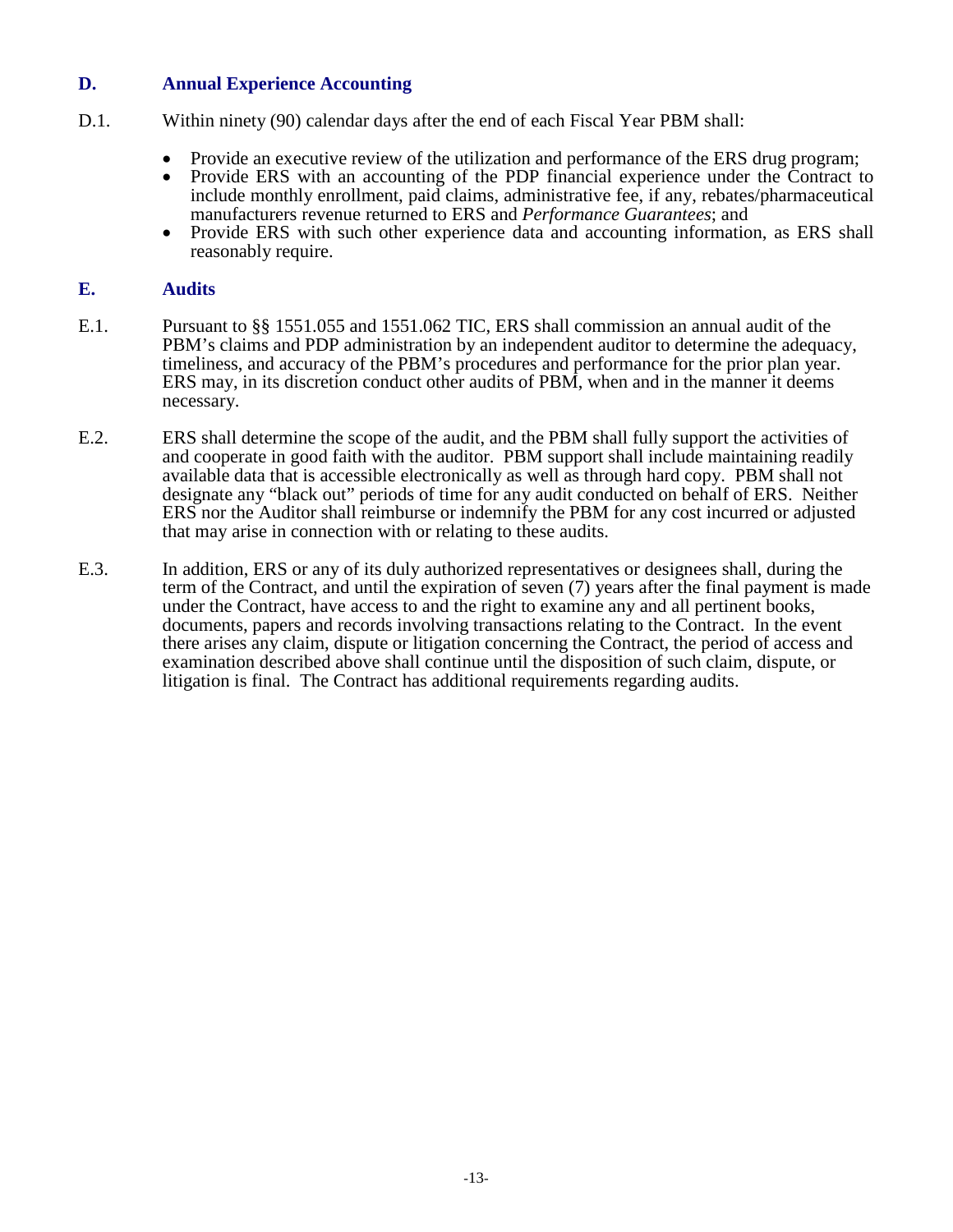### D. Annual Experience Accounting

D.1. Within ninety (90) calendar days after the end of each Fiscal Year PBM shall:

- Provide an executive review of the utilization and performance of the ERS drug program;
- Provide ERS with an accounting of the PDP financial experience under the Contract to include monthly enrollment, paid claims, administrative fee, if any, rebates/pharmaceutical manufacturers revenue returned to ERS and *Performance Guarantees*; and
- Provide ERS with such other experience data and accounting information, as ERS shall reasonably require.

### E. Audits

E.1. Pursuant to §§ 1551.055 and 1551.062 TIC, ERS shall commission an annual audit of the PBM's claims and PDP administration by an independent auditor to determine the adequacy, timeliness, and accuracy of the PBM's procedures and performance for the prior plan year. ERS may, in its discretion conduct other audits of PBM, when and in the manner it deems necessary.

E.2. ERS shall determine the scope of the audit, and the PBM shall fully support the activities of and cooperate in good faith with the auditor. PBM support shall include maintaining readily available data that is accessible electronically as well as through hard copy. PBM shall not designate any "black out" periods of time for any audit conducted on behalf of ERS. Neither ERS nor the Auditor shall reimburse or indemnify the PBM for any cost incurred or adjusted that may arise in connection with or relating to these audits.

E.3. In addition, ERS or any of its duly authorized representatives or designees shall, during the term of the Contract, and until the expiration of seven (7) years after the final payment is made under the Contract, have access to and the right to examine any and all pertinent books, documents, papers and records involving transactions relating to the Contract. In the event there arises any claim, dispute or litigation concerning the Contract, the period of access and examination described above shall continue until the disposition of such claim, dispute, or litigation is final. The Contract has additional requirements regarding audits.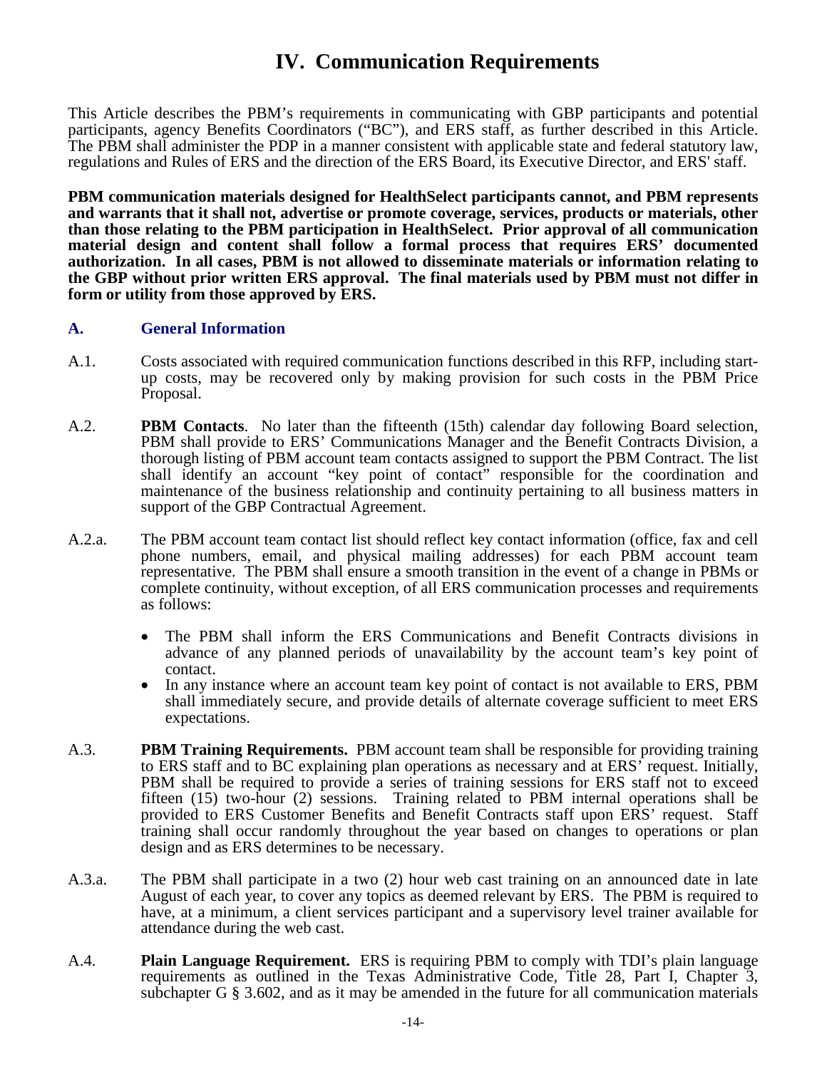# IV. Communication Requirements

This Article describes the PBM's requirements in communicating with GBP participants and potential participants, agency Benefits Coordinators ("BC"), and ERS staff, as further described in this Article. The PBM shall administer the PDP in a manner consistent with applicable state and federal statutory law, regulations and Rules of ERS and the direction of the ERS Board, its Executive Director, and ERS' staff.

**PBM communication materials designed for HealthSelect participants cannot, and PBM represents and warrants that it shall not, advertise or promote coverage, services, products or materials, other than those relating to the PBM participation in HealthSelect. Prior approval of all communication material design and content shall follow a formal process that requires ERS' documented authorization. In all cases, PBM is not allowed to disseminate materials or information relating to the GBP without prior written ERS approval. The final materials used by PBM must not differ in form or utility from those approved by ERS.**

## A. General Information

A.1. Costs associated with required communication functions described in this RFP, including start-up costs, may be recovered only by making provision for such costs in the PBM Price Proposal.

A.2. **PBM Contacts**. No later than the fifteenth (15th) calendar day following Board selection, PBM shall provide to ERS' Communications Manager and the Benefit Contracts Division, a thorough listing of PBM account team contacts assigned to support the PBM Contract. The list shall identify an account "key point of contact" responsible for the coordination and maintenance of the business relationship and continuity pertaining to all business matters in support of the GBP Contractual Agreement.

A.2.a. The PBM account team contact list should reflect key contact information (office, fax and cell phone numbers, email, and physical mailing addresses) for each PBM account team representative. The PBM shall ensure a smooth transition in the event of a change in PBMs or complete continuity, without exception, of all ERS communication processes and requirements as follows:

- The PBM shall inform the ERS Communications and Benefit Contracts divisions in advance of any planned periods of unavailability by the account team's key point of contact.
- In any instance where an account team key point of contact is not available to ERS, PBM shall immediately secure, and provide details of alternate coverage sufficient to meet ERS expectations.

A.3. **PBM Training Requirements.** PBM account team shall be responsible for providing training to ERS staff and to BC explaining plan operations as necessary and at ERS' request. Initially, PBM shall be required to provide a series of training sessions for ERS staff not to exceed fifteen (15) two-hour (2) sessions. Training related to PBM internal operations shall be provided to ERS Customer Benefits and Benefit Contracts staff upon ERS' request. Staff training shall occur randomly throughout the year based on changes to operations or plan design and as ERS determines to be necessary.

A.3.a. The PBM shall participate in a two (2) hour web cast training on an announced date in late August of each year, to cover any topics as deemed relevant by ERS. The PBM is required to have, at a minimum, a client services participant and a supervisory level trainer available for attendance during the web cast.

A.4. **Plain Language Requirement.** ERS is requiring PBM to comply with TDI's plain language requirements as outlined in the Texas Administrative Code, Title 28, Part I, Chapter 3, subchapter G § 3.602, and as it may be amended in the future for all communication materials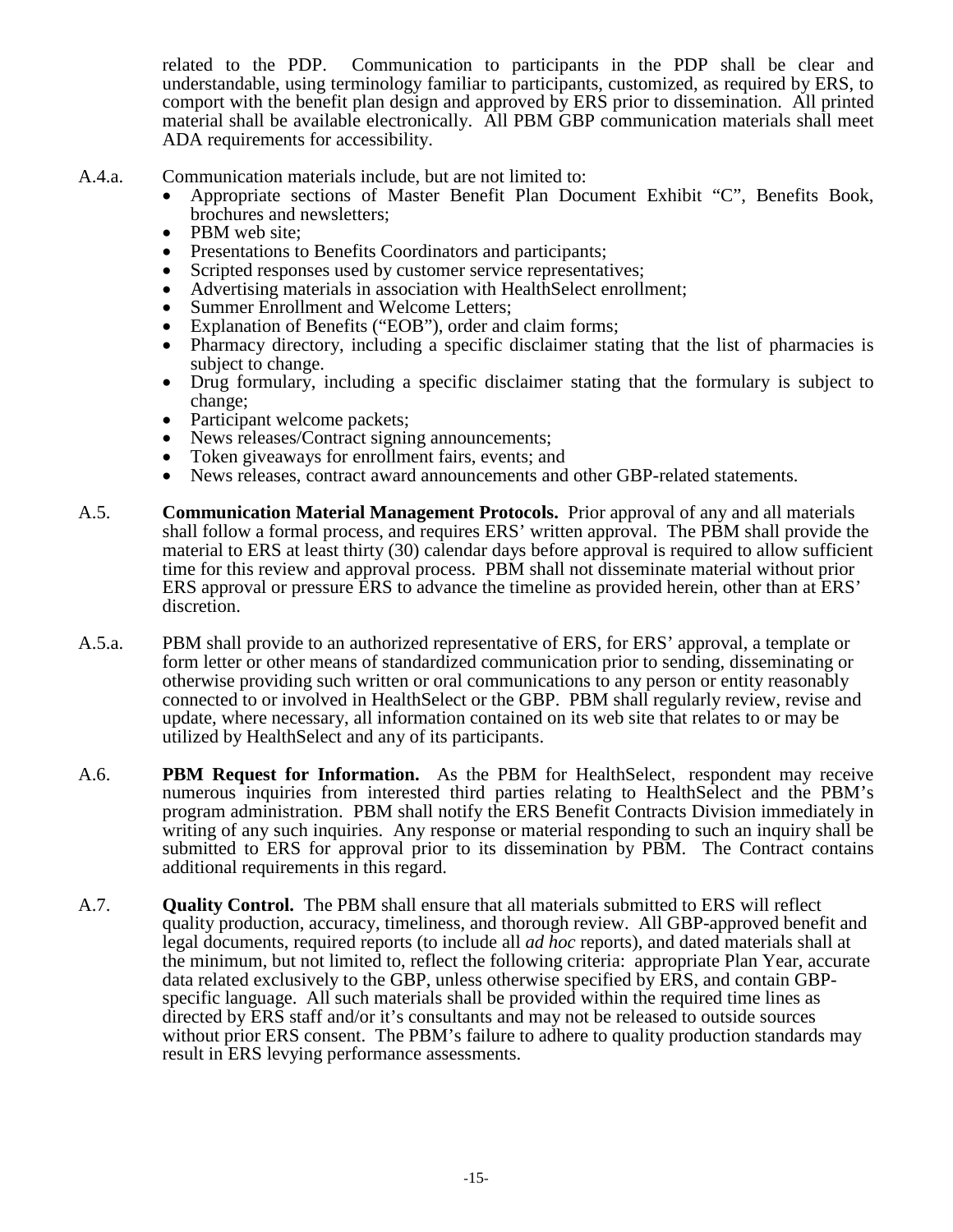related to the PDP. Communication to participants in the PDP shall be clear and understandable, using terminology familiar to participants, customized, as required by ERS, to comport with the benefit plan design and approved by ERS prior to dissemination. All printed material shall be available electronically. All PBM GBP communication materials shall meet ADA requirements for accessibility.

A.4.a. Communication materials include, but are not limited to:

- Appropriate sections of Master Benefit Plan Document Exhibit "C", Benefits Book, brochures and newsletters;
- PBM web site;
- Presentations to Benefits Coordinators and participants;
- Scripted responses used by customer service representatives;
- Advertising materials in association with HealthSelect enrollment;
- Summer Enrollment and Welcome Letters;
- Explanation of Benefits ("EOB"), order and claim forms;
- Pharmacy directory, including a specific disclaimer stating that the list of pharmacies is subject to change.
- Drug formulary, including a specific disclaimer stating that the formulary is subject to change;
- Participant welcome packets;
- News releases/Contract signing announcements;
- Token giveaways for enrollment fairs, events; and
- News releases, contract award announcements and other GBP-related statements.

A.5. **Communication Material Management Protocols.** Prior approval of any and all materials shall follow a formal process, and requires ERS' written approval. The PBM shall provide the material to ERS at least thirty (30) calendar days before approval is required to allow sufficient time for this review and approval process. PBM shall not disseminate material without prior ERS approval or pressure ERS to advance the timeline as provided herein, other than at ERS' discretion.

A.5.a. PBM shall provide to an authorized representative of ERS, for ERS' approval, a template or form letter or other means of standardized communication prior to sending, disseminating or otherwise providing such written or oral communications to any person or entity reasonably connected to or involved in HealthSelect or the GBP. PBM shall regularly review, revise and update, where necessary, all information contained on its web site that relates to or may be utilized by HealthSelect and any of its participants.

A.6. **PBM Request for Information.** As the PBM for HealthSelect, respondent may receive numerous inquiries from interested third parties relating to HealthSelect and the PBM's program administration. PBM shall notify the ERS Benefit Contracts Division immediately in writing of any such inquiries. Any response or material responding to such an inquiry shall be submitted to ERS for approval prior to its dissemination by PBM. The Contract contains additional requirements in this regard.

A.7. **Quality Control.** The PBM shall ensure that all materials submitted to ERS will reflect quality production, accuracy, timeliness, and thorough review. All GBP-approved benefit and legal documents, required reports (to include all *ad hoc* reports), and dated materials shall at the minimum, but not limited to, reflect the following criteria: appropriate Plan Year, accurate data related exclusively to the GBP, unless otherwise specified by ERS, and contain GBP-specific language. All such materials shall be provided within the required time lines as directed by ERS staff and/or it's consultants and may not be released to outside sources without prior ERS consent. The PBM's failure to adhere to quality production standards may result in ERS levying performance assessments.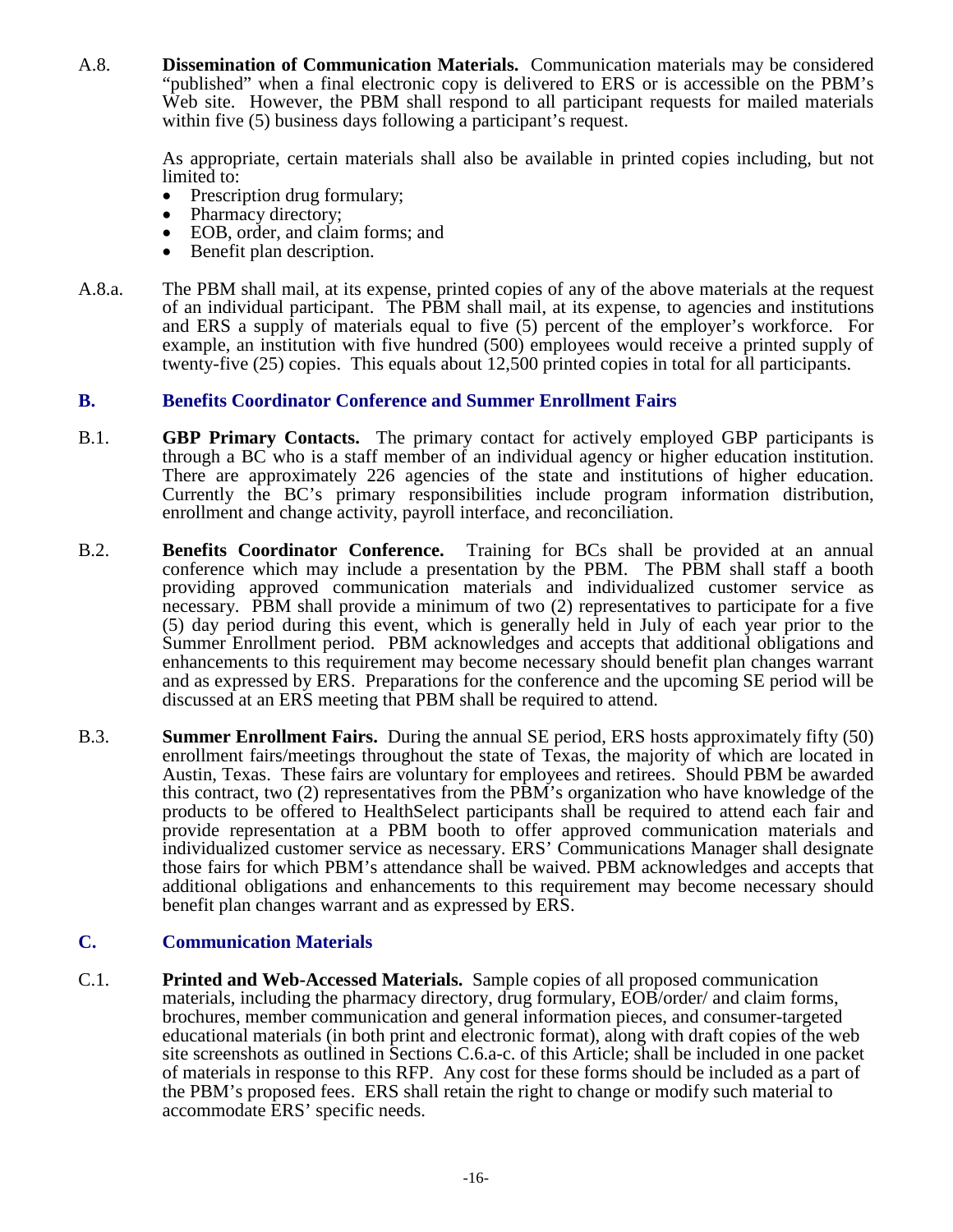A.8. **Dissemination of Communication Materials.** Communication materials may be considered "published" when a final electronic copy is delivered to ERS or is accessible on the PBM's Web site. However, the PBM shall respond to all participant requests for mailed materials within five (5) business days following a participant's request.

As appropriate, certain materials shall also be available in printed copies including, but not limited to:

- Prescription drug formulary;
- Pharmacy directory;
- EOB, order, and claim forms; and
- Benefit plan description.

A.8.a. The PBM shall mail, at its expense, printed copies of any of the above materials at the request of an individual participant. The PBM shall mail, at its expense, to agencies and institutions and ERS a supply of materials equal to five (5) percent of the employer's workforce. For example, an institution with five hundred (500) employees would receive a printed supply of twenty-five (25) copies. This equals about 12,500 printed copies in total for all participants.

## B. Benefits Coordinator Conference and Summer Enrollment Fairs

B.1. **GBP Primary Contacts.** The primary contact for actively employed GBP participants is through a BC who is a staff member of an individual agency or higher education institution. There are approximately 226 agencies of the state and institutions of higher education. Currently the BC's primary responsibilities include program information distribution, enrollment and change activity, payroll interface, and reconciliation.

B.2. **Benefits Coordinator Conference.** Training for BCs shall be provided at an annual conference which may include a presentation by the PBM. The PBM shall staff a booth providing approved communication materials and individualized customer service as necessary. PBM shall provide a minimum of two (2) representatives to participate for a five (5) day period during this event, which is generally held in July of each year prior to the Summer Enrollment period. PBM acknowledges and accepts that additional obligations and enhancements to this requirement may become necessary should benefit plan changes warrant and as expressed by ERS. Preparations for the conference and the upcoming SE period will be discussed at an ERS meeting that PBM shall be required to attend.

B.3. **Summer Enrollment Fairs.** During the annual SE period, ERS hosts approximately fifty (50) enrollment fairs/meetings throughout the state of Texas, the majority of which are located in Austin, Texas. These fairs are voluntary for employees and retirees. Should PBM be awarded this contract, two (2) representatives from the PBM's organization who have knowledge of the products to be offered to HealthSelect participants shall be required to attend each fair and provide representation at a PBM booth to offer approved communication materials and individualized customer service as necessary. ERS' Communications Manager shall designate those fairs for which PBM's attendance shall be waived. PBM acknowledges and accepts that additional obligations and enhancements to this requirement may become necessary should benefit plan changes warrant and as expressed by ERS.

## C. Communication Materials

C.1. **Printed and Web-Accessed Materials.** Sample copies of all proposed communication materials, including the pharmacy directory, drug formulary, EOB/order/ and claim forms, brochures, member communication and general information pieces, and consumer-targeted educational materials (in both print and electronic format), along with draft copies of the web site screenshots as outlined in Sections C.6.a-c. of this Article; shall be included in one packet of materials in response to this RFP. Any cost for these forms should be included as a part of the PBM's proposed fees. ERS shall retain the right to change or modify such material to accommodate ERS' specific needs.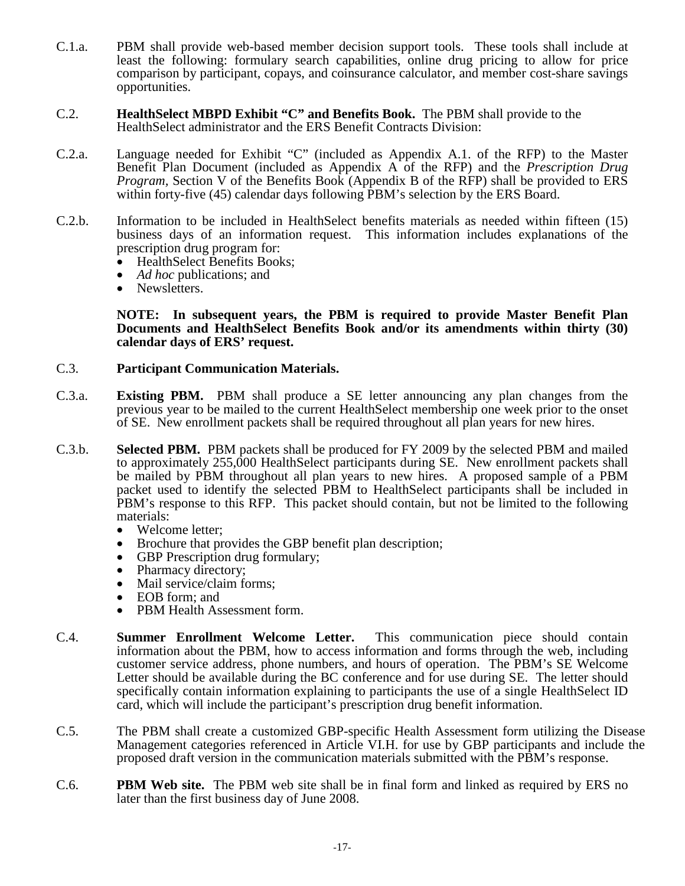C.1.a. PBM shall provide web-based member decision support tools. These tools shall include at least the following: formulary search capabilities, online drug pricing to allow for price comparison by participant, copays, and coinsurance calculator, and member cost-share savings opportunities.

C.2. **HealthSelect MBPD Exhibit "C" and Benefits Book.** The PBM shall provide to the HealthSelect administrator and the ERS Benefit Contracts Division:

C.2.a. Language needed for Exhibit "C" (included as Appendix A.1. of the RFP) to the Master Benefit Plan Document (included as Appendix A of the RFP) and the *Prescription Drug Program*, Section V of the Benefits Book (Appendix B of the RFP) shall be provided to ERS within forty-five (45) calendar days following PBM's selection by the ERS Board.

C.2.b. Information to be included in HealthSelect benefits materials as needed within fifteen (15) business days of an information request. This information includes explanations of the prescription drug program for:

- HealthSelect Benefits Books;
- *Ad hoc* publications; and
- Newsletters.

**NOTE: In subsequent years, the PBM is required to provide Master Benefit Plan Documents and HealthSelect Benefits Book and/or its amendments within thirty (30) calendar days of ERS' request.**

C.3. **Participant Communication Materials.**

C.3.a. **Existing PBM.** PBM shall produce a SE letter announcing any plan changes from the previous year to be mailed to the current HealthSelect membership one week prior to the onset of SE. New enrollment packets shall be required throughout all plan years for new hires.

C.3.b. **Selected PBM.** PBM packets shall be produced for FY 2009 by the selected PBM and mailed to approximately 255,000 HealthSelect participants during SE. New enrollment packets shall be mailed by PBM throughout all plan years to new hires. A proposed sample of a PBM packet used to identify the selected PBM to HealthSelect participants shall be included in PBM's response to this RFP. This packet should contain, but not be limited to the following materials:

- Welcome letter;
- Brochure that provides the GBP benefit plan description;
- GBP Prescription drug formulary;
- Pharmacy directory;
- Mail service/claim forms;
- EOB form; and
- PBM Health Assessment form.

C.4. **Summer Enrollment Welcome Letter.** This communication piece should contain information about the PBM, how to access information and forms through the web, including customer service address, phone numbers, and hours of operation. The PBM's SE Welcome Letter should be available during the BC conference and for use during SE. The letter should specifically contain information explaining to participants the use of a single HealthSelect ID card, which will include the participant's prescription drug benefit information.

C.5. The PBM shall create a customized GBP-specific Health Assessment form utilizing the Disease Management categories referenced in Article VI.H. for use by GBP participants and include the proposed draft version in the communication materials submitted with the PBM's response.

C.6. **PBM Web site.** The PBM web site shall be in final form and linked as required by ERS no later than the first business day of June 2008.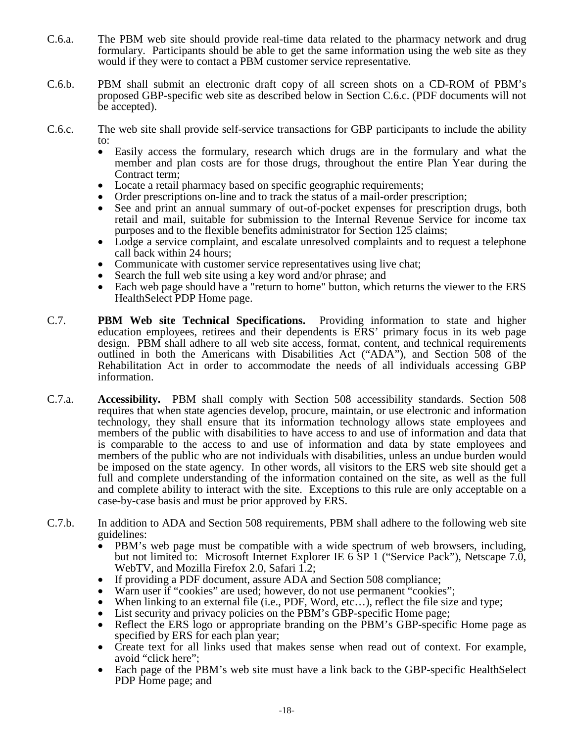C.6.a. The PBM web site should provide real-time data related to the pharmacy network and drug formulary. Participants should be able to get the same information using the web site as they would if they were to contact a PBM customer service representative.

C.6.b. PBM shall submit an electronic draft copy of all screen shots on a CD-ROM of PBM's proposed GBP-specific web site as described below in Section C.6.c. (PDF documents will not be accepted).

C.6.c. The web site shall provide self-service transactions for GBP participants to include the ability to:

- Easily access the formulary, research which drugs are in the formulary and what the member and plan costs are for those drugs, throughout the entire Plan Year during the Contract term;
- Locate a retail pharmacy based on specific geographic requirements;
- Order prescriptions on-line and to track the status of a mail-order prescription;
- See and print an annual summary of out-of-pocket expenses for prescription drugs, both retail and mail, suitable for submission to the Internal Revenue Service for income tax purposes and to the flexible benefits administrator for Section 125 claims;
- Lodge a service complaint, and escalate unresolved complaints and to request a telephone call back within 24 hours;
- Communicate with customer service representatives using live chat;
- Search the full web site using a key word and/or phrase; and
- Each web page should have a "return to home" button, which returns the viewer to the ERS HealthSelect PDP Home page.

C.7. **PBM Web site Technical Specifications.** Providing information to state and higher education employees, retirees and their dependents is ERS' primary focus in its web page design. PBM shall adhere to all web site access, format, content, and technical requirements outlined in both the Americans with Disabilities Act ("ADA"), and Section 508 of the Rehabilitation Act in order to accommodate the needs of all individuals accessing GBP information.

C.7.a. **Accessibility.** PBM shall comply with Section 508 accessibility standards. Section 508 requires that when state agencies develop, procure, maintain, or use electronic and information technology, they shall ensure that its information technology allows state employees and members of the public with disabilities to have access to and use of information and data that is comparable to the access to and use of information and data by state employees and members of the public who are not individuals with disabilities, unless an undue burden would be imposed on the state agency. In other words, all visitors to the ERS web site should get a full and complete understanding of the information contained on the site, as well as the full and complete ability to interact with the site. Exceptions to this rule are only acceptable on a case-by-case basis and must be prior approved by ERS.

C.7.b. In addition to ADA and Section 508 requirements, PBM shall adhere to the following web site guidelines:

- PBM's web page must be compatible with a wide spectrum of web browsers, including, but not limited to: Microsoft Internet Explorer IE 6 SP 1 ("Service Pack"), Netscape 7.0, WebTV, and Mozilla Firefox 2.0, Safari 1.2;
- If providing a PDF document, assure ADA and Section 508 compliance;
- Warn user if "cookies" are used; however, do not use permanent "cookies";
- When linking to an external file (i.e., PDF, Word, etc…), reflect the file size and type;
- List security and privacy policies on the PBM's GBP-specific Home page;
- Reflect the ERS logo or appropriate branding on the PBM's GBP-specific Home page as specified by ERS for each plan year;
- Create text for all links used that makes sense when read out of context. For example, avoid "click here";
- Each page of the PBM's web site must have a link back to the GBP-specific HealthSelect PDP Home page; and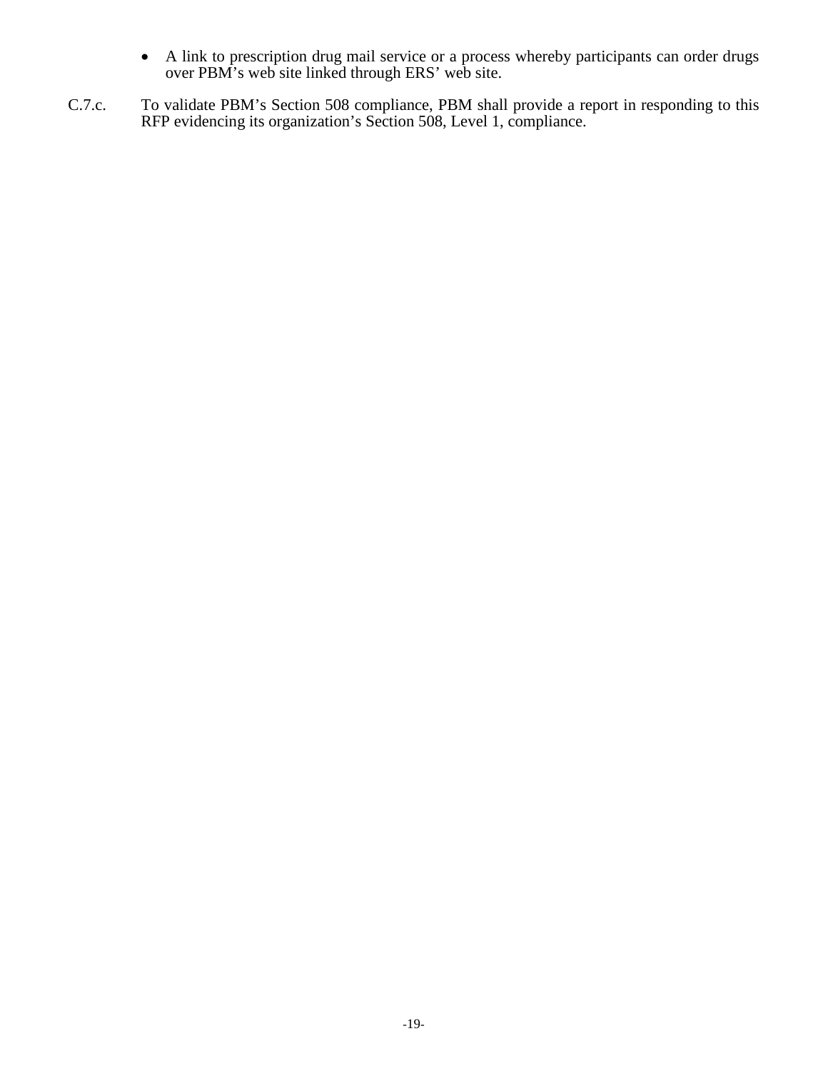- A link to prescription drug mail service or a process whereby participants can order drugs over PBM's web site linked through ERS' web site.

C.7.c. To validate PBM's Section 508 compliance, PBM shall provide a report in responding to this RFP evidencing its organization's Section 508, Level 1, compliance.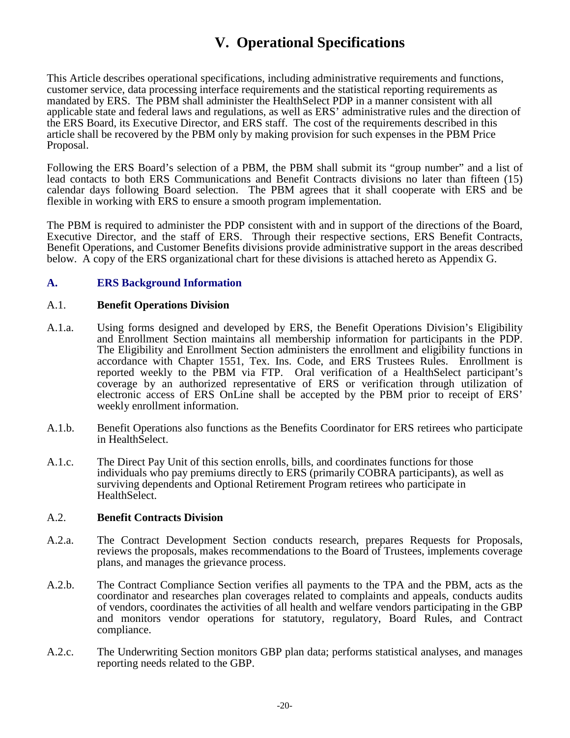# V. Operational Specifications

This Article describes operational specifications, including administrative requirements and functions, customer service, data processing interface requirements and the statistical reporting requirements as mandated by ERS. The PBM shall administer the HealthSelect PDP in a manner consistent with all applicable state and federal laws and regulations, as well as ERS' administrative rules and the direction of the ERS Board, its Executive Director, and ERS staff. The cost of the requirements described in this article shall be recovered by the PBM only by making provision for such expenses in the PBM Price Proposal.

Following the ERS Board's selection of a PBM, the PBM shall submit its "group number" and a list of lead contacts to both ERS Communications and Benefit Contracts divisions no later than fifteen (15) calendar days following Board selection. The PBM agrees that it shall cooperate with ERS and be flexible in working with ERS to ensure a smooth program implementation.

The PBM is required to administer the PDP consistent with and in support of the directions of the Board, Executive Director, and the staff of ERS. Through their respective sections, ERS Benefit Contracts, Benefit Operations, and Customer Benefits divisions provide administrative support in the areas described below. A copy of the ERS organizational chart for these divisions is attached hereto as Appendix G.

## A. ERS Background Information

### A.1. Benefit Operations Division

A.1.a. Using forms designed and developed by ERS, the Benefit Operations Division's Eligibility and Enrollment Section maintains all membership information for participants in the PDP. The Eligibility and Enrollment Section administers the enrollment and eligibility functions in accordance with Chapter 1551, Tex. Ins. Code, and ERS Trustees Rules. Enrollment is reported weekly to the PBM via FTP. Oral verification of a HealthSelect participant's coverage by an authorized representative of ERS or verification through utilization of electronic access of ERS OnLine shall be accepted by the PBM prior to receipt of ERS' weekly enrollment information.

A.1.b. Benefit Operations also functions as the Benefits Coordinator for ERS retirees who participate in HealthSelect.

A.1.c. The Direct Pay Unit of this section enrolls, bills, and coordinates functions for those individuals who pay premiums directly to ERS (primarily COBRA participants), as well as surviving dependents and Optional Retirement Program retirees who participate in HealthSelect.

### A.2. Benefit Contracts Division

A.2.a. The Contract Development Section conducts research, prepares Requests for Proposals, reviews the proposals, makes recommendations to the Board of Trustees, implements coverage plans, and manages the grievance process.

A.2.b. The Contract Compliance Section verifies all payments to the TPA and the PBM, acts as the coordinator and researches plan coverages related to complaints and appeals, conducts audits of vendors, coordinates the activities of all health and welfare vendors participating in the GBP and monitors vendor operations for statutory, regulatory, Board Rules, and Contract compliance.

A.2.c. The Underwriting Section monitors GBP plan data; performs statistical analyses, and manages reporting needs related to the GBP.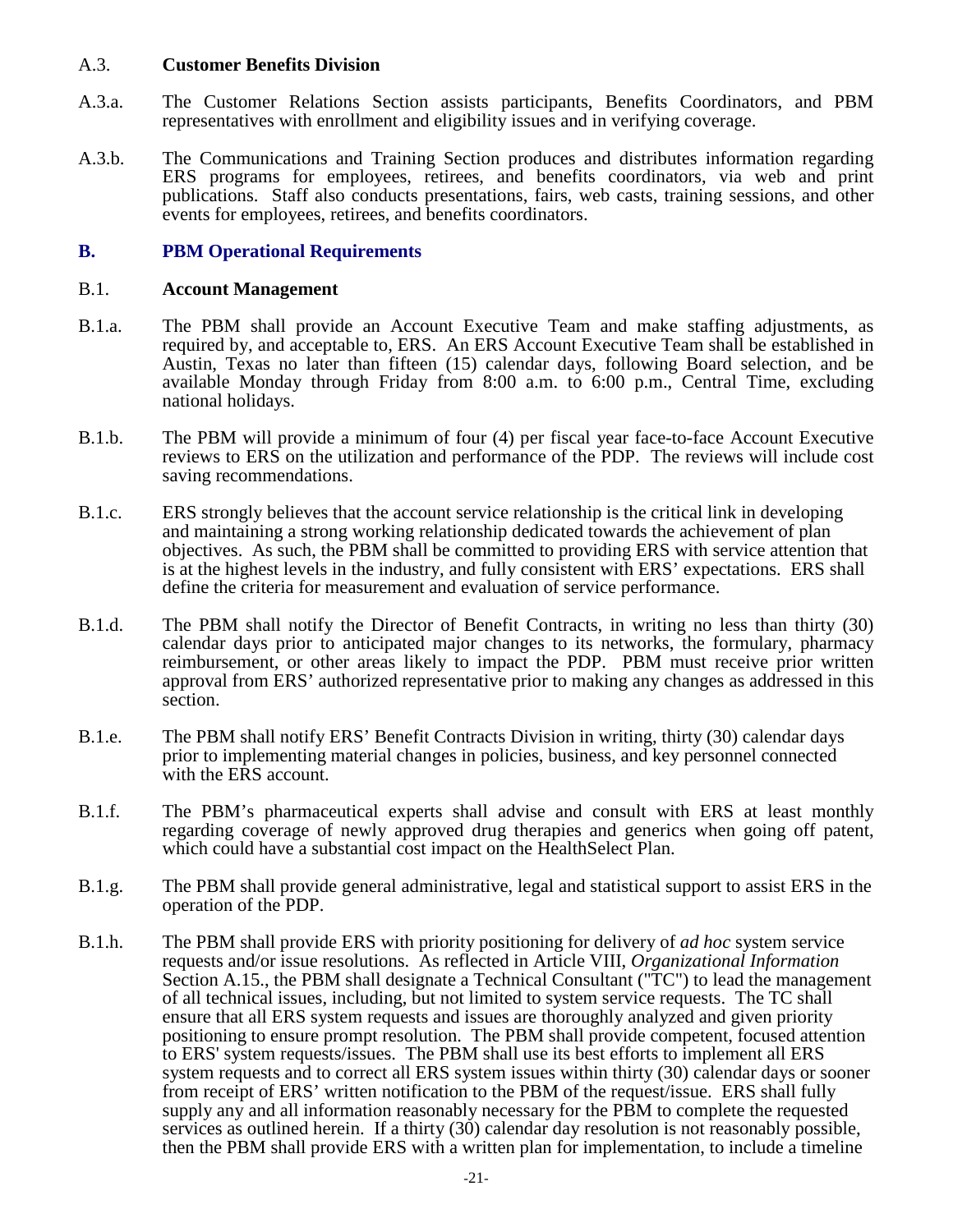A.3. **Customer Benefits Division**

A.3.a. The Customer Relations Section assists participants, Benefits Coordinators, and PBM representatives with enrollment and eligibility issues and in verifying coverage.

A.3.b. The Communications and Training Section produces and distributes information regarding ERS programs for employees, retirees, and benefits coordinators, via web and print publications. Staff also conducts presentations, fairs, web casts, training sessions, and other events for employees, retirees, and benefits coordinators.

## B. PBM Operational Requirements

B.1. **Account Management**

B.1.a. The PBM shall provide an Account Executive Team and make staffing adjustments, as required by, and acceptable to, ERS. An ERS Account Executive Team shall be established in Austin, Texas no later than fifteen (15) calendar days, following Board selection, and be available Monday through Friday from 8:00 a.m. to 6:00 p.m., Central Time, excluding national holidays.

B.1.b. The PBM will provide a minimum of four (4) per fiscal year face-to-face Account Executive reviews to ERS on the utilization and performance of the PDP. The reviews will include cost saving recommendations.

B.1.c. ERS strongly believes that the account service relationship is the critical link in developing and maintaining a strong working relationship dedicated towards the achievement of plan objectives. As such, the PBM shall be committed to providing ERS with service attention that is at the highest levels in the industry, and fully consistent with ERS' expectations. ERS shall define the criteria for measurement and evaluation of service performance.

B.1.d. The PBM shall notify the Director of Benefit Contracts, in writing no less than thirty (30) calendar days prior to anticipated major changes to its networks, the formulary, pharmacy reimbursement, or other areas likely to impact the PDP. PBM must receive prior written approval from ERS' authorized representative prior to making any changes as addressed in this section.

B.1.e. The PBM shall notify ERS' Benefit Contracts Division in writing, thirty (30) calendar days prior to implementing material changes in policies, business, and key personnel connected with the ERS account.

B.1.f. The PBM's pharmaceutical experts shall advise and consult with ERS at least monthly regarding coverage of newly approved drug therapies and generics when going off patent, which could have a substantial cost impact on the HealthSelect Plan.

B.1.g. The PBM shall provide general administrative, legal and statistical support to assist ERS in the operation of the PDP.

B.1.h. The PBM shall provide ERS with priority positioning for delivery of *ad hoc* system service requests and/or issue resolutions. As reflected in Article VIII, *Organizational Information* Section A.15., the PBM shall designate a Technical Consultant ("TC") to lead the management of all technical issues, including, but not limited to system service requests. The TC shall ensure that all ERS system requests and issues are thoroughly analyzed and given priority positioning to ensure prompt resolution. The PBM shall provide competent, focused attention to ERS' system requests/issues. The PBM shall use its best efforts to implement all ERS system requests and to correct all ERS system issues within thirty (30) calendar days or sooner from receipt of ERS' written notification to the PBM of the request/issue. ERS shall fully supply any and all information reasonably necessary for the PBM to complete the requested services as outlined herein. If a thirty (30) calendar day resolution is not reasonably possible, then the PBM shall provide ERS with a written plan for implementation, to include a timeline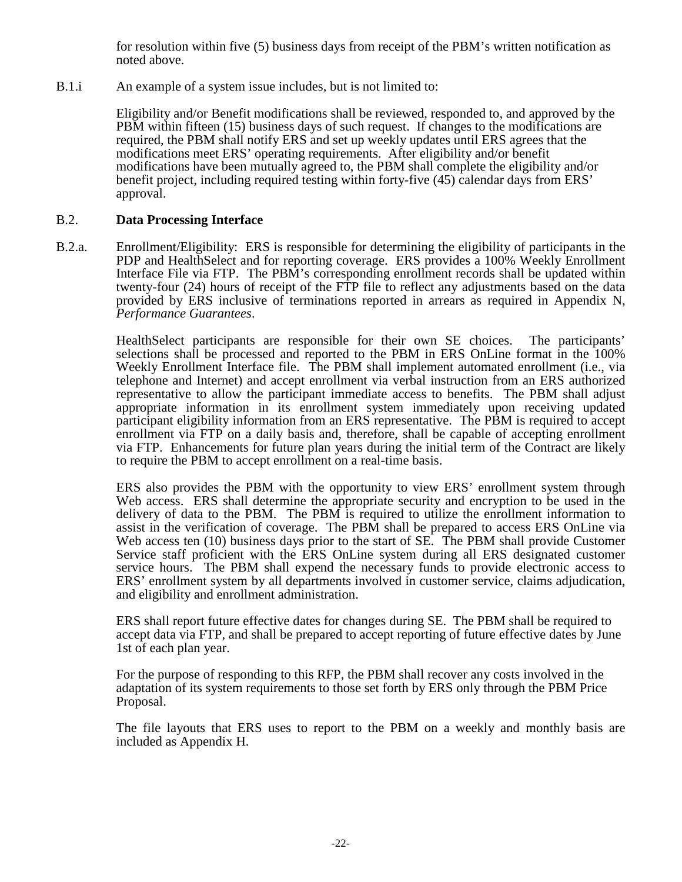for resolution within five (5) business days from receipt of the PBM's written notification as noted above.

B.1.i An example of a system issue includes, but is not limited to:

Eligibility and/or Benefit modifications shall be reviewed, responded to, and approved by the PBM within fifteen (15) business days of such request. If changes to the modifications are required, the PBM shall notify ERS and set up weekly updates until ERS agrees that the modifications meet ERS' operating requirements. After eligibility and/or benefit modifications have been mutually agreed to, the PBM shall complete the eligibility and/or benefit project, including required testing within forty-five (45) calendar days from ERS' approval.

### B.2. **Data Processing Interface**

B.2.a. Enrollment/Eligibility: ERS is responsible for determining the eligibility of participants in the PDP and HealthSelect and for reporting coverage. ERS provides a 100% Weekly Enrollment Interface File via FTP. The PBM's corresponding enrollment records shall be updated within twenty-four (24) hours of receipt of the FTP file to reflect any adjustments based on the data provided by ERS inclusive of terminations reported in arrears as required in Appendix N, *Performance Guarantees*.

HealthSelect participants are responsible for their own SE choices. The participants' selections shall be processed and reported to the PBM in ERS OnLine format in the 100% Weekly Enrollment Interface file. The PBM shall implement automated enrollment (i.e., via telephone and Internet) and accept enrollment via verbal instruction from an ERS authorized representative to allow the participant immediate access to benefits. The PBM shall adjust appropriate information in its enrollment system immediately upon receiving updated participant eligibility information from an ERS representative. The PBM is required to accept enrollment via FTP on a daily basis and, therefore, shall be capable of accepting enrollment via FTP. Enhancements for future plan years during the initial term of the Contract are likely to require the PBM to accept enrollment on a real-time basis.

ERS also provides the PBM with the opportunity to view ERS' enrollment system through Web access. ERS shall determine the appropriate security and encryption to be used in the delivery of data to the PBM. The PBM is required to utilize the enrollment information to assist in the verification of coverage. The PBM shall be prepared to access ERS OnLine via Web access ten (10) business days prior to the start of SE. The PBM shall provide Customer Service staff proficient with the ERS OnLine system during all ERS designated customer service hours. The PBM shall expend the necessary funds to provide electronic access to ERS' enrollment system by all departments involved in customer service, claims adjudication, and eligibility and enrollment administration.

ERS shall report future effective dates for changes during SE. The PBM shall be required to accept data via FTP, and shall be prepared to accept reporting of future effective dates by June 1st of each plan year.

For the purpose of responding to this RFP, the PBM shall recover any costs involved in the adaptation of its system requirements to those set forth by ERS only through the PBM Price Proposal.

The file layouts that ERS uses to report to the PBM on a weekly and monthly basis are included as Appendix H.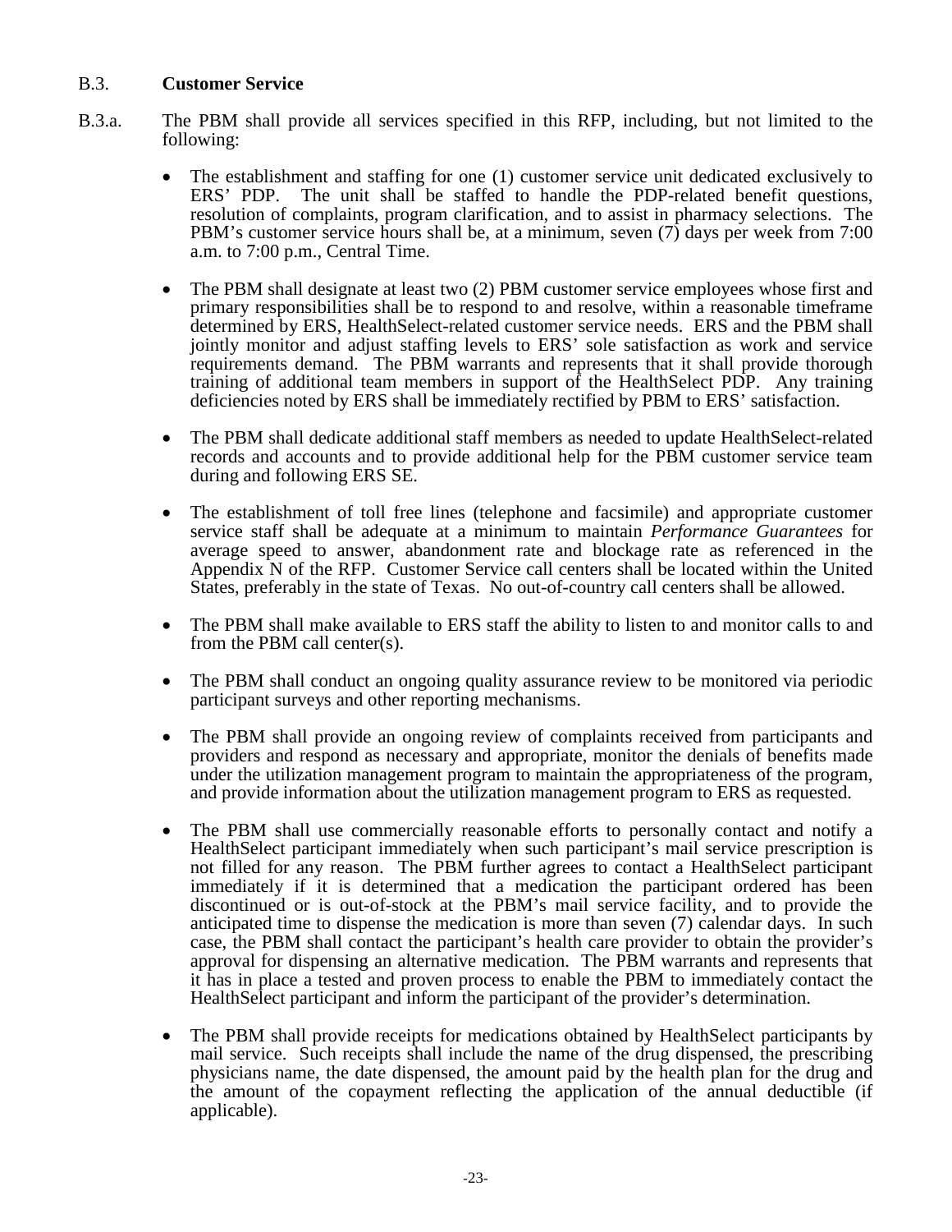## B.3. **Customer Service**

B.3.a. The PBM shall provide all services specified in this RFP, including, but not limited to the following:

- The establishment and staffing for one (1) customer service unit dedicated exclusively to ERS' PDP. The unit shall be staffed to handle the PDP-related benefit questions, resolution of complaints, program clarification, and to assist in pharmacy selections. The PBM's customer service hours shall be, at a minimum, seven (7) days per week from 7:00 a.m. to 7:00 p.m., Central Time.

- The PBM shall designate at least two (2) PBM customer service employees whose first and primary responsibilities shall be to respond to and resolve, within a reasonable timeframe determined by ERS, HealthSelect-related customer service needs. ERS and the PBM shall jointly monitor and adjust staffing levels to ERS' sole satisfaction as work and service requirements demand. The PBM warrants and represents that it shall provide thorough training of additional team members in support of the HealthSelect PDP. Any training deficiencies noted by ERS shall be immediately rectified by PBM to ERS' satisfaction.

- The PBM shall dedicate additional staff members as needed to update HealthSelect-related records and accounts and to provide additional help for the PBM customer service team during and following ERS SE.

- The establishment of toll free lines (telephone and facsimile) and appropriate customer service staff shall be adequate at a minimum to maintain *Performance Guarantees* for average speed to answer, abandonment rate and blockage rate as referenced in the Appendix N of the RFP. Customer Service call centers shall be located within the United States, preferably in the state of Texas. No out-of-country call centers shall be allowed.

- The PBM shall make available to ERS staff the ability to listen to and monitor calls to and from the PBM call center(s).

- The PBM shall conduct an ongoing quality assurance review to be monitored via periodic participant surveys and other reporting mechanisms.

- The PBM shall provide an ongoing review of complaints received from participants and providers and respond as necessary and appropriate, monitor the denials of benefits made under the utilization management program to maintain the appropriateness of the program, and provide information about the utilization management program to ERS as requested.

- The PBM shall use commercially reasonable efforts to personally contact and notify a HealthSelect participant immediately when such participant's mail service prescription is not filled for any reason. The PBM further agrees to contact a HealthSelect participant immediately if it is determined that a medication the participant ordered has been discontinued or is out-of-stock at the PBM's mail service facility, and to provide the anticipated time to dispense the medication is more than seven (7) calendar days. In such case, the PBM shall contact the participant's health care provider to obtain the provider's approval for dispensing an alternative medication. The PBM warrants and represents that it has in place a tested and proven process to enable the PBM to immediately contact the HealthSelect participant and inform the participant of the provider's determination.

- The PBM shall provide receipts for medications obtained by HealthSelect participants by mail service. Such receipts shall include the name of the drug dispensed, the prescribing physicians name, the date dispensed, the amount paid by the health plan for the drug and the amount of the copayment reflecting the application of the annual deductible (if applicable).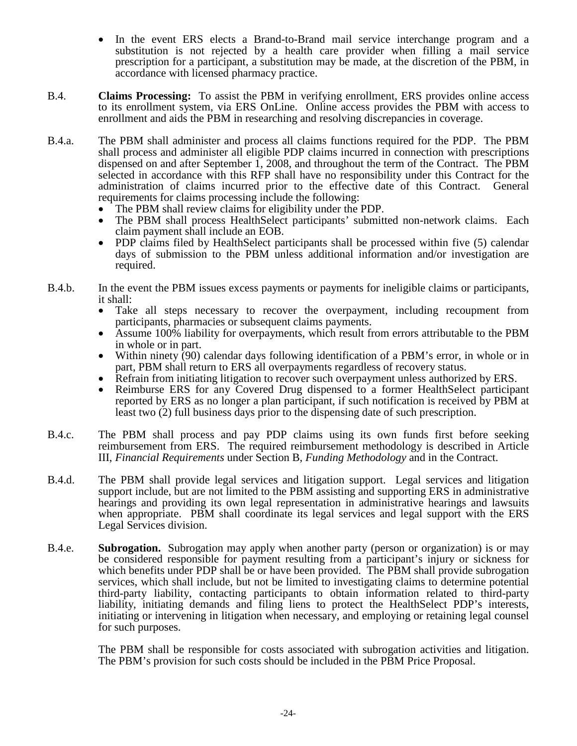- In the event ERS elects a Brand-to-Brand mail service interchange program and a substitution is not rejected by a health care provider when filling a mail service prescription for a participant, a substitution may be made, at the discretion of the PBM, in accordance with licensed pharmacy practice.

B.4. **Claims Processing:** To assist the PBM in verifying enrollment, ERS provides online access to its enrollment system, via ERS OnLine. Online access provides the PBM with access to enrollment and aids the PBM in researching and resolving discrepancies in coverage.

B.4.a. The PBM shall administer and process all claims functions required for the PDP. The PBM shall process and administer all eligible PDP claims incurred in connection with prescriptions dispensed on and after September 1, 2008, and throughout the term of the Contract. The PBM selected in accordance with this RFP shall have no responsibility under this Contract for the administration of claims incurred prior to the effective date of this Contract. General requirements for claims processing include the following:

- The PBM shall review claims for eligibility under the PDP.
- The PBM shall process HealthSelect participants' submitted non-network claims. Each claim payment shall include an EOB.
- PDP claims filed by HealthSelect participants shall be processed within five (5) calendar days of submission to the PBM unless additional information and/or investigation are required.

B.4.b. In the event the PBM issues excess payments or payments for ineligible claims or participants, it shall:

- Take all steps necessary to recover the overpayment, including recoupment from participants, pharmacies or subsequent claims payments.
- Assume 100% liability for overpayments, which result from errors attributable to the PBM in whole or in part.
- Within ninety (90) calendar days following identification of a PBM's error, in whole or in part, PBM shall return to ERS all overpayments regardless of recovery status.
- Refrain from initiating litigation to recover such overpayment unless authorized by ERS.
- Reimburse ERS for any Covered Drug dispensed to a former HealthSelect participant reported by ERS as no longer a plan participant, if such notification is received by PBM at least two (2) full business days prior to the dispensing date of such prescription.

B.4.c. The PBM shall process and pay PDP claims using its own funds first before seeking reimbursement from ERS. The required reimbursement methodology is described in Article III, *Financial Requirements* under Section B, *Funding Methodology* and in the Contract.

B.4.d. The PBM shall provide legal services and litigation support. Legal services and litigation support include, but are not limited to the PBM assisting and supporting ERS in administrative hearings and providing its own legal representation in administrative hearings and lawsuits when appropriate. PBM shall coordinate its legal services and legal support with the ERS Legal Services division.

B.4.e. **Subrogation.** Subrogation may apply when another party (person or organization) is or may be considered responsible for payment resulting from a participant's injury or sickness for which benefits under PDP shall be or have been provided. The PBM shall provide subrogation services, which shall include, but not be limited to investigating claims to determine potential third-party liability, contacting participants to obtain information related to third-party liability, initiating demands and filing liens to protect the HealthSelect PDP's interests, initiating or intervening in litigation when necessary, and employing or retaining legal counsel for such purposes.

The PBM shall be responsible for costs associated with subrogation activities and litigation. The PBM's provision for such costs should be included in the PBM Price Proposal.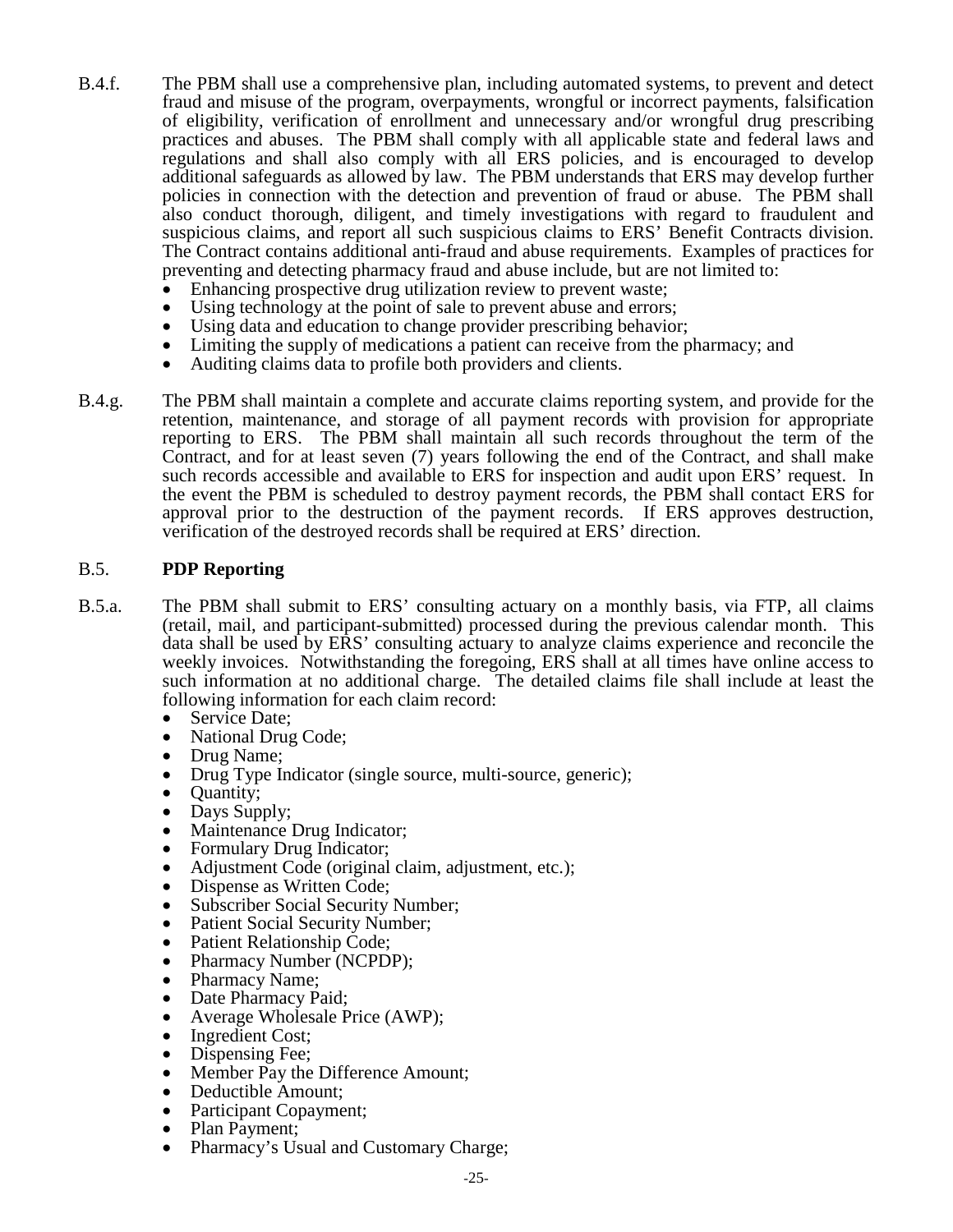B.4.f. The PBM shall use a comprehensive plan, including automated systems, to prevent and detect fraud and misuse of the program, overpayments, wrongful or incorrect payments, falsification of eligibility, verification of enrollment and unnecessary and/or wrongful drug prescribing practices and abuses. The PBM shall comply with all applicable state and federal laws and regulations and shall also comply with all ERS policies, and is encouraged to develop additional safeguards as allowed by law. The PBM understands that ERS may develop further policies in connection with the detection and prevention of fraud or abuse. The PBM shall also conduct thorough, diligent, and timely investigations with regard to fraudulent and suspicious claims, and report all such suspicious claims to ERS' Benefit Contracts division. The Contract contains additional anti-fraud and abuse requirements. Examples of practices for preventing and detecting pharmacy fraud and abuse include, but are not limited to:

- Enhancing prospective drug utilization review to prevent waste;
- Using technology at the point of sale to prevent abuse and errors;
- Using data and education to change provider prescribing behavior;
- Limiting the supply of medications a patient can receive from the pharmacy; and
- Auditing claims data to profile both providers and clients.

B.4.g. The PBM shall maintain a complete and accurate claims reporting system, and provide for the retention, maintenance, and storage of all payment records with provision for appropriate reporting to ERS. The PBM shall maintain all such records throughout the term of the Contract, and for at least seven (7) years following the end of the Contract, and shall make such records accessible and available to ERS for inspection and audit upon ERS' request. In the event the PBM is scheduled to destroy payment records, the PBM shall contact ERS for approval prior to the destruction of the payment records. If ERS approves destruction, verification of the destroyed records shall be required at ERS' direction.

## B.5. PDP Reporting

B.5.a. The PBM shall submit to ERS' consulting actuary on a monthly basis, via FTP, all claims (retail, mail, and participant-submitted) processed during the previous calendar month. This data shall be used by ERS' consulting actuary to analyze claims experience and reconcile the weekly invoices. Notwithstanding the foregoing, ERS shall at all times have online access to such information at no additional charge. The detailed claims file shall include at least the following information for each claim record:

- Service Date;
- National Drug Code;
- Drug Name;
- Drug Type Indicator (single source, multi-source, generic);
- Quantity;
- Days Supply;
- Maintenance Drug Indicator;
- Formulary Drug Indicator;
- Adjustment Code (original claim, adjustment, etc.);
- Dispense as Written Code;
- Subscriber Social Security Number;
- Patient Social Security Number;
- Patient Relationship Code;
- Pharmacy Number (NCPDP);
- Pharmacy Name;
- Date Pharmacy Paid;
- Average Wholesale Price (AWP);
- Ingredient Cost;
- Dispensing Fee;
- Member Pay the Difference Amount;
- Deductible Amount;
- Participant Copayment;
- Plan Payment;
- Pharmacy's Usual and Customary Charge;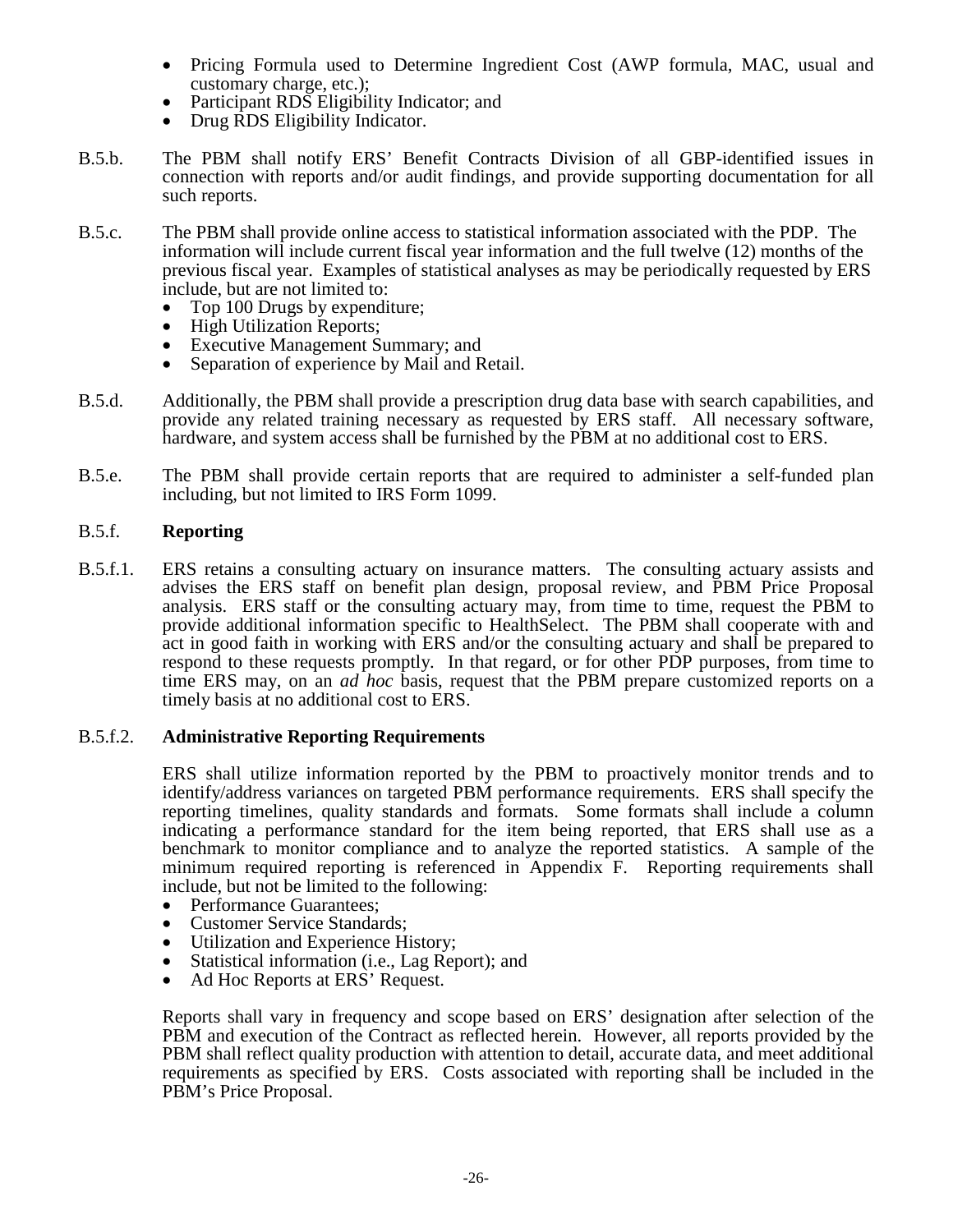- Pricing Formula used to Determine Ingredient Cost (AWP formula, MAC, usual and customary charge, etc.);
- Participant RDS Eligibility Indicator; and
- Drug RDS Eligibility Indicator.

B.5.b. The PBM shall notify ERS' Benefit Contracts Division of all GBP-identified issues in connection with reports and/or audit findings, and provide supporting documentation for all such reports.

B.5.c. The PBM shall provide online access to statistical information associated with the PDP. The information will include current fiscal year information and the full twelve (12) months of the previous fiscal year. Examples of statistical analyses as may be periodically requested by ERS include, but are not limited to:

- Top 100 Drugs by expenditure;
- High Utilization Reports;
- Executive Management Summary; and
- Separation of experience by Mail and Retail.

B.5.d. Additionally, the PBM shall provide a prescription drug data base with search capabilities, and provide any related training necessary as requested by ERS staff. All necessary software, hardware, and system access shall be furnished by the PBM at no additional cost to ERS.

B.5.e. The PBM shall provide certain reports that are required to administer a self-funded plan including, but not limited to IRS Form 1099.

B.5.f. **Reporting**

B.5.f.1. ERS retains a consulting actuary on insurance matters. The consulting actuary assists and advises the ERS staff on benefit plan design, proposal review, and PBM Price Proposal analysis. ERS staff or the consulting actuary may, from time to time, request the PBM to provide additional information specific to HealthSelect. The PBM shall cooperate with and act in good faith in working with ERS and/or the consulting actuary and shall be prepared to respond to these requests promptly. In that regard, or for other PDP purposes, from time to time ERS may, on an *ad hoc* basis, request that the PBM prepare customized reports on a timely basis at no additional cost to ERS.

B.5.f.2. **Administrative Reporting Requirements**

ERS shall utilize information reported by the PBM to proactively monitor trends and to identify/address variances on targeted PBM performance requirements. ERS shall specify the reporting timelines, quality standards and formats. Some formats shall include a column indicating a performance standard for the item being reported, that ERS shall use as a benchmark to monitor compliance and to analyze the reported statistics. A sample of the minimum required reporting is referenced in Appendix F. Reporting requirements shall include, but not be limited to the following:

- Performance Guarantees;
- Customer Service Standards;
- Utilization and Experience History;
- Statistical information (i.e., Lag Report); and
- Ad Hoc Reports at ERS' Request.

Reports shall vary in frequency and scope based on ERS' designation after selection of the PBM and execution of the Contract as reflected herein. However, all reports provided by the PBM shall reflect quality production with attention to detail, accurate data, and meet additional requirements as specified by ERS. Costs associated with reporting shall be included in the PBM's Price Proposal.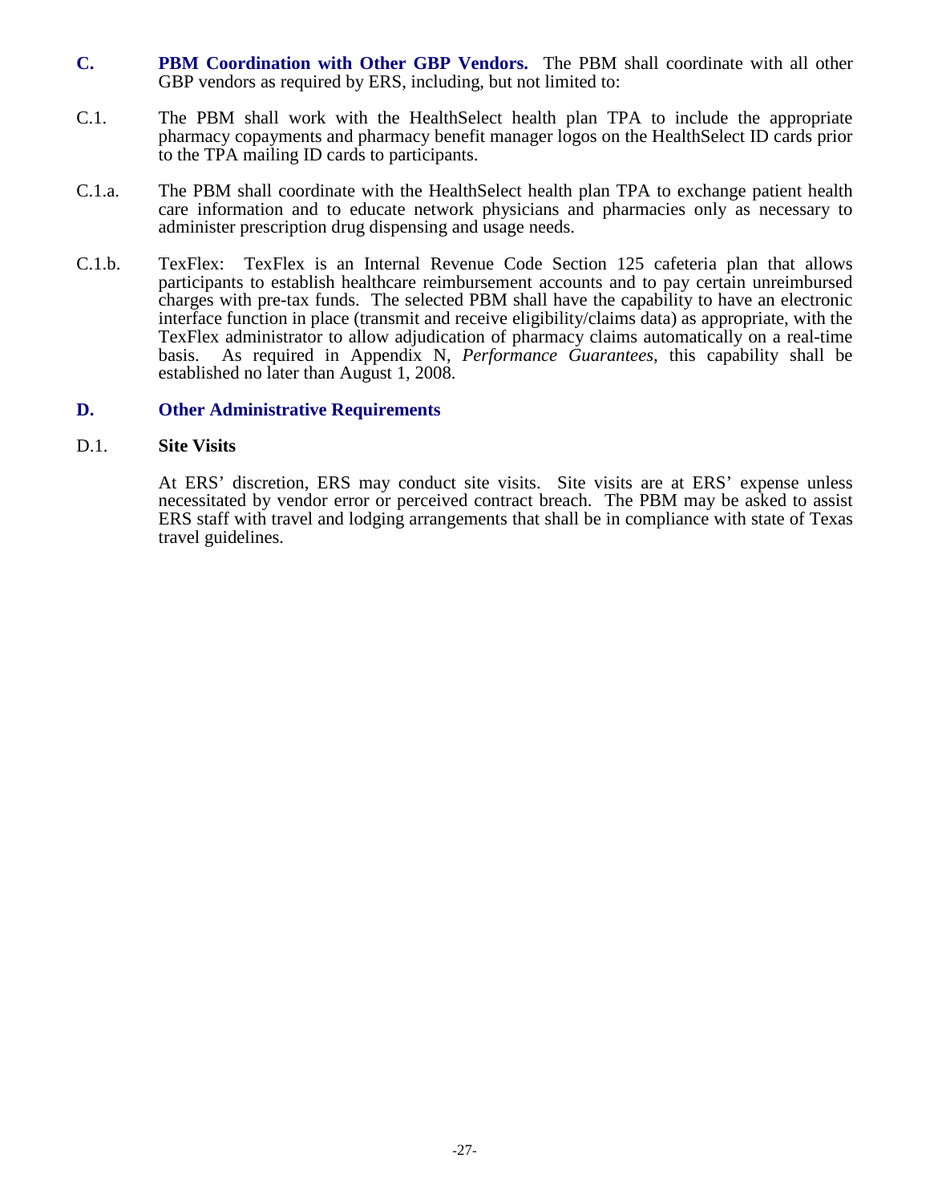## C. PBM Coordination with Other GBP Vendors.

The PBM shall coordinate with all other GBP vendors as required by ERS, including, but not limited to:

C.1. The PBM shall work with the HealthSelect health plan TPA to include the appropriate pharmacy copayments and pharmacy benefit manager logos on the HealthSelect ID cards prior to the TPA mailing ID cards to participants.

C.1.a. The PBM shall coordinate with the HealthSelect health plan TPA to exchange patient health care information and to educate network physicians and pharmacies only as necessary to administer prescription drug dispensing and usage needs.

C.1.b. TexFlex: TexFlex is an Internal Revenue Code Section 125 cafeteria plan that allows participants to establish healthcare reimbursement accounts and to pay certain unreimbursed charges with pre-tax funds. The selected PBM shall have the capability to have an electronic interface function in place (transmit and receive eligibility/claims data) as appropriate, with the TexFlex administrator to allow adjudication of pharmacy claims automatically on a real-time basis. As required in Appendix N, *Performance Guarantees*, this capability shall be established no later than August 1, 2008.

## D. Other Administrative Requirements

### D.1. Site Visits

At ERS' discretion, ERS may conduct site visits. Site visits are at ERS' expense unless necessitated by vendor error or perceived contract breach. The PBM may be asked to assist ERS staff with travel and lodging arrangements that shall be in compliance with state of Texas travel guidelines.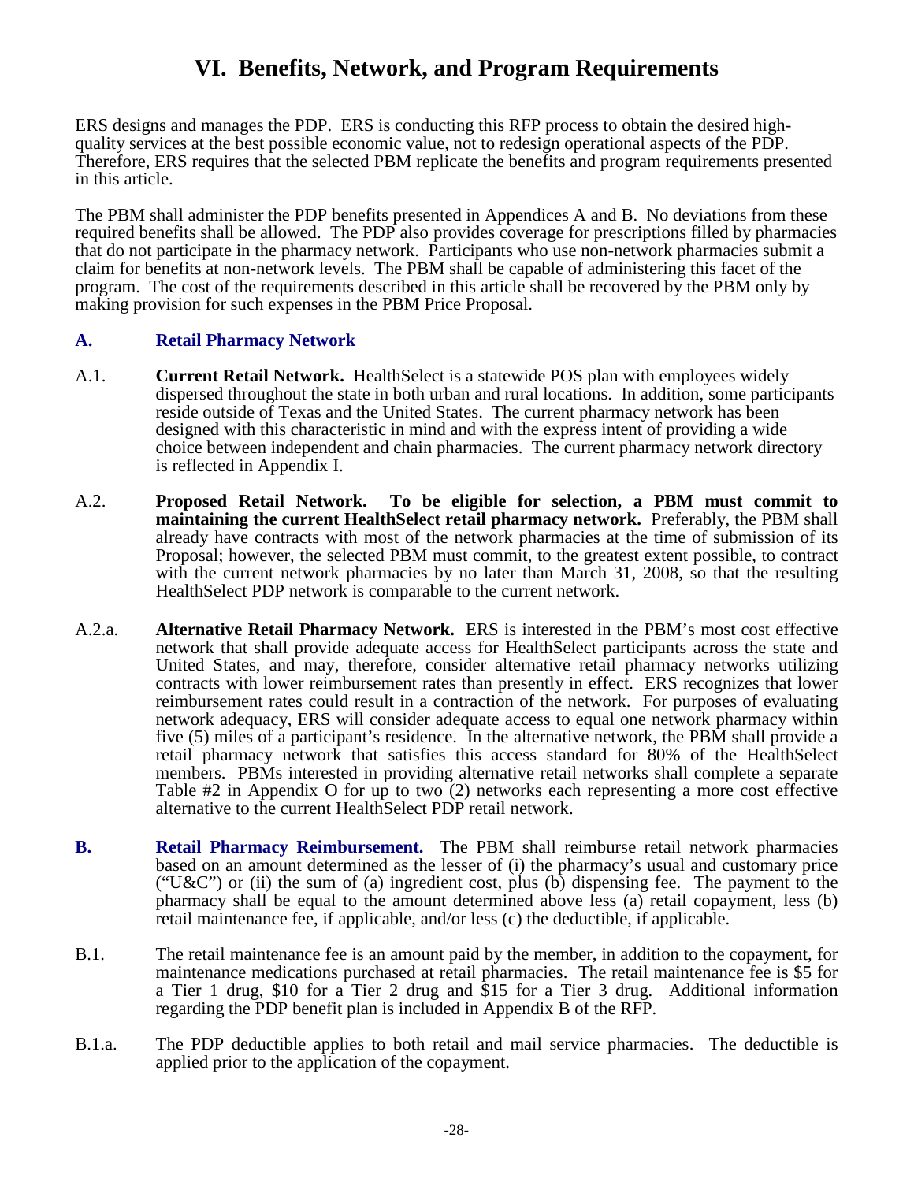# VI. Benefits, Network, and Program Requirements

ERS designs and manages the PDP. ERS is conducting this RFP process to obtain the desired high-quality services at the best possible economic value, not to redesign operational aspects of the PDP. Therefore, ERS requires that the selected PBM replicate the benefits and program requirements presented in this article.

The PBM shall administer the PDP benefits presented in Appendices A and B. No deviations from these required benefits shall be allowed. The PDP also provides coverage for prescriptions filled by pharmacies that do not participate in the pharmacy network. Participants who use non-network pharmacies submit a claim for benefits at non-network levels. The PBM shall be capable of administering this facet of the program. The cost of the requirements described in this article shall be recovered by the PBM only by making provision for such expenses in the PBM Price Proposal.

### A. Retail Pharmacy Network

A.1. **Current Retail Network.** HealthSelect is a statewide POS plan with employees widely dispersed throughout the state in both urban and rural locations. In addition, some participants reside outside of Texas and the United States. The current pharmacy network has been designed with this characteristic in mind and with the express intent of providing a wide choice between independent and chain pharmacies. The current pharmacy network directory is reflected in Appendix I.

A.2. **Proposed Retail Network. To be eligible for selection, a PBM must commit to maintaining the current HealthSelect retail pharmacy network.** Preferably, the PBM shall already have contracts with most of the network pharmacies at the time of submission of its Proposal; however, the selected PBM must commit, to the greatest extent possible, to contract with the current network pharmacies by no later than March 31, 2008, so that the resulting HealthSelect PDP network is comparable to the current network.

A.2.a. **Alternative Retail Pharmacy Network.** ERS is interested in the PBM's most cost effective network that shall provide adequate access for HealthSelect participants across the state and United States, and may, therefore, consider alternative retail pharmacy networks utilizing contracts with lower reimbursement rates than presently in effect. ERS recognizes that lower reimbursement rates could result in a contraction of the network. For purposes of evaluating network adequacy, ERS will consider adequate access to equal one network pharmacy within five (5) miles of a participant's residence. In the alternative network, the PBM shall provide a retail pharmacy network that satisfies this access standard for 80% of the HealthSelect members. PBMs interested in providing alternative retail networks shall complete a separate Table #2 in Appendix O for up to two (2) networks each representing a more cost effective alternative to the current HealthSelect PDP retail network.

**B. Retail Pharmacy Reimbursement.** The PBM shall reimburse retail network pharmacies based on an amount determined as the lesser of (i) the pharmacy's usual and customary price ("U&C") or (ii) the sum of (a) ingredient cost, plus (b) dispensing fee. The payment to the pharmacy shall be equal to the amount determined above less (a) retail copayment, less (b) retail maintenance fee, if applicable, and/or less (c) the deductible, if applicable.

B.1. The retail maintenance fee is an amount paid by the member, in addition to the copayment, for maintenance medications purchased at retail pharmacies. The retail maintenance fee is $5 for a Tier 1 drug, $10 for a Tier 2 drug and $15 for a Tier 3 drug. Additional information regarding the PDP benefit plan is included in Appendix B of the RFP.

B.1.a. The PDP deductible applies to both retail and mail service pharmacies. The deductible is applied prior to the application of the copayment.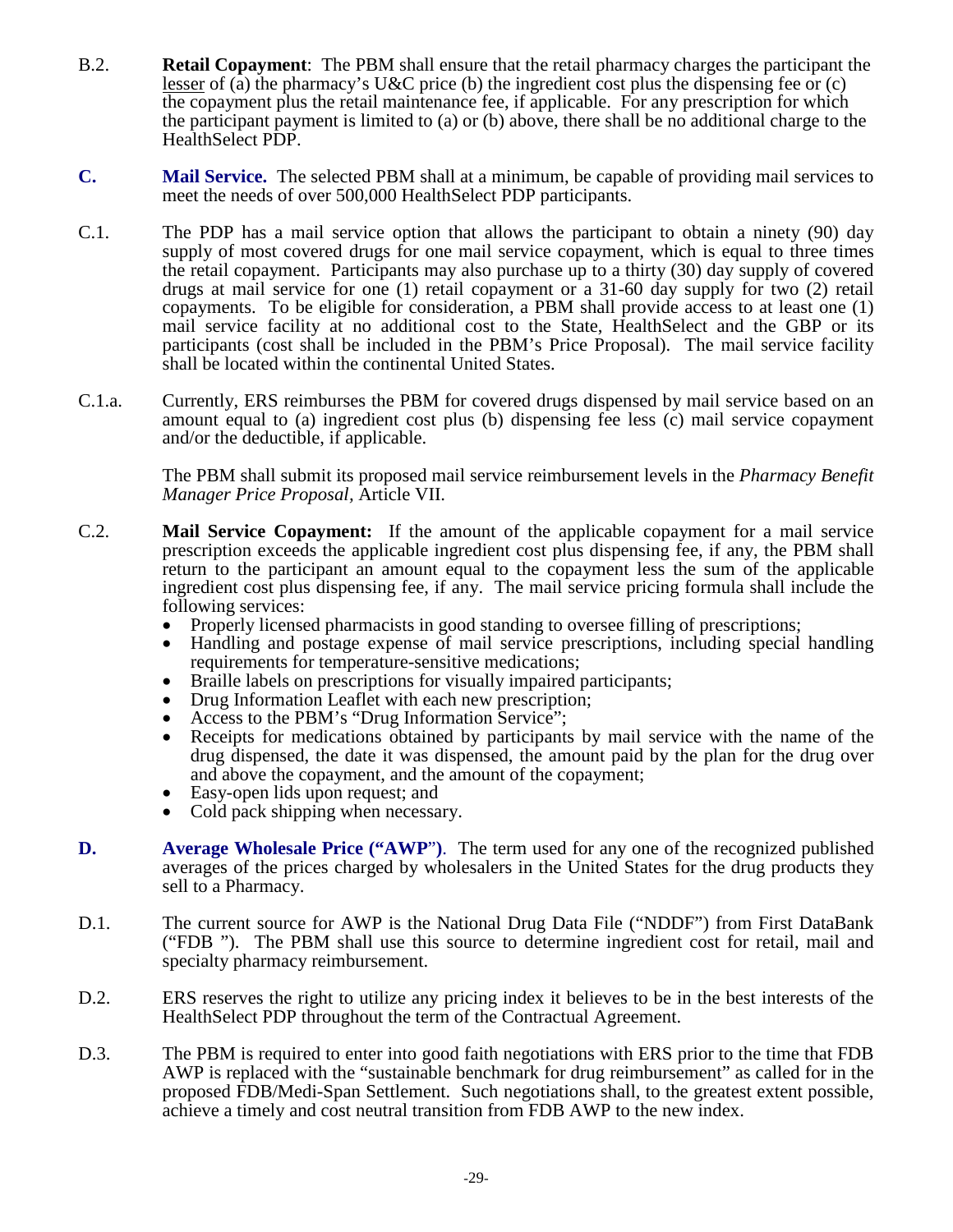B.2. **Retail Copayment**: The PBM shall ensure that the retail pharmacy charges the participant the lesser of (a) the pharmacy's U&C price (b) the ingredient cost plus the dispensing fee or (c) the copayment plus the retail maintenance fee, if applicable. For any prescription for which the participant payment is limited to (a) or (b) above, there shall be no additional charge to the HealthSelect PDP.

**C. Mail Service.** The selected PBM shall at a minimum, be capable of providing mail services to meet the needs of over 500,000 HealthSelect PDP participants.

C.1. The PDP has a mail service option that allows the participant to obtain a ninety (90) day supply of most covered drugs for one mail service copayment, which is equal to three times the retail copayment. Participants may also purchase up to a thirty (30) day supply of covered drugs at mail service for one (1) retail copayment or a 31-60 day supply for two (2) retail copayments. To be eligible for consideration, a PBM shall provide access to at least one (1) mail service facility at no additional cost to the State, HealthSelect and the GBP or its participants (cost shall be included in the PBM's Price Proposal). The mail service facility shall be located within the continental United States.

C.1.a. Currently, ERS reimburses the PBM for covered drugs dispensed by mail service based on an amount equal to (a) ingredient cost plus (b) dispensing fee less (c) mail service copayment and/or the deductible, if applicable.

The PBM shall submit its proposed mail service reimbursement levels in the *Pharmacy Benefit Manager Price Proposal*, Article VII.

C.2. **Mail Service Copayment:** If the amount of the applicable copayment for a mail service prescription exceeds the applicable ingredient cost plus dispensing fee, if any, the PBM shall return to the participant an amount equal to the copayment less the sum of the applicable ingredient cost plus dispensing fee, if any. The mail service pricing formula shall include the following services:

- Properly licensed pharmacists in good standing to oversee filling of prescriptions;
- Handling and postage expense of mail service prescriptions, including special handling requirements for temperature-sensitive medications;
- Braille labels on prescriptions for visually impaired participants;
- Drug Information Leaflet with each new prescription;
- Access to the PBM's "Drug Information Service";
- Receipts for medications obtained by participants by mail service with the name of the drug dispensed, the date it was dispensed, the amount paid by the plan for the drug over and above the copayment, and the amount of the copayment;
- Easy-open lids upon request; and
- Cold pack shipping when necessary.

**D. Average Wholesale Price ("AWP")**. The term used for any one of the recognized published averages of the prices charged by wholesalers in the United States for the drug products they sell to a Pharmacy.

D.1. The current source for AWP is the National Drug Data File ("NDDF") from First DataBank ("FDB "). The PBM shall use this source to determine ingredient cost for retail, mail and specialty pharmacy reimbursement.

D.2. ERS reserves the right to utilize any pricing index it believes to be in the best interests of the HealthSelect PDP throughout the term of the Contractual Agreement.

D.3. The PBM is required to enter into good faith negotiations with ERS prior to the time that FDB AWP is replaced with the "sustainable benchmark for drug reimbursement" as called for in the proposed FDB/Medi-Span Settlement. Such negotiations shall, to the greatest extent possible, achieve a timely and cost neutral transition from FDB AWP to the new index.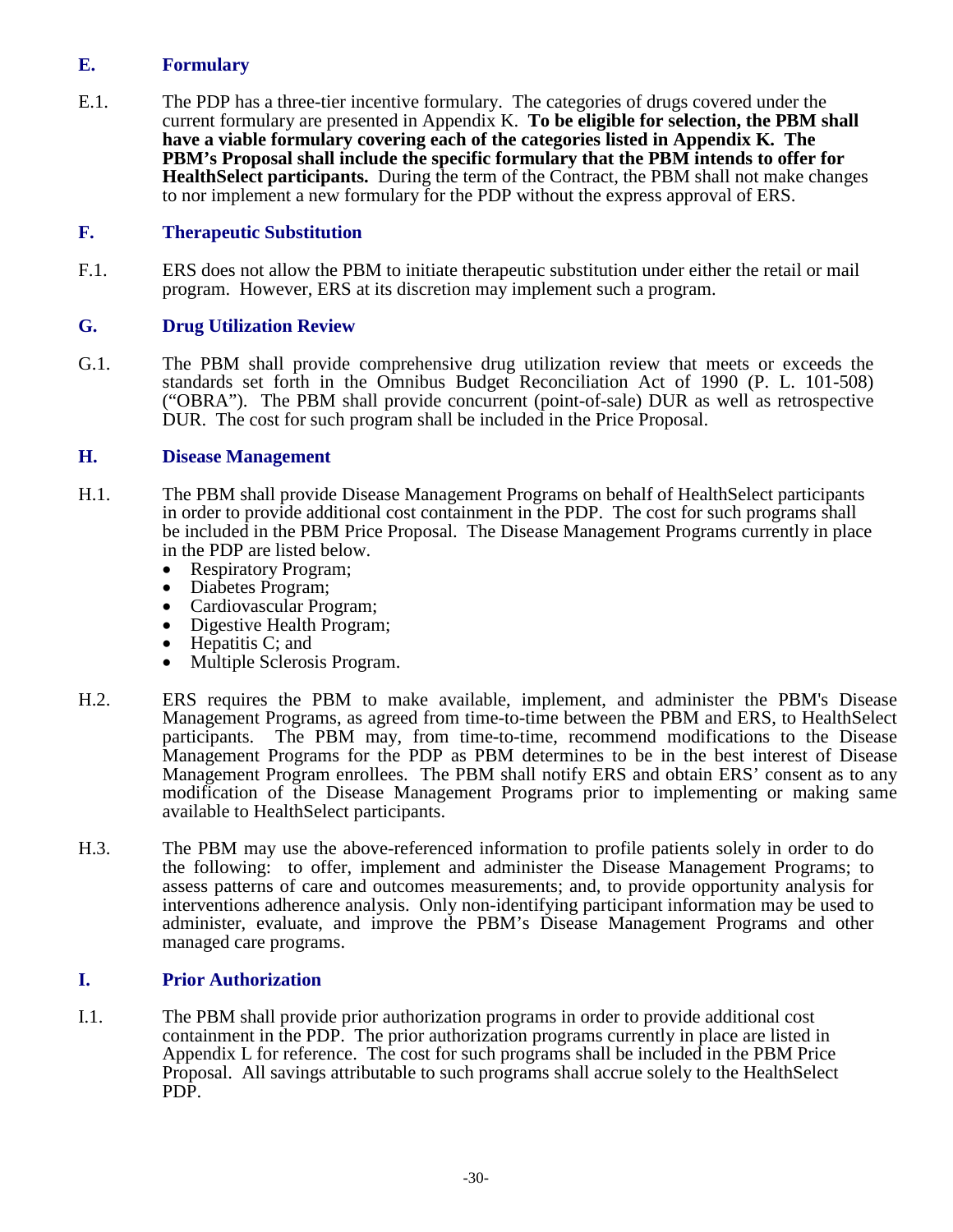## E. Formulary

E.1. The PDP has a three-tier incentive formulary. The categories of drugs covered under the current formulary are presented in Appendix K. **To be eligible for selection, the PBM shall have a viable formulary covering each of the categories listed in Appendix K. The PBM's Proposal shall include the specific formulary that the PBM intends to offer for HealthSelect participants.** During the term of the Contract, the PBM shall not make changes to nor implement a new formulary for the PDP without the express approval of ERS.

## F. Therapeutic Substitution

F.1. ERS does not allow the PBM to initiate therapeutic substitution under either the retail or mail program. However, ERS at its discretion may implement such a program.

## G. Drug Utilization Review

G.1. The PBM shall provide comprehensive drug utilization review that meets or exceeds the standards set forth in the Omnibus Budget Reconciliation Act of 1990 (P. L. 101-508) ("OBRA"). The PBM shall provide concurrent (point-of-sale) DUR as well as retrospective DUR. The cost for such program shall be included in the Price Proposal.

## H. Disease Management

H.1. The PBM shall provide Disease Management Programs on behalf of HealthSelect participants in order to provide additional cost containment in the PDP. The cost for such programs shall be included in the PBM Price Proposal. The Disease Management Programs currently in place in the PDP are listed below.

- Respiratory Program;
- Diabetes Program;
- Cardiovascular Program;
- Digestive Health Program;
- Hepatitis C; and
- Multiple Sclerosis Program.

H.2. ERS requires the PBM to make available, implement, and administer the PBM's Disease Management Programs, as agreed from time-to-time between the PBM and ERS, to HealthSelect participants. The PBM may, from time-to-time, recommend modifications to the Disease Management Programs for the PDP as PBM determines to be in the best interest of Disease Management Program enrollees. The PBM shall notify ERS and obtain ERS' consent as to any modification of the Disease Management Programs prior to implementing or making same available to HealthSelect participants.

H.3. The PBM may use the above-referenced information to profile patients solely in order to do the following: to offer, implement and administer the Disease Management Programs; to assess patterns of care and outcomes measurements; and, to provide opportunity analysis for interventions adherence analysis. Only non-identifying participant information may be used to administer, evaluate, and improve the PBM's Disease Management Programs and other managed care programs.

## I. Prior Authorization

I.1. The PBM shall provide prior authorization programs in order to provide additional cost containment in the PDP. The prior authorization programs currently in place are listed in Appendix L for reference. The cost for such programs shall be included in the PBM Price Proposal. All savings attributable to such programs shall accrue solely to the HealthSelect PDP.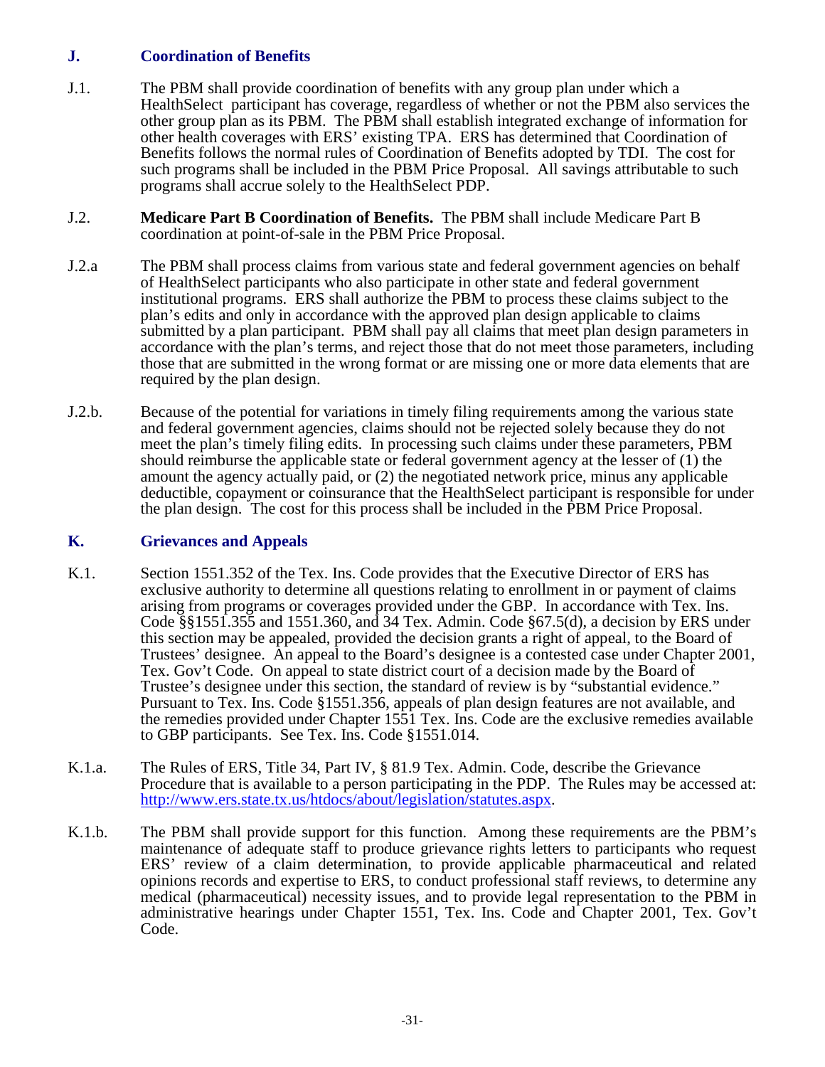## J. Coordination of Benefits

J.1. The PBM shall provide coordination of benefits with any group plan under which a HealthSelect participant has coverage, regardless of whether or not the PBM also services the other group plan as its PBM. The PBM shall establish integrated exchange of information for other health coverages with ERS' existing TPA. ERS has determined that Coordination of Benefits follows the normal rules of Coordination of Benefits adopted by TDI. The cost for such programs shall be included in the PBM Price Proposal. All savings attributable to such programs shall accrue solely to the HealthSelect PDP.

J.2. **Medicare Part B Coordination of Benefits.** The PBM shall include Medicare Part B coordination at point-of-sale in the PBM Price Proposal.

J.2.a The PBM shall process claims from various state and federal government agencies on behalf of HealthSelect participants who also participate in other state and federal government institutional programs. ERS shall authorize the PBM to process these claims subject to the plan's edits and only in accordance with the approved plan design applicable to claims submitted by a plan participant. PBM shall pay all claims that meet plan design parameters in accordance with the plan's terms, and reject those that do not meet those parameters, including those that are submitted in the wrong format or are missing one or more data elements that are required by the plan design.

J.2.b. Because of the potential for variations in timely filing requirements among the various state and federal government agencies, claims should not be rejected solely because they do not meet the plan's timely filing edits. In processing such claims under these parameters, PBM should reimburse the applicable state or federal government agency at the lesser of (1) the amount the agency actually paid, or (2) the negotiated network price, minus any applicable deductible, copayment or coinsurance that the HealthSelect participant is responsible for under the plan design. The cost for this process shall be included in the PBM Price Proposal.

## K. Grievances and Appeals

K.1. Section 1551.352 of the Tex. Ins. Code provides that the Executive Director of ERS has exclusive authority to determine all questions relating to enrollment in or payment of claims arising from programs or coverages provided under the GBP. In accordance with Tex. Ins. Code §§1551.355 and 1551.360, and 34 Tex. Admin. Code §67.5(d), a decision by ERS under this section may be appealed, provided the decision grants a right of appeal, to the Board of Trustees' designee. An appeal to the Board's designee is a contested case under Chapter 2001, Tex. Gov't Code. On appeal to state district court of a decision made by the Board of Trustee's designee under this section, the standard of review is by "substantial evidence." Pursuant to Tex. Ins. Code §1551.356, appeals of plan design features are not available, and the remedies provided under Chapter 1551 Tex. Ins. Code are the exclusive remedies available to GBP participants. See Tex. Ins. Code §1551.014.

K.1.a. The Rules of ERS, Title 34, Part IV, § 81.9 Tex. Admin. Code, describe the Grievance Procedure that is available to a person participating in the PDP. The Rules may be accessed at: http://www.ers.state.tx.us/htdocs/about/legislation/statutes.aspx.

K.1.b. The PBM shall provide support for this function. Among these requirements are the PBM's maintenance of adequate staff to produce grievance rights letters to participants who request ERS' review of a claim determination, to provide applicable pharmaceutical and related opinions records and expertise to ERS, to conduct professional staff reviews, to determine any medical (pharmaceutical) necessity issues, and to provide legal representation to the PBM in administrative hearings under Chapter 1551, Tex. Ins. Code and Chapter 2001, Tex. Gov't Code.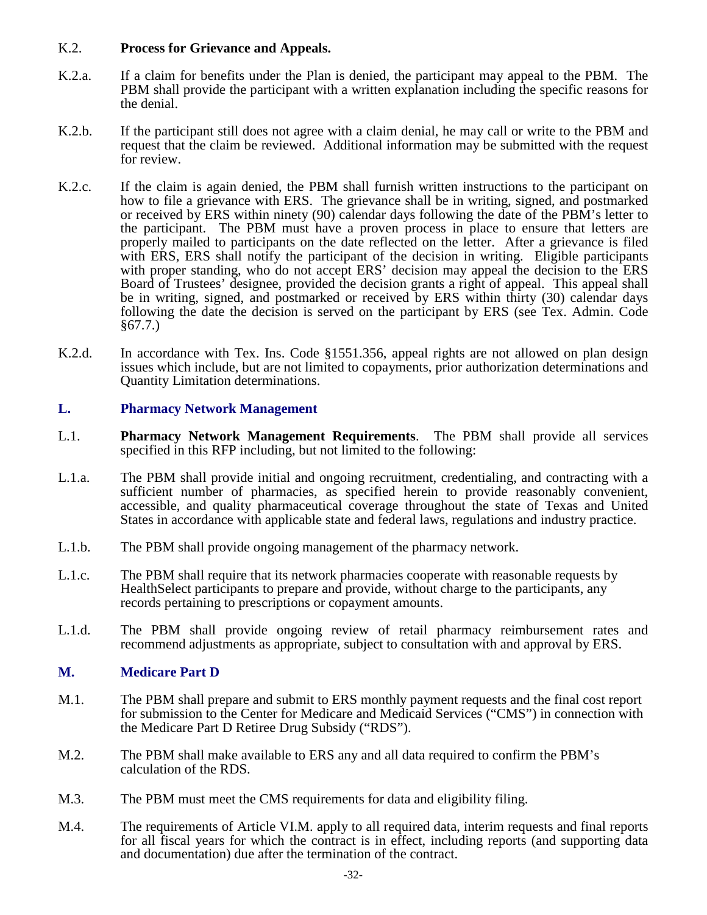K.2. **Process for Grievance and Appeals.**

K.2.a. If a claim for benefits under the Plan is denied, the participant may appeal to the PBM. The PBM shall provide the participant with a written explanation including the specific reasons for the denial.

K.2.b. If the participant still does not agree with a claim denial, he may call or write to the PBM and request that the claim be reviewed. Additional information may be submitted with the request for review.

K.2.c. If the claim is again denied, the PBM shall furnish written instructions to the participant on how to file a grievance with ERS. The grievance shall be in writing, signed, and postmarked or received by ERS within ninety (90) calendar days following the date of the PBM's letter to the participant. The PBM must have a proven process in place to ensure that letters are properly mailed to participants on the date reflected on the letter. After a grievance is filed with ERS, ERS shall notify the participant of the decision in writing. Eligible participants with proper standing, who do not accept ERS' decision may appeal the decision to the ERS Board of Trustees' designee, provided the decision grants a right of appeal. This appeal shall be in writing, signed, and postmarked or received by ERS within thirty (30) calendar days following the date the decision is served on the participant by ERS (see Tex. Admin. Code §67.7.)

K.2.d. In accordance with Tex. Ins. Code §1551.356, appeal rights are not allowed on plan design issues which include, but are not limited to copayments, prior authorization determinations and Quantity Limitation determinations.

## L. Pharmacy Network Management

L.1. **Pharmacy Network Management Requirements**. The PBM shall provide all services specified in this RFP including, but not limited to the following:

L.1.a. The PBM shall provide initial and ongoing recruitment, credentialing, and contracting with a sufficient number of pharmacies, as specified herein to provide reasonably convenient, accessible, and quality pharmaceutical coverage throughout the state of Texas and United States in accordance with applicable state and federal laws, regulations and industry practice.

L.1.b. The PBM shall provide ongoing management of the pharmacy network.

L.1.c. The PBM shall require that its network pharmacies cooperate with reasonable requests by HealthSelect participants to prepare and provide, without charge to the participants, any records pertaining to prescriptions or copayment amounts.

L.1.d. The PBM shall provide ongoing review of retail pharmacy reimbursement rates and recommend adjustments as appropriate, subject to consultation with and approval by ERS.

## M. Medicare Part D

M.1. The PBM shall prepare and submit to ERS monthly payment requests and the final cost report for submission to the Center for Medicare and Medicaid Services ("CMS") in connection with the Medicare Part D Retiree Drug Subsidy ("RDS").

M.2. The PBM shall make available to ERS any and all data required to confirm the PBM's calculation of the RDS.

M.3. The PBM must meet the CMS requirements for data and eligibility filing.

M.4. The requirements of Article VI.M. apply to all required data, interim requests and final reports for all fiscal years for which the contract is in effect, including reports (and supporting data and documentation) due after the termination of the contract.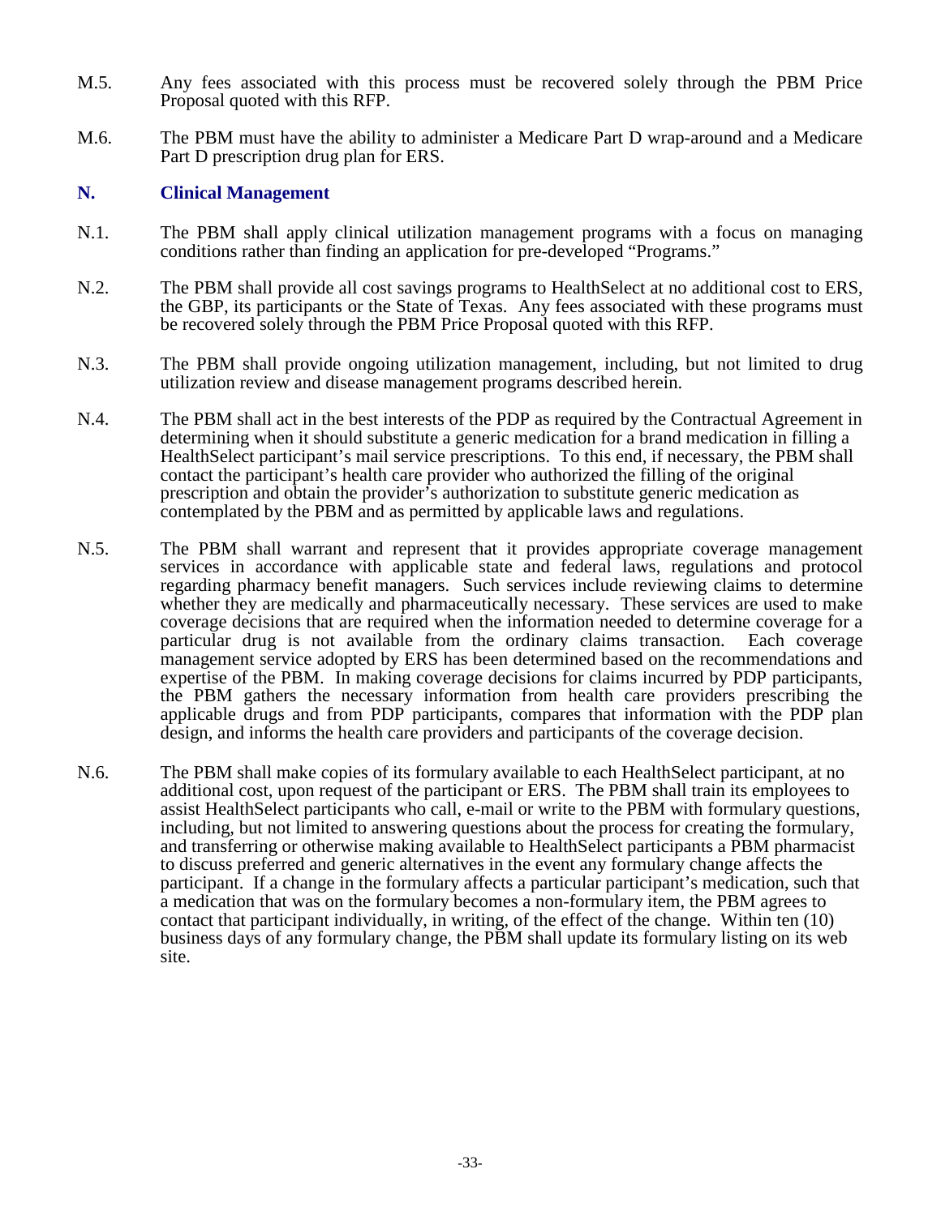M.5. Any fees associated with this process must be recovered solely through the PBM Price Proposal quoted with this RFP.

M.6. The PBM must have the ability to administer a Medicare Part D wrap-around and a Medicare Part D prescription drug plan for ERS.

## N. Clinical Management

N.1. The PBM shall apply clinical utilization management programs with a focus on managing conditions rather than finding an application for pre-developed "Programs."

N.2. The PBM shall provide all cost savings programs to HealthSelect at no additional cost to ERS, the GBP, its participants or the State of Texas. Any fees associated with these programs must be recovered solely through the PBM Price Proposal quoted with this RFP.

N.3. The PBM shall provide ongoing utilization management, including, but not limited to drug utilization review and disease management programs described herein.

N.4. The PBM shall act in the best interests of the PDP as required by the Contractual Agreement in determining when it should substitute a generic medication for a brand medication in filling a HealthSelect participant's mail service prescriptions. To this end, if necessary, the PBM shall contact the participant's health care provider who authorized the filling of the original prescription and obtain the provider's authorization to substitute generic medication as contemplated by the PBM and as permitted by applicable laws and regulations.

N.5. The PBM shall warrant and represent that it provides appropriate coverage management services in accordance with applicable state and federal laws, regulations and protocol regarding pharmacy benefit managers. Such services include reviewing claims to determine whether they are medically and pharmaceutically necessary. These services are used to make coverage decisions that are required when the information needed to determine coverage for a particular drug is not available from the ordinary claims transaction. Each coverage management service adopted by ERS has been determined based on the recommendations and expertise of the PBM. In making coverage decisions for claims incurred by PDP participants, the PBM gathers the necessary information from health care providers prescribing the applicable drugs and from PDP participants, compares that information with the PDP plan design, and informs the health care providers and participants of the coverage decision.

N.6. The PBM shall make copies of its formulary available to each HealthSelect participant, at no additional cost, upon request of the participant or ERS. The PBM shall train its employees to assist HealthSelect participants who call, e-mail or write to the PBM with formulary questions, including, but not limited to answering questions about the process for creating the formulary, and transferring or otherwise making available to HealthSelect participants a PBM pharmacist to discuss preferred and generic alternatives in the event any formulary change affects the participant. If a change in the formulary affects a particular participant's medication, such that a medication that was on the formulary becomes a non-formulary item, the PBM agrees to contact that participant individually, in writing, of the effect of the change. Within ten (10) business days of any formulary change, the PBM shall update its formulary listing on its web site.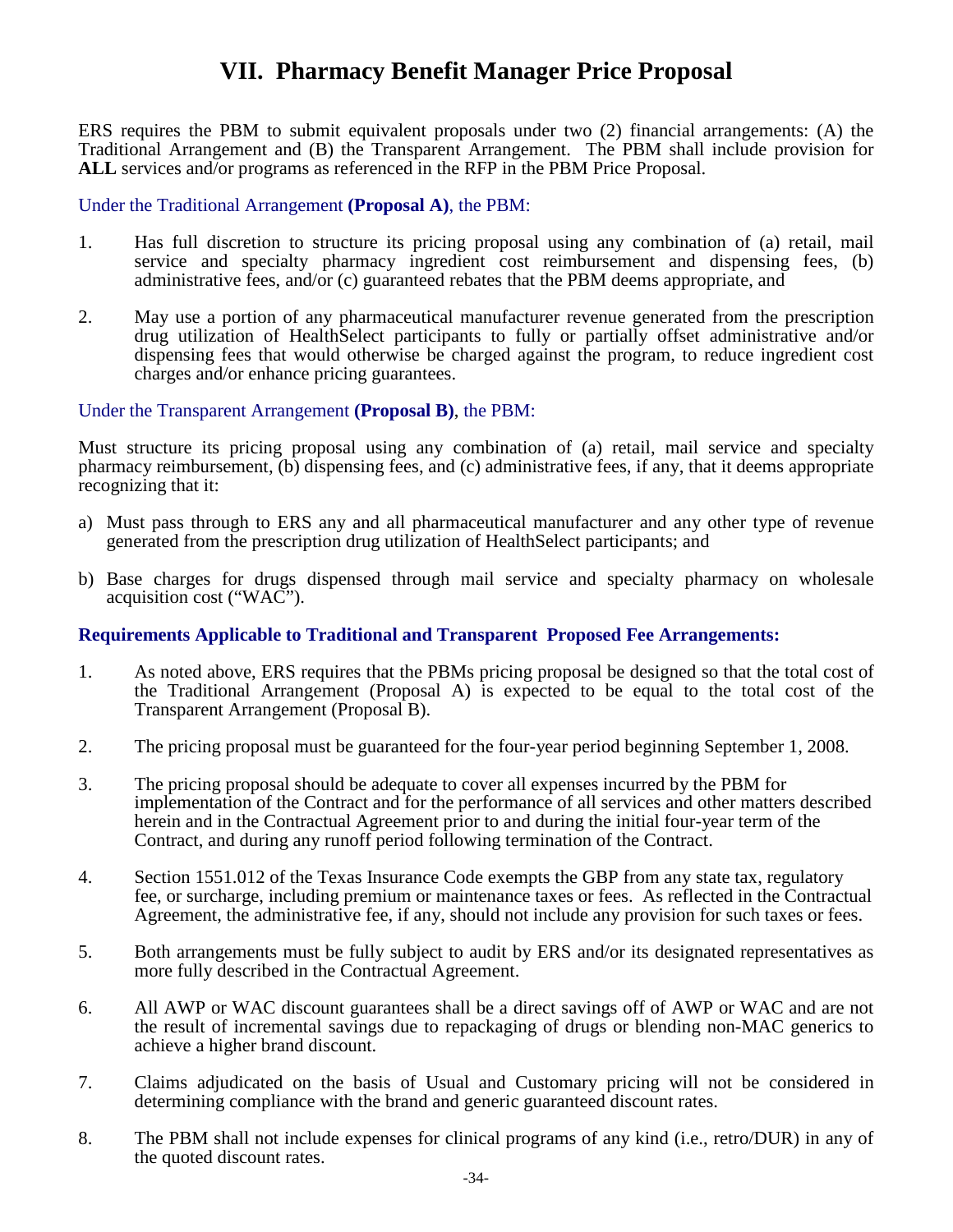# VII. Pharmacy Benefit Manager Price Proposal

ERS requires the PBM to submit equivalent proposals under two (2) financial arrangements: (A) the Traditional Arrangement and (B) the Transparent Arrangement. The PBM shall include provision for **ALL** services and/or programs as referenced in the RFP in the PBM Price Proposal.

Under the Traditional Arrangement **(Proposal A)**, the PBM:

1. Has full discretion to structure its pricing proposal using any combination of (a) retail, mail service and specialty pharmacy ingredient cost reimbursement and dispensing fees, (b) administrative fees, and/or (c) guaranteed rebates that the PBM deems appropriate, and

2. May use a portion of any pharmaceutical manufacturer revenue generated from the prescription drug utilization of HealthSelect participants to fully or partially offset administrative and/or dispensing fees that would otherwise be charged against the program, to reduce ingredient cost charges and/or enhance pricing guarantees.

Under the Transparent Arrangement **(Proposal B)**, the PBM:

Must structure its pricing proposal using any combination of (a) retail, mail service and specialty pharmacy reimbursement, (b) dispensing fees, and (c) administrative fees, if any, that it deems appropriate recognizing that it:

a) Must pass through to ERS any and all pharmaceutical manufacturer and any other type of revenue generated from the prescription drug utilization of HealthSelect participants; and

b) Base charges for drugs dispensed through mail service and specialty pharmacy on wholesale acquisition cost ("WAC").

**Requirements Applicable to Traditional and Transparent Proposed Fee Arrangements:**

1. As noted above, ERS requires that the PBMs pricing proposal be designed so that the total cost of the Traditional Arrangement (Proposal A) is expected to be equal to the total cost of the Transparent Arrangement (Proposal B).

2. The pricing proposal must be guaranteed for the four-year period beginning September 1, 2008.

3. The pricing proposal should be adequate to cover all expenses incurred by the PBM for implementation of the Contract and for the performance of all services and other matters described herein and in the Contractual Agreement prior to and during the initial four-year term of the Contract, and during any runoff period following termination of the Contract.

4. Section 1551.012 of the Texas Insurance Code exempts the GBP from any state tax, regulatory fee, or surcharge, including premium or maintenance taxes or fees. As reflected in the Contractual Agreement, the administrative fee, if any, should not include any provision for such taxes or fees.

5. Both arrangements must be fully subject to audit by ERS and/or its designated representatives as more fully described in the Contractual Agreement.

6. All AWP or WAC discount guarantees shall be a direct savings off of AWP or WAC and are not the result of incremental savings due to repackaging of drugs or blending non-MAC generics to achieve a higher brand discount.

7. Claims adjudicated on the basis of Usual and Customary pricing will not be considered in determining compliance with the brand and generic guaranteed discount rates.

8. The PBM shall not include expenses for clinical programs of any kind (i.e., retro/DUR) in any of the quoted discount rates.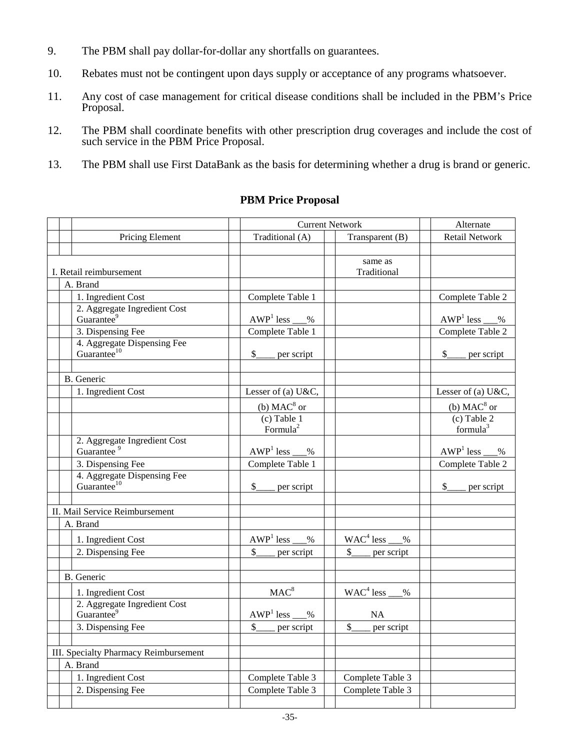9. The PBM shall pay dollar-for-dollar any shortfalls on guarantees.

10. Rebates must not be contingent upon days supply or acceptance of any programs whatsoever.

11. Any cost of case management for critical disease conditions shall be included in the PBM's Price Proposal.

12. The PBM shall coordinate benefits with other prescription drug coverages and include the cost of such service in the PBM Price Proposal.

13. The PBM shall use First DataBank as the basis for determining whether a drug is brand or generic.

## PBM Price Proposal

| Pricing Element | Current Network | | Alternate |
|---|---|---|---|
| | Traditional (A) | Transparent (B) | Retail Network |
| I. Retail reimbursement | | same as Traditional | |
| A. Brand | | | |
| 1. Ingredient Cost | Complete Table 1 | | Complete Table 2 |
| 2. Aggregate Ingredient Cost Guarantee[9] | AWP[1] less ___% | | AWP[1] less ___% |
| 3. Dispensing Fee | Complete Table 1 | | Complete Table 2 |
| 4. Aggregate Dispensing Fee Guarantee[10] | $____ per script | | $____ per script |
| B. Generic | | | |
| 1. Ingredient Cost | Lesser of (a) U&C, | | Lesser of (a) U&C, |
| | (b) MAC[8] or | | (b) MAC[8] or |
| | (c) Table 1 Formula[2] | | (c) Table 2 formula[3] |
| 2. Aggregate Ingredient Cost Guarantee [9] | AWP[1] less ___% | | AWP[1] less ___% |
| 3. Dispensing Fee | Complete Table 1 | | Complete Table 2 |
| 4. Aggregate Dispensing Fee Guarantee[10] | $____ per script | | $____ per script |
| II. Mail Service Reimbursement | | | |
| A. Brand | | | |
| 1. Ingredient Cost | AWP[1] less ___% | WAC[4] less ___% | |
| 2. Dispensing Fee | $____ per script | $____ per script | |
| B. Generic | | | |
| 1. Ingredient Cost | MAC[8] | WAC[4] less ___% | |
| 2. Aggregate Ingredient Cost Guarantee[9] | AWP[1] less ___% | NA | |
| 3. Dispensing Fee | $____ per script | $____ per script | |
| III. Specialty Pharmacy Reimbursement | | | |
| A. Brand | | | |
| 1. Ingredient Cost | Complete Table 3 | Complete Table 3 | |
| 2. Dispensing Fee | Complete Table 3 | Complete Table 3 | |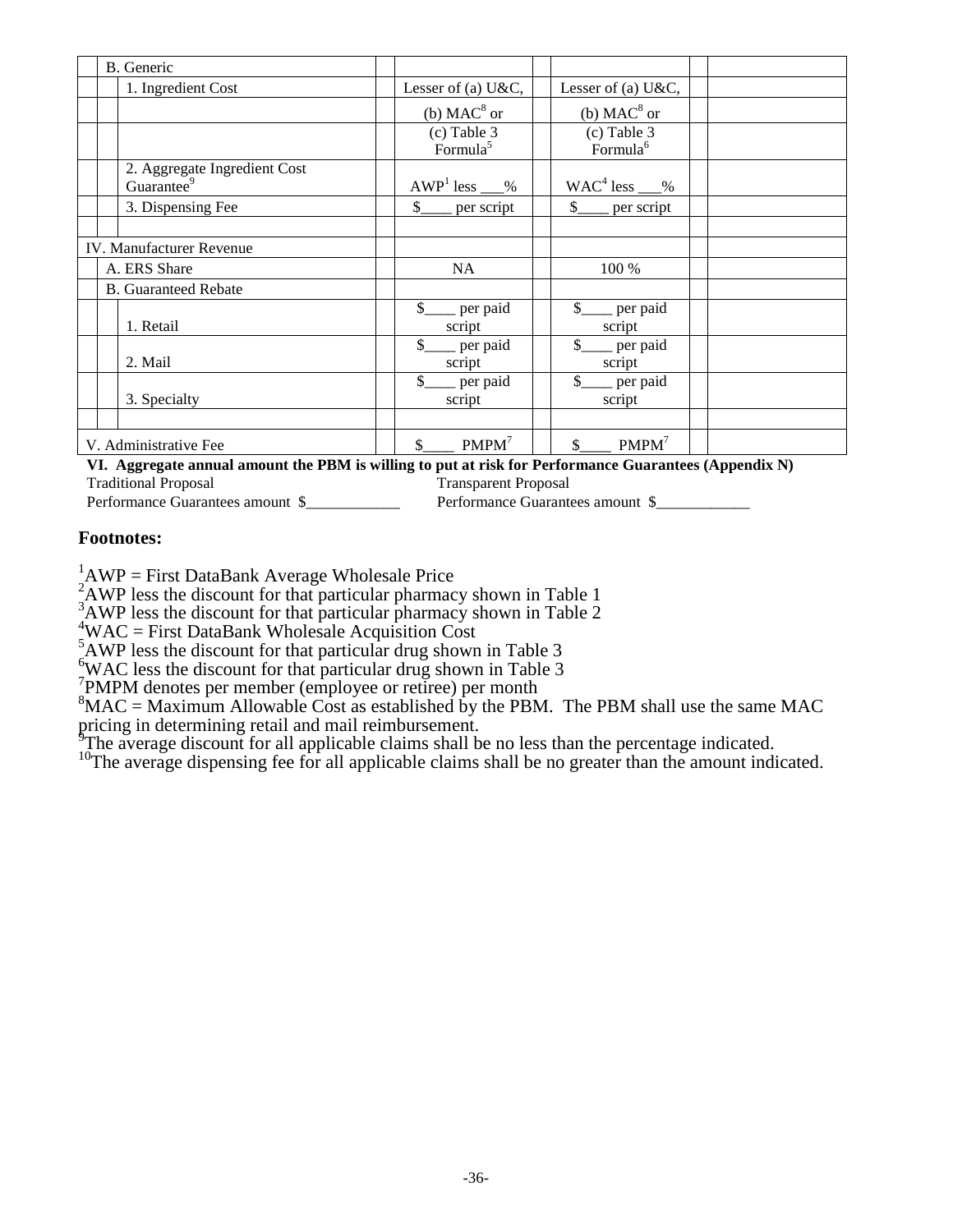| | | | | |
|---|---|---|---|---|
| B. Generic | | | | |
| 1. Ingredient Cost | | Lesser of (a) U&C, (b) MAC[8] or (c) Table 3 Formula[5] | Lesser of (a) U&C, (b) MAC[8] or (c) Table 3 Formula[6] | |
| 2. Aggregate Ingredient Cost Guarantee[9] | | AWP[1] less ___% | WAC[4] less ___% | |
| 3. Dispensing Fee | | $____ per script | $____ per script | |
| | | | | |
| IV. Manufacturer Revenue | | | | |
| A. ERS Share | | NA | 100 % | |
| B. Guaranteed Rebate | | | | |
| 1. Retail | | $____ per paid script | $____ per paid script | |
| 2. Mail | | $____ per paid script | $____ per paid script | |
| 3. Specialty | | $____ per paid script | $____ per paid script | |
| | | | | |
| V. Administrative Fee | | $____ PMPM[7] | $____ PMPM[7] | |

**VI. Aggregate annual amount the PBM is willing to put at risk for Performance Guarantees (Appendix N)**

Traditional Proposal
Performance Guarantees amount $____________

Transparent Proposal
Performance Guarantees amount $____________

### Footnotes:

[1]AWP = First DataBank Average Wholesale Price
[2]AWP less the discount for that particular pharmacy shown in Table 1
[3]AWP less the discount for that particular pharmacy shown in Table 2
[4]WAC = First DataBank Wholesale Acquisition Cost
[5]AWP less the discount for that particular drug shown in Table 3
[6]WAC less the discount for that particular drug shown in Table 3
[7]PMPM denotes per member (employee or retiree) per month
[8]MAC = Maximum Allowable Cost as established by the PBM. The PBM shall use the same MAC pricing in determining retail and mail reimbursement.
[9]The average discount for all applicable claims shall be no less than the percentage indicated.
[10]The average dispensing fee for all applicable claims shall be no greater than the amount indicated.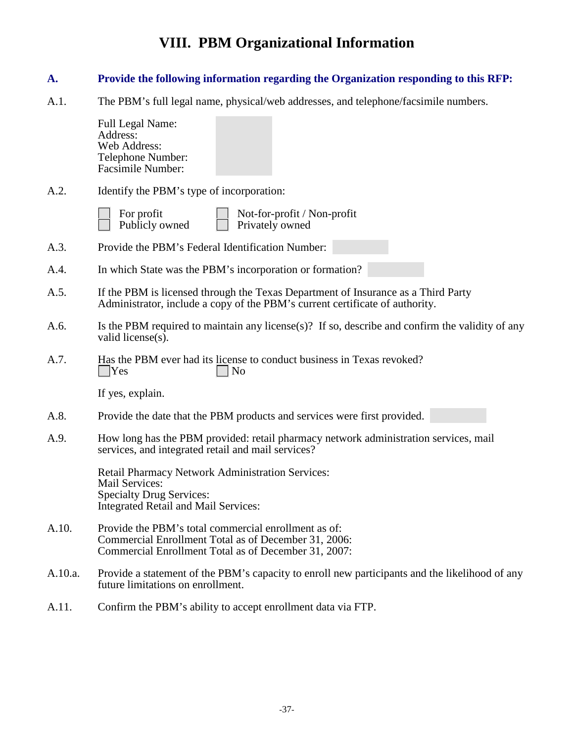# VIII. PBM Organizational Information

## A. Provide the following information regarding the Organization responding to this RFP:

A.1. The PBM's full legal name, physical/web addresses, and telephone/facsimile numbers.

Full Legal Name:
Address:
Web Address:
Telephone Number:
Facsimile Number:

A.2. Identify the PBM's type of incorporation:

☐ For profit ☐ Not-for-profit / Non-profit
☐ Publicly owned ☐ Privately owned

A.3. Provide the PBM's Federal Identification Number:

A.4. In which State was the PBM's incorporation or formation?

A.5. If the PBM is licensed through the Texas Department of Insurance as a Third Party Administrator, include a copy of the PBM's current certificate of authority.

A.6. Is the PBM required to maintain any license(s)? If so, describe and confirm the validity of any valid license(s).

A.7. Has the PBM ever had its license to conduct business in Texas revoked?
☐ Yes ☐ No

If yes, explain.

A.8. Provide the date that the PBM products and services were first provided.

A.9. How long has the PBM provided: retail pharmacy network administration services, mail services, and integrated retail and mail services?

Retail Pharmacy Network Administration Services:
Mail Services:
Specialty Drug Services:
Integrated Retail and Mail Services:

A.10. Provide the PBM's total commercial enrollment as of:
Commercial Enrollment Total as of December 31, 2006:
Commercial Enrollment Total as of December 31, 2007:

A.10.a. Provide a statement of the PBM's capacity to enroll new participants and the likelihood of any future limitations on enrollment.

A.11. Confirm the PBM's ability to accept enrollment data via FTP.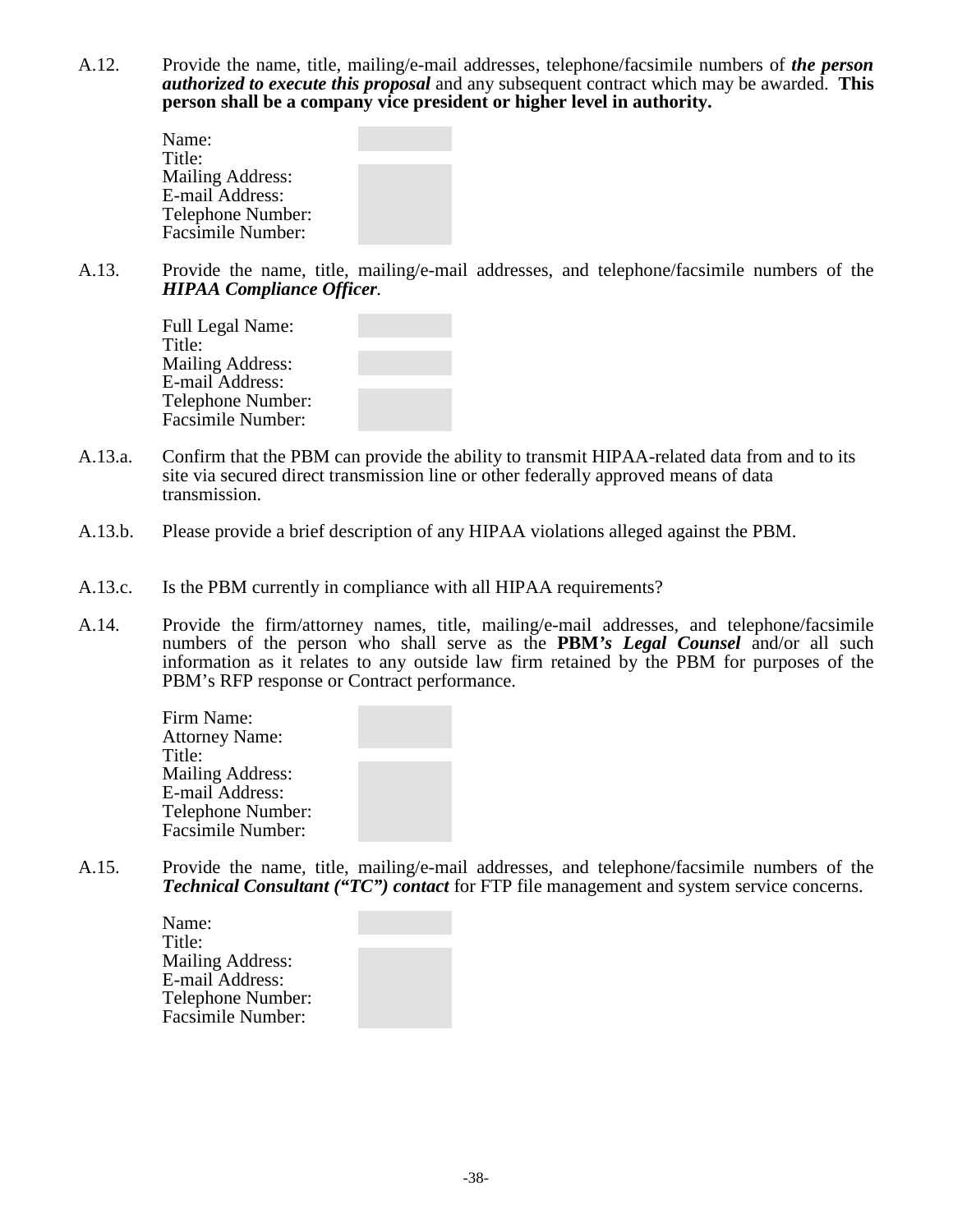A.12. Provide the name, title, mailing/e-mail addresses, telephone/facsimile numbers of ***the person authorized to execute this proposal*** and any subsequent contract which may be awarded. **This person shall be a company vice president or higher level in authority.**

Name:
Title:
Mailing Address:
E-mail Address:
Telephone Number:
Facsimile Number:

A.13. Provide the name, title, mailing/e-mail addresses, and telephone/facsimile numbers of the ***HIPAA Compliance Officer***.

Full Legal Name:
Title:
Mailing Address:
E-mail Address:
Telephone Number:
Facsimile Number:

A.13.a. Confirm that the PBM can provide the ability to transmit HIPAA-related data from and to its site via secured direct transmission line or other federally approved means of data transmission.

A.13.b. Please provide a brief description of any HIPAA violations alleged against the PBM.

A.13.c. Is the PBM currently in compliance with all HIPAA requirements?

A.14. Provide the firm/attorney names, title, mailing/e-mail addresses, and telephone/facsimile numbers of the person who shall serve as the **PBM*'s Legal Counsel*** and/or all such information as it relates to any outside law firm retained by the PBM for purposes of the PBM's RFP response or Contract performance.

Firm Name:
Attorney Name:
Title:
Mailing Address:
E-mail Address:
Telephone Number:
Facsimile Number:

A.15. Provide the name, title, mailing/e-mail addresses, and telephone/facsimile numbers of the ***Technical Consultant ("TC") contact*** for FTP file management and system service concerns.

Name:
Title:
Mailing Address:
E-mail Address:
Telephone Number:
Facsimile Number: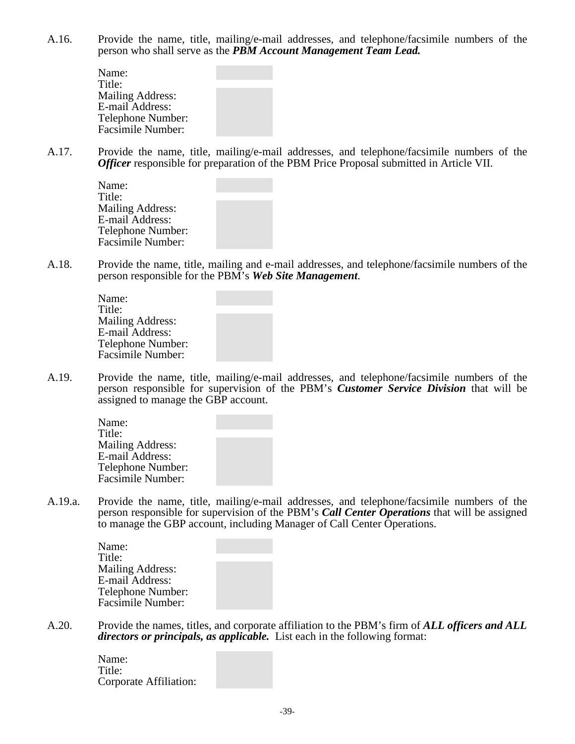A.16. Provide the name, title, mailing/e-mail addresses, and telephone/facsimile numbers of the person who shall serve as the ***PBM Account Management Team Lead.***

Name:
Title:
Mailing Address:
E-mail Address:
Telephone Number:
Facsimile Number:

A.17. Provide the name, title, mailing/e-mail addresses, and telephone/facsimile numbers of the ***Officer*** responsible for preparation of the PBM Price Proposal submitted in Article VII.

Name:
Title:
Mailing Address:
E-mail Address:
Telephone Number:
Facsimile Number:

A.18. Provide the name, title, mailing and e-mail addresses, and telephone/facsimile numbers of the person responsible for the PBM's ***Web Site Management***.

Name:
Title:
Mailing Address:
E-mail Address:
Telephone Number:
Facsimile Number:

A.19. Provide the name, title, mailing/e-mail addresses, and telephone/facsimile numbers of the person responsible for supervision of the PBM's ***Customer Service Division*** that will be assigned to manage the GBP account.

Name:
Title:
Mailing Address:
E-mail Address:
Telephone Number:
Facsimile Number:

A.19.a. Provide the name, title, mailing/e-mail addresses, and telephone/facsimile numbers of the person responsible for supervision of the PBM's ***Call Center Operations*** that will be assigned to manage the GBP account, including Manager of Call Center Operations.

Name:
Title:
Mailing Address:
E-mail Address:
Telephone Number:
Facsimile Number:

A.20. Provide the names, titles, and corporate affiliation to the PBM's firm of ***ALL officers and ALL directors or principals, as applicable.*** List each in the following format:

Name:
Title:
Corporate Affiliation: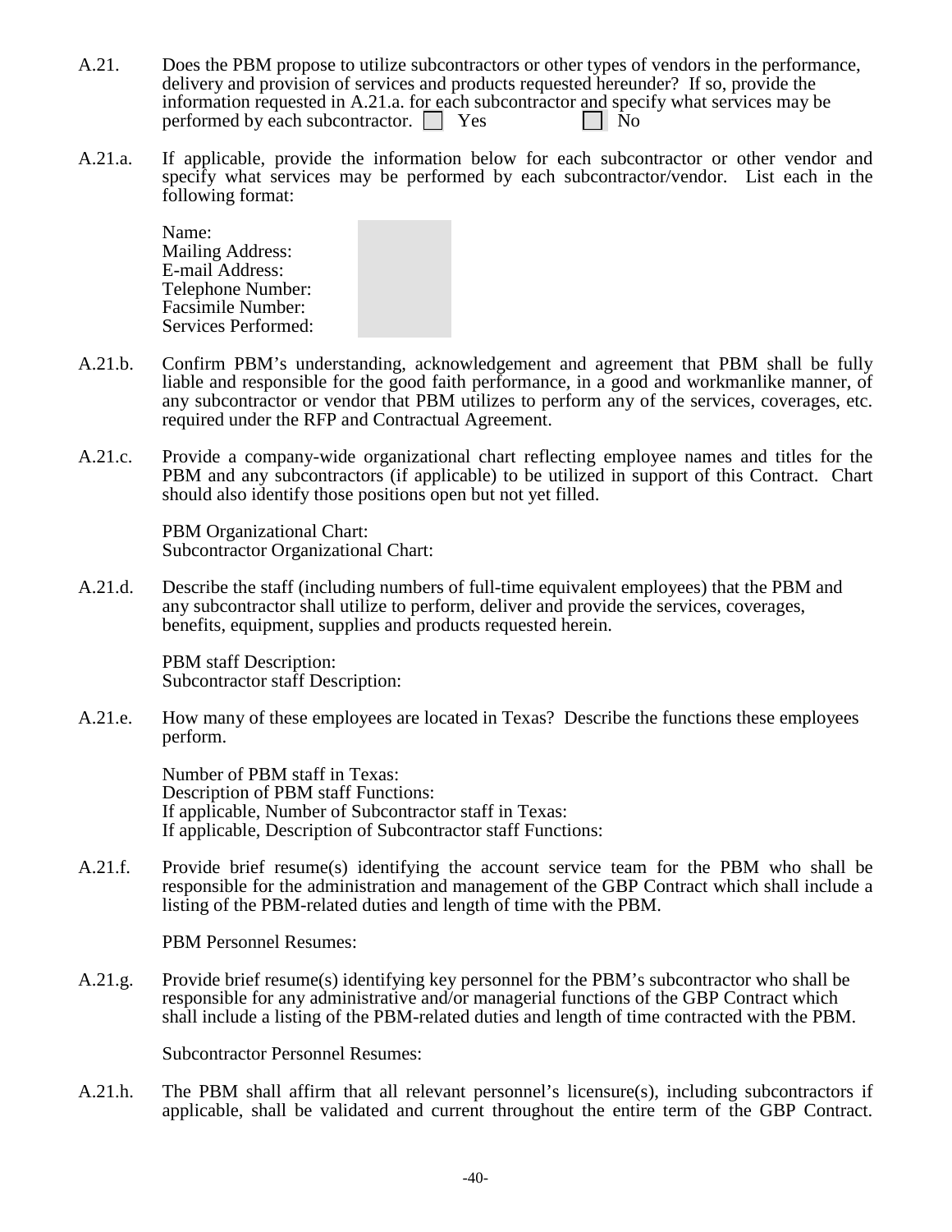A.21. Does the PBM propose to utilize subcontractors or other types of vendors in the performance, delivery and provision of services and products requested hereunder? If so, provide the information requested in A.21.a. for each subcontractor and specify what services may be performed by each subcontractor. ☐ Yes ☐ No

A.21.a. If applicable, provide the information below for each subcontractor or other vendor and specify what services may be performed by each subcontractor/vendor. List each in the following format:

Name:
Mailing Address:
E-mail Address:
Telephone Number:
Facsimile Number:
Services Performed:

A.21.b. Confirm PBM's understanding, acknowledgement and agreement that PBM shall be fully liable and responsible for the good faith performance, in a good and workmanlike manner, of any subcontractor or vendor that PBM utilizes to perform any of the services, coverages, etc. required under the RFP and Contractual Agreement.

A.21.c. Provide a company-wide organizational chart reflecting employee names and titles for the PBM and any subcontractors (if applicable) to be utilized in support of this Contract. Chart should also identify those positions open but not yet filled.

PBM Organizational Chart:
Subcontractor Organizational Chart:

A.21.d. Describe the staff (including numbers of full-time equivalent employees) that the PBM and any subcontractor shall utilize to perform, deliver and provide the services, coverages, benefits, equipment, supplies and products requested herein.

PBM staff Description:
Subcontractor staff Description:

A.21.e. How many of these employees are located in Texas? Describe the functions these employees perform.

Number of PBM staff in Texas:
Description of PBM staff Functions:
If applicable, Number of Subcontractor staff in Texas:
If applicable, Description of Subcontractor staff Functions:

A.21.f. Provide brief resume(s) identifying the account service team for the PBM who shall be responsible for the administration and management of the GBP Contract which shall include a listing of the PBM-related duties and length of time with the PBM.

PBM Personnel Resumes:

A.21.g. Provide brief resume(s) identifying key personnel for the PBM's subcontractor who shall be responsible for any administrative and/or managerial functions of the GBP Contract which shall include a listing of the PBM-related duties and length of time contracted with the PBM.

Subcontractor Personnel Resumes:

A.21.h. The PBM shall affirm that all relevant personnel's licensure(s), including subcontractors if applicable, shall be validated and current throughout the entire term of the GBP Contract.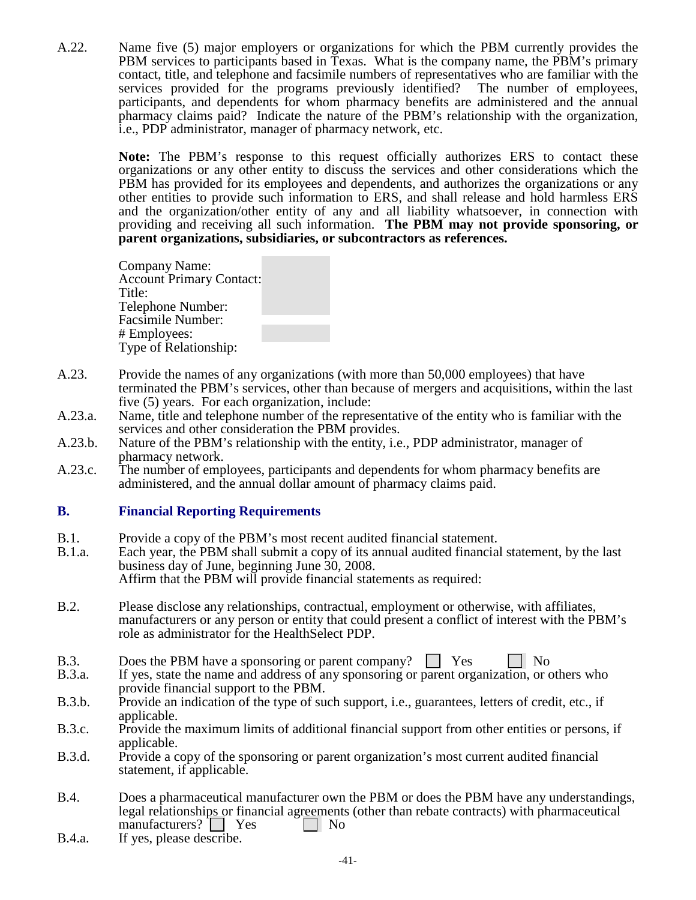A.22. Name five (5) major employers or organizations for which the PBM currently provides the PBM services to participants based in Texas. What is the company name, the PBM's primary contact, title, and telephone and facsimile numbers of representatives who are familiar with the services provided for the programs previously identified? The number of employees, participants, and dependents for whom pharmacy benefits are administered and the annual pharmacy claims paid? Indicate the nature of the PBM's relationship with the organization, i.e., PDP administrator, manager of pharmacy network, etc.

**Note:** The PBM's response to this request officially authorizes ERS to contact these organizations or any other entity to discuss the services and other considerations which the PBM has provided for its employees and dependents, and authorizes the organizations or any other entities to provide such information to ERS, and shall release and hold harmless ERS and the organization/other entity of any and all liability whatsoever, in connection with providing and receiving all such information. **The PBM may not provide sponsoring, or parent organizations, subsidiaries, or subcontractors as references.**

Company Name:
Account Primary Contact:
Title:
Telephone Number:
Facsimile Number:
# Employees:
Type of Relationship:

A.23. Provide the names of any organizations (with more than 50,000 employees) that have terminated the PBM's services, other than because of mergers and acquisitions, within the last five (5) years. For each organization, include:

A.23.a. Name, title and telephone number of the representative of the entity who is familiar with the services and other consideration the PBM provides.

A.23.b. Nature of the PBM's relationship with the entity, i.e., PDP administrator, manager of pharmacy network.

A.23.c. The number of employees, participants and dependents for whom pharmacy benefits are administered, and the annual dollar amount of pharmacy claims paid.

## B. Financial Reporting Requirements

B.1. Provide a copy of the PBM's most recent audited financial statement.

B.1.a. Each year, the PBM shall submit a copy of its annual audited financial statement, by the last business day of June, beginning June 30, 2008.
Affirm that the PBM will provide financial statements as required:

B.2. Please disclose any relationships, contractual, employment or otherwise, with affiliates, manufacturers or any person or entity that could present a conflict of interest with the PBM's role as administrator for the HealthSelect PDP.

B.3. Does the PBM have a sponsoring or parent company? ☐ Yes ☐ No

B.3.a. If yes, state the name and address of any sponsoring or parent organization, or others who provide financial support to the PBM.

B.3.b. Provide an indication of the type of such support, i.e., guarantees, letters of credit, etc., if applicable.

B.3.c. Provide the maximum limits of additional financial support from other entities or persons, if applicable.

B.3.d. Provide a copy of the sponsoring or parent organization's most current audited financial statement, if applicable.

B.4. Does a pharmaceutical manufacturer own the PBM or does the PBM have any understandings, legal relationships or financial agreements (other than rebate contracts) with pharmaceutical manufacturers? ☐ Yes ☐ No

B.4.a. If yes, please describe.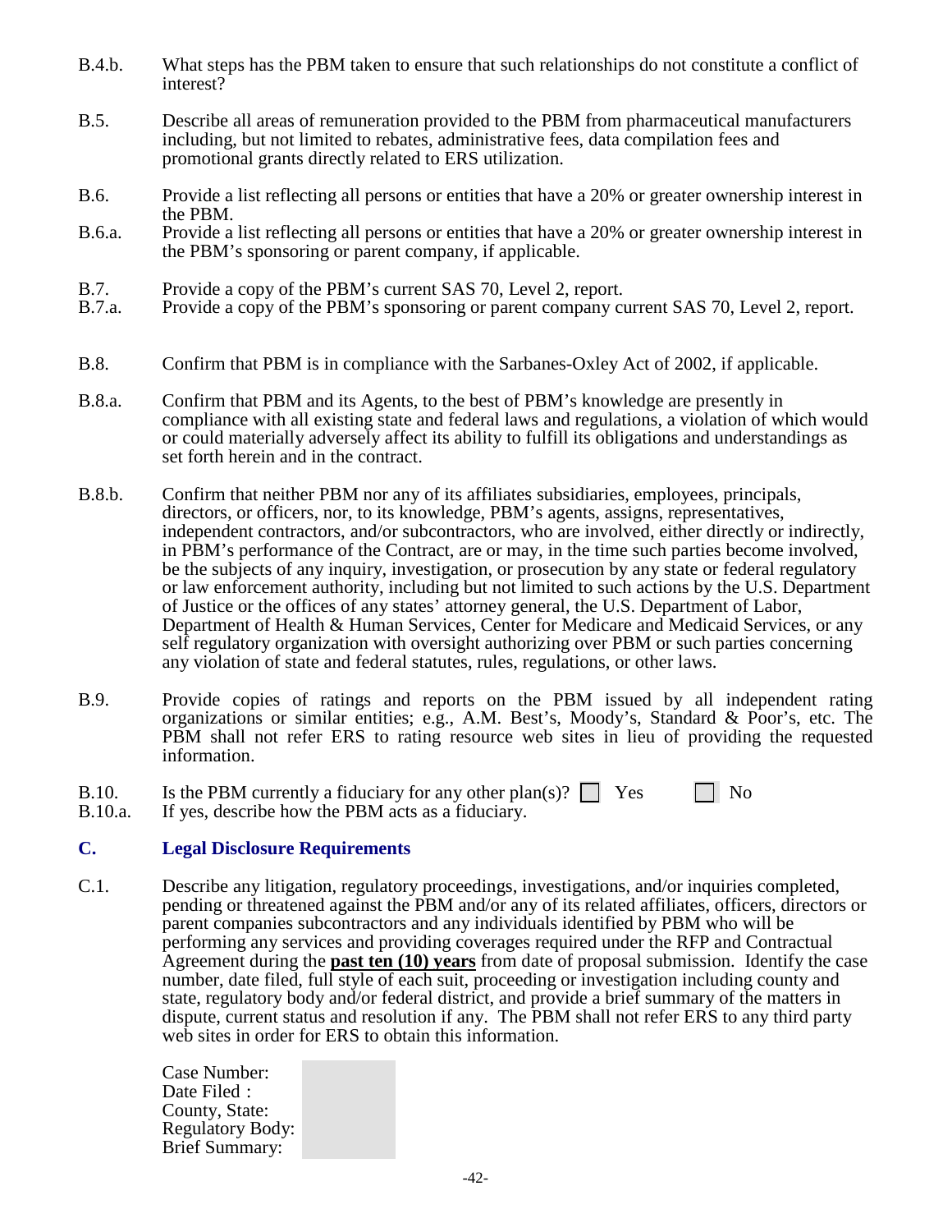B.4.b. What steps has the PBM taken to ensure that such relationships do not constitute a conflict of interest?

B.5. Describe all areas of remuneration provided to the PBM from pharmaceutical manufacturers including, but not limited to rebates, administrative fees, data compilation fees and promotional grants directly related to ERS utilization.

B.6. Provide a list reflecting all persons or entities that have a 20% or greater ownership interest in the PBM.

B.6.a. Provide a list reflecting all persons or entities that have a 20% or greater ownership interest in the PBM's sponsoring or parent company, if applicable.

B.7. Provide a copy of the PBM's current SAS 70, Level 2, report.

B.7.a. Provide a copy of the PBM's sponsoring or parent company current SAS 70, Level 2, report.

B.8. Confirm that PBM is in compliance with the Sarbanes-Oxley Act of 2002, if applicable.

B.8.a. Confirm that PBM and its Agents, to the best of PBM's knowledge are presently in compliance with all existing state and federal laws and regulations, a violation of which would or could materially adversely affect its ability to fulfill its obligations and understandings as set forth herein and in the contract.

B.8.b. Confirm that neither PBM nor any of its affiliates subsidiaries, employees, principals, directors, or officers, nor, to its knowledge, PBM's agents, assigns, representatives, independent contractors, and/or subcontractors, who are involved, either directly or indirectly, in PBM's performance of the Contract, are or may, in the time such parties become involved, be the subjects of any inquiry, investigation, or prosecution by any state or federal regulatory or law enforcement authority, including but not limited to such actions by the U.S. Department of Justice or the offices of any states' attorney general, the U.S. Department of Labor, Department of Health & Human Services, Center for Medicare and Medicaid Services, or any self regulatory organization with oversight authorizing over PBM or such parties concerning any violation of state and federal statutes, rules, regulations, or other laws.

B.9. Provide copies of ratings and reports on the PBM issued by all independent rating organizations or similar entities; e.g., A.M. Best's, Moody's, Standard & Poor's, etc. The PBM shall not refer ERS to rating resource web sites in lieu of providing the requested information.

B.10. Is the PBM currently a fiduciary for any other plan(s)? ☐ Yes ☐ No

B.10.a. If yes, describe how the PBM acts as a fiduciary.

## C. Legal Disclosure Requirements

C.1. Describe any litigation, regulatory proceedings, investigations, and/or inquiries completed, pending or threatened against the PBM and/or any of its related affiliates, officers, directors or parent companies subcontractors and any individuals identified by PBM who will be performing any services and providing coverages required under the RFP and Contractual Agreement during the **past ten (10) years** from date of proposal submission. Identify the case number, date filed, full style of each suit, proceeding or investigation including county and state, regulatory body and/or federal district, and provide a brief summary of the matters in dispute, current status and resolution if any. The PBM shall not refer ERS to any third party web sites in order for ERS to obtain this information.

Case Number:
Date Filed :
County, State:
Regulatory Body:
Brief Summary: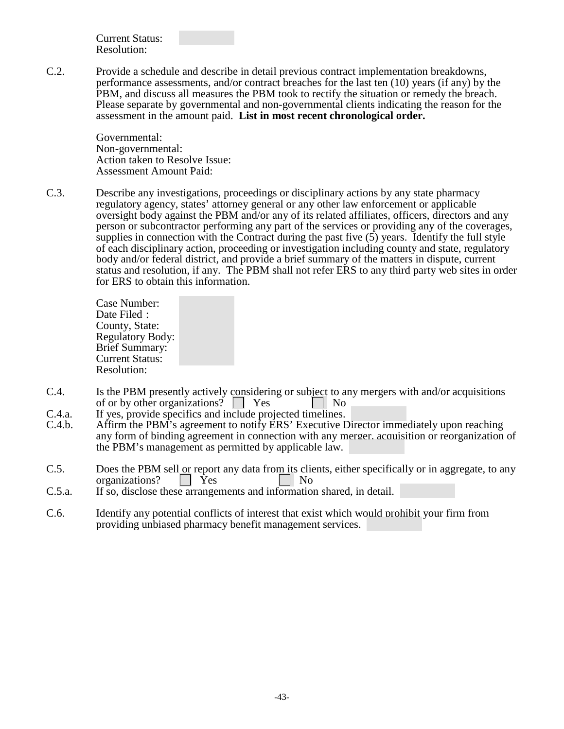Current Status:
Resolution:

C.2. Provide a schedule and describe in detail previous contract implementation breakdowns, performance assessments, and/or contract breaches for the last ten (10) years (if any) by the PBM, and discuss all measures the PBM took to rectify the situation or remedy the breach. Please separate by governmental and non-governmental clients indicating the reason for the assessment in the amount paid. **List in most recent chronological order.**

Governmental:
Non-governmental:
Action taken to Resolve Issue:
Assessment Amount Paid:

C.3. Describe any investigations, proceedings or disciplinary actions by any state pharmacy regulatory agency, states' attorney general or any other law enforcement or applicable oversight body against the PBM and/or any of its related affiliates, officers, directors and any person or subcontractor performing any part of the services or providing any of the coverages, supplies in connection with the Contract during the past five (5) years. Identify the full style of each disciplinary action, proceeding or investigation including county and state, regulatory body and/or federal district, and provide a brief summary of the matters in dispute, current status and resolution, if any. The PBM shall not refer ERS to any third party web sites in order for ERS to obtain this information.

Case Number:
Date Filed :
County, State:
Regulatory Body:
Brief Summary:
Current Status:
Resolution:

C.4. Is the PBM presently actively considering or subject to any mergers with and/or acquisitions of or by other organizations? ☐ Yes ☐ No

C.4.a. If yes, provide specifics and include projected timelines.

C.4.b. Affirm the PBM's agreement to notify ERS' Executive Director immediately upon reaching any form of binding agreement in connection with any merger, acquisition or reorganization of the PBM's management as permitted by applicable law.

C.5. Does the PBM sell or report any data from its clients, either specifically or in aggregate, to any organizations? ☐ Yes ☐ No

C.5.a. If so, disclose these arrangements and information shared, in detail.

C.6. Identify any potential conflicts of interest that exist which would prohibit your firm from providing unbiased pharmacy benefit management services.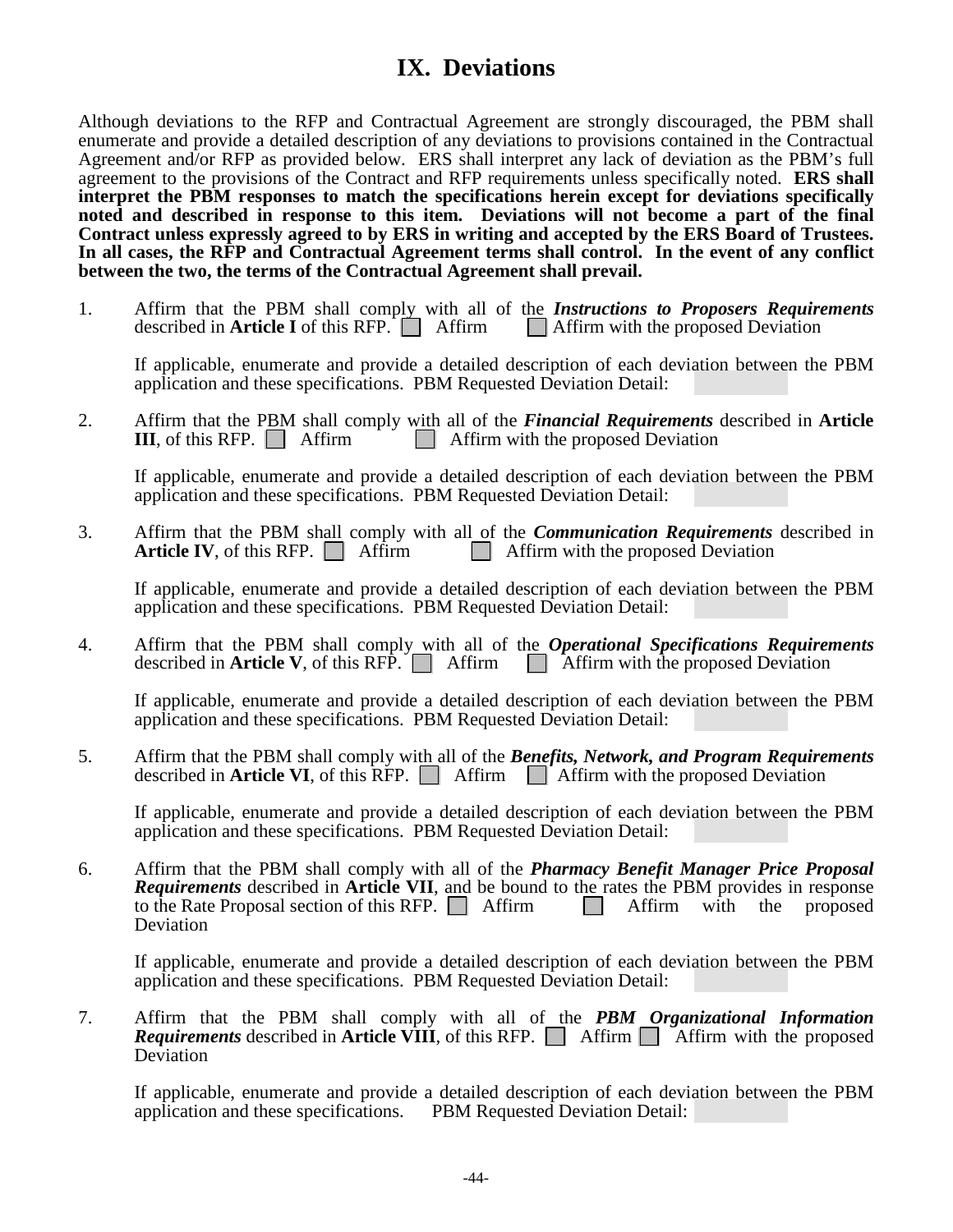# IX. Deviations

Although deviations to the RFP and Contractual Agreement are strongly discouraged, the PBM shall enumerate and provide a detailed description of any deviations to provisions contained in the Contractual Agreement and/or RFP as provided below. ERS shall interpret any lack of deviation as the PBM's full agreement to the provisions of the Contract and RFP requirements unless specifically noted. **ERS shall interpret the PBM responses to match the specifications herein except for deviations specifically noted and described in response to this item. Deviations will not become a part of the final Contract unless expressly agreed to by ERS in writing and accepted by the ERS Board of Trustees. In all cases, the RFP and Contractual Agreement terms shall control. In the event of any conflict between the two, the terms of the Contractual Agreement shall prevail.**

1. Affirm that the PBM shall comply with all of the ***Instructions to Proposers Requirements*** described in **Article I** of this RFP. ☐ Affirm ☐ Affirm with the proposed Deviation

   If applicable, enumerate and provide a detailed description of each deviation between the PBM application and these specifications. PBM Requested Deviation Detail:

2. Affirm that the PBM shall comply with all of the ***Financial Requirements*** described in **Article III**, of this RFP. ☐ Affirm ☐ Affirm with the proposed Deviation

   If applicable, enumerate and provide a detailed description of each deviation between the PBM application and these specifications. PBM Requested Deviation Detail:

3. Affirm that the PBM shall comply with all of the ***Communication Requirements*** described in **Article IV**, of this RFP. ☐ Affirm ☐ Affirm with the proposed Deviation

   If applicable, enumerate and provide a detailed description of each deviation between the PBM application and these specifications. PBM Requested Deviation Detail:

4. Affirm that the PBM shall comply with all of the ***Operational Specifications Requirements*** described in **Article V**, of this RFP. ☐ Affirm ☐ Affirm with the proposed Deviation

   If applicable, enumerate and provide a detailed description of each deviation between the PBM application and these specifications. PBM Requested Deviation Detail:

5. Affirm that the PBM shall comply with all of the ***Benefits, Network, and Program Requirements*** described in **Article VI**, of this RFP. ☐ Affirm ☐ Affirm with the proposed Deviation

   If applicable, enumerate and provide a detailed description of each deviation between the PBM application and these specifications. PBM Requested Deviation Detail:

6. Affirm that the PBM shall comply with all of the ***Pharmacy Benefit Manager Price Proposal Requirements*** described in **Article VII**, and be bound to the rates the PBM provides in response to the Rate Proposal section of this RFP. ☐ Affirm ☐ Affirm with the proposed Deviation

   If applicable, enumerate and provide a detailed description of each deviation between the PBM application and these specifications. PBM Requested Deviation Detail:

7. Affirm that the PBM shall comply with all of the ***PBM Organizational Information Requirements*** described in **Article VIII**, of this RFP. ☐ Affirm ☐ Affirm with the proposed Deviation

   If applicable, enumerate and provide a detailed description of each deviation between the PBM application and these specifications. PBM Requested Deviation Detail: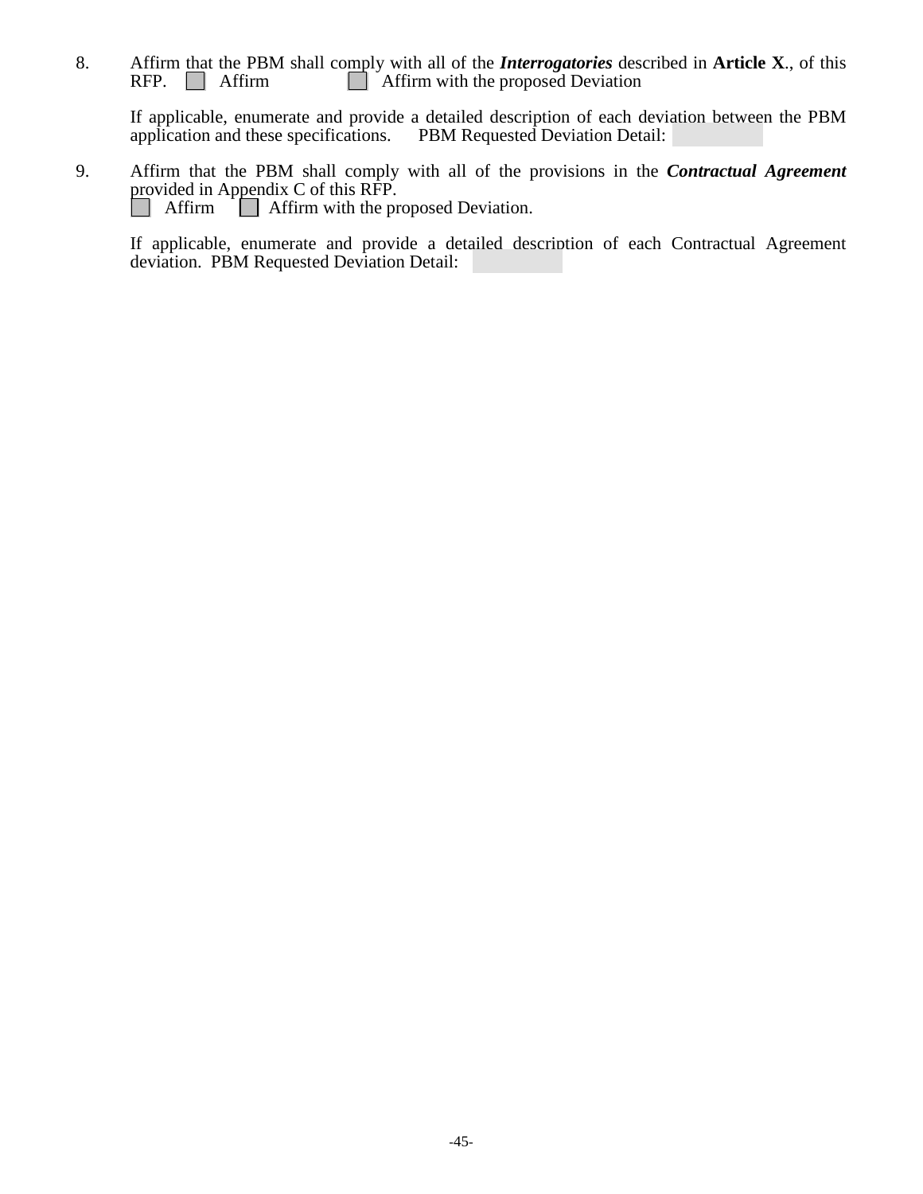8. Affirm that the PBM shall comply with all of the ***Interrogatories*** described in **Article X**., of this RFP. ☐ Affirm ☐ Affirm with the proposed Deviation

   If applicable, enumerate and provide a detailed description of each deviation between the PBM application and these specifications. PBM Requested Deviation Detail:

9. Affirm that the PBM shall comply with all of the provisions in the ***Contractual Agreement*** provided in Appendix C of this RFP.
   ☐ Affirm ☐ Affirm with the proposed Deviation.

   If applicable, enumerate and provide a detailed description of each Contractual Agreement deviation. PBM Requested Deviation Detail: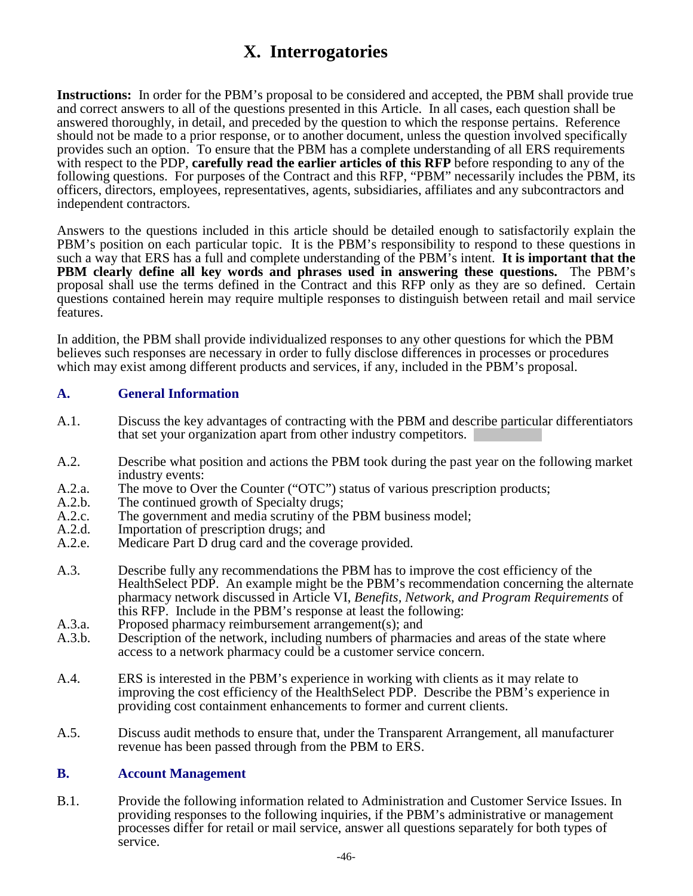# X. Interrogatories

**Instructions:** In order for the PBM's proposal to be considered and accepted, the PBM shall provide true and correct answers to all of the questions presented in this Article. In all cases, each question shall be answered thoroughly, in detail, and preceded by the question to which the response pertains. Reference should not be made to a prior response, or to another document, unless the question involved specifically provides such an option. To ensure that the PBM has a complete understanding of all ERS requirements with respect to the PDP, **carefully read the earlier articles of this RFP** before responding to any of the following questions. For purposes of the Contract and this RFP, "PBM" necessarily includes the PBM, its officers, directors, employees, representatives, agents, subsidiaries, affiliates and any subcontractors and independent contractors.

Answers to the questions included in this article should be detailed enough to satisfactorily explain the PBM's position on each particular topic. It is the PBM's responsibility to respond to these questions in such a way that ERS has a full and complete understanding of the PBM's intent. **It is important that the PBM clearly define all key words and phrases used in answering these questions.** The PBM's proposal shall use the terms defined in the Contract and this RFP only as they are so defined. Certain questions contained herein may require multiple responses to distinguish between retail and mail service features.

In addition, the PBM shall provide individualized responses to any other questions for which the PBM believes such responses are necessary in order to fully disclose differences in processes or procedures which may exist among different products and services, if any, included in the PBM's proposal.

## A. General Information

A.1. Discuss the key advantages of contracting with the PBM and describe particular differentiators that set your organization apart from other industry competitors.

A.2. Describe what position and actions the PBM took during the past year on the following market industry events:

A.2.a. The move to Over the Counter ("OTC") status of various prescription products;

A.2.b. The continued growth of Specialty drugs;

A.2.c. The government and media scrutiny of the PBM business model;

A.2.d. Importation of prescription drugs; and

A.2.e. Medicare Part D drug card and the coverage provided.

A.3. Describe fully any recommendations the PBM has to improve the cost efficiency of the HealthSelect PDP. An example might be the PBM's recommendation concerning the alternate pharmacy network discussed in Article VI, *Benefits, Network, and Program Requirements* of this RFP. Include in the PBM's response at least the following:

A.3.a. Proposed pharmacy reimbursement arrangement(s); and

A.3.b. Description of the network, including numbers of pharmacies and areas of the state where access to a network pharmacy could be a customer service concern.

A.4. ERS is interested in the PBM's experience in working with clients as it may relate to improving the cost efficiency of the HealthSelect PDP. Describe the PBM's experience in providing cost containment enhancements to former and current clients.

A.5. Discuss audit methods to ensure that, under the Transparent Arrangement, all manufacturer revenue has been passed through from the PBM to ERS.

## B. Account Management

B.1. Provide the following information related to Administration and Customer Service Issues. In providing responses to the following inquiries, if the PBM's administrative or management processes differ for retail or mail service, answer all questions separately for both types of service.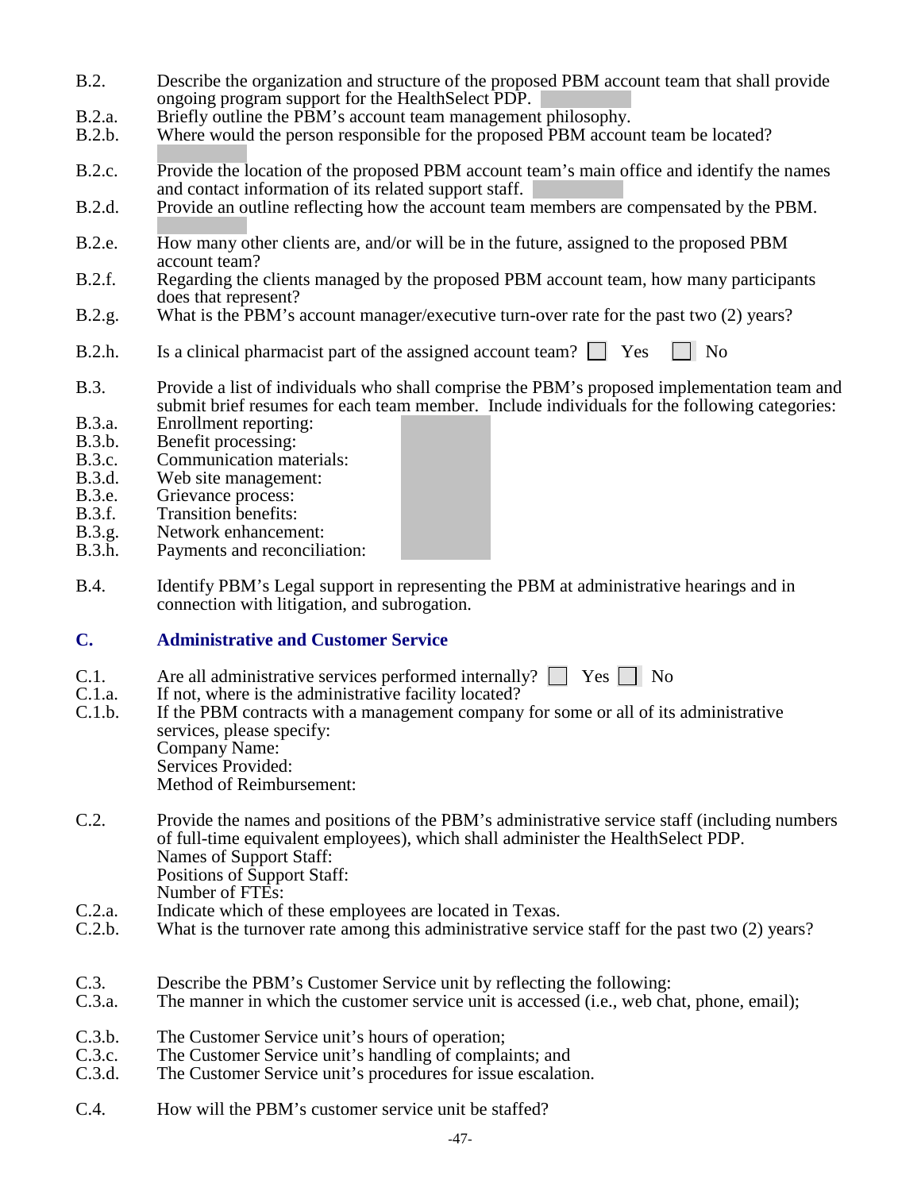B.2. Describe the organization and structure of the proposed PBM account team that shall provide ongoing program support for the HealthSelect PDP.

B.2.a. Briefly outline the PBM's account team management philosophy.

B.2.b. Where would the person responsible for the proposed PBM account team be located?

B.2.c. Provide the location of the proposed PBM account team's main office and identify the names and contact information of its related support staff.

B.2.d. Provide an outline reflecting how the account team members are compensated by the PBM.

B.2.e. How many other clients are, and/or will be in the future, assigned to the proposed PBM account team?

B.2.f. Regarding the clients managed by the proposed PBM account team, how many participants does that represent?

B.2.g. What is the PBM's account manager/executive turn-over rate for the past two (2) years?

B.2.h. Is a clinical pharmacist part of the assigned account team? ☐ Yes ☐ No

B.3. Provide a list of individuals who shall comprise the PBM's proposed implementation team and submit brief resumes for each team member. Include individuals for the following categories:

B.3.a. Enrollment reporting:

B.3.b. Benefit processing:

B.3.c. Communication materials:

B.3.d. Web site management:

B.3.e. Grievance process:

B.3.f. Transition benefits:

B.3.g. Network enhancement:

B.3.h. Payments and reconciliation:

B.4. Identify PBM's Legal support in representing the PBM at administrative hearings and in connection with litigation, and subrogation.

## C. Administrative and Customer Service

C.1. Are all administrative services performed internally? ☐ Yes ☐ No

C.1.a. If not, where is the administrative facility located?

C.1.b. If the PBM contracts with a management company for some or all of its administrative services, please specify:
Company Name:
Services Provided:
Method of Reimbursement:

C.2. Provide the names and positions of the PBM's administrative service staff (including numbers of full-time equivalent employees), which shall administer the HealthSelect PDP.
Names of Support Staff:
Positions of Support Staff:
Number of FTEs:

C.2.a. Indicate which of these employees are located in Texas.

C.2.b. What is the turnover rate among this administrative service staff for the past two (2) years?

C.3. Describe the PBM's Customer Service unit by reflecting the following:

C.3.a. The manner in which the customer service unit is accessed (i.e., web chat, phone, email);

C.3.b. The Customer Service unit's hours of operation;

C.3.c. The Customer Service unit's handling of complaints; and

C.3.d. The Customer Service unit's procedures for issue escalation.

C.4. How will the PBM's customer service unit be staffed?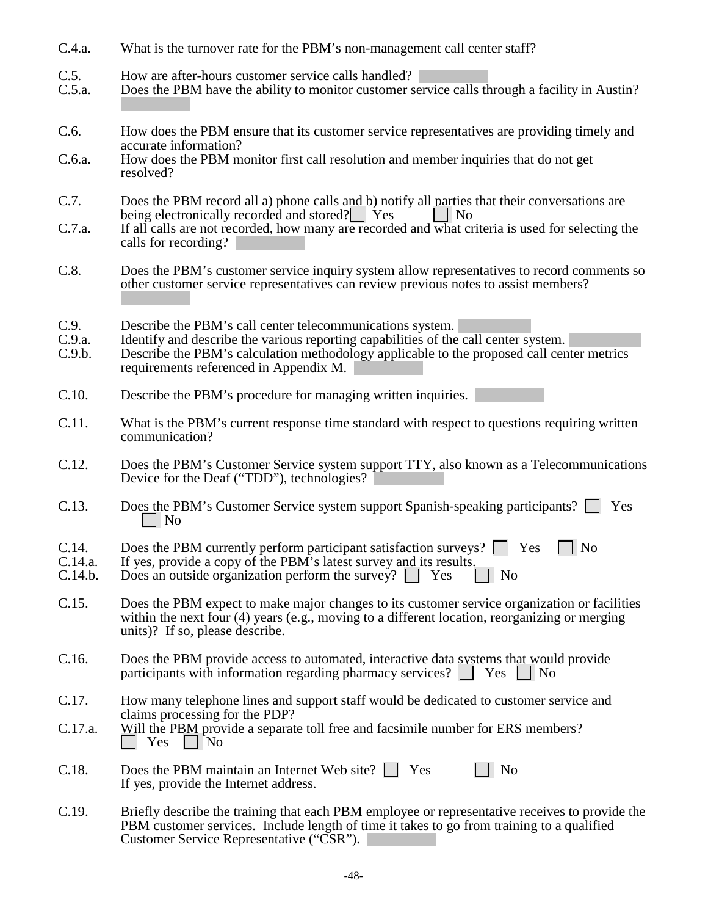C.4.a. What is the turnover rate for the PBM's non-management call center staff?

C.5. How are after-hours customer service calls handled?

C.5.a. Does the PBM have the ability to monitor customer service calls through a facility in Austin?

C.6. How does the PBM ensure that its customer service representatives are providing timely and accurate information?

C.6.a. How does the PBM monitor first call resolution and member inquiries that do not get resolved?

C.7. Does the PBM record all a) phone calls and b) notify all parties that their conversations are being electronically recorded and stored? ☐ Yes ☐ No

C.7.a. If all calls are not recorded, how many are recorded and what criteria is used for selecting the calls for recording?

C.8. Does the PBM's customer service inquiry system allow representatives to record comments so other customer service representatives can review previous notes to assist members?

C.9. Describe the PBM's call center telecommunications system.

C.9.a. Identify and describe the various reporting capabilities of the call center system.

C.9.b. Describe the PBM's calculation methodology applicable to the proposed call center metrics requirements referenced in Appendix M.

C.10. Describe the PBM's procedure for managing written inquiries.

C.11. What is the PBM's current response time standard with respect to questions requiring written communication?

C.12. Does the PBM's Customer Service system support TTY, also known as a Telecommunications Device for the Deaf ("TDD"), technologies?

C.13. Does the PBM's Customer Service system support Spanish-speaking participants? ☐ Yes ☐ No

C.14. Does the PBM currently perform participant satisfaction surveys? ☐ Yes ☐ No

C.14.a. If yes, provide a copy of the PBM's latest survey and its results.

C.14.b. Does an outside organization perform the survey? ☐ Yes ☐ No

C.15. Does the PBM expect to make major changes to its customer service organization or facilities within the next four (4) years (e.g., moving to a different location, reorganizing or merging units)? If so, please describe.

C.16. Does the PBM provide access to automated, interactive data systems that would provide participants with information regarding pharmacy services? ☐ Yes ☐ No

C.17. How many telephone lines and support staff would be dedicated to customer service and claims processing for the PDP?

C.17.a. Will the PBM provide a separate toll free and facsimile number for ERS members? ☐ Yes ☐ No

C.18. Does the PBM maintain an Internet Web site? ☐ Yes ☐ No
If yes, provide the Internet address.

C.19. Briefly describe the training that each PBM employee or representative receives to provide the PBM customer services. Include length of time it takes to go from training to a qualified Customer Service Representative ("CSR").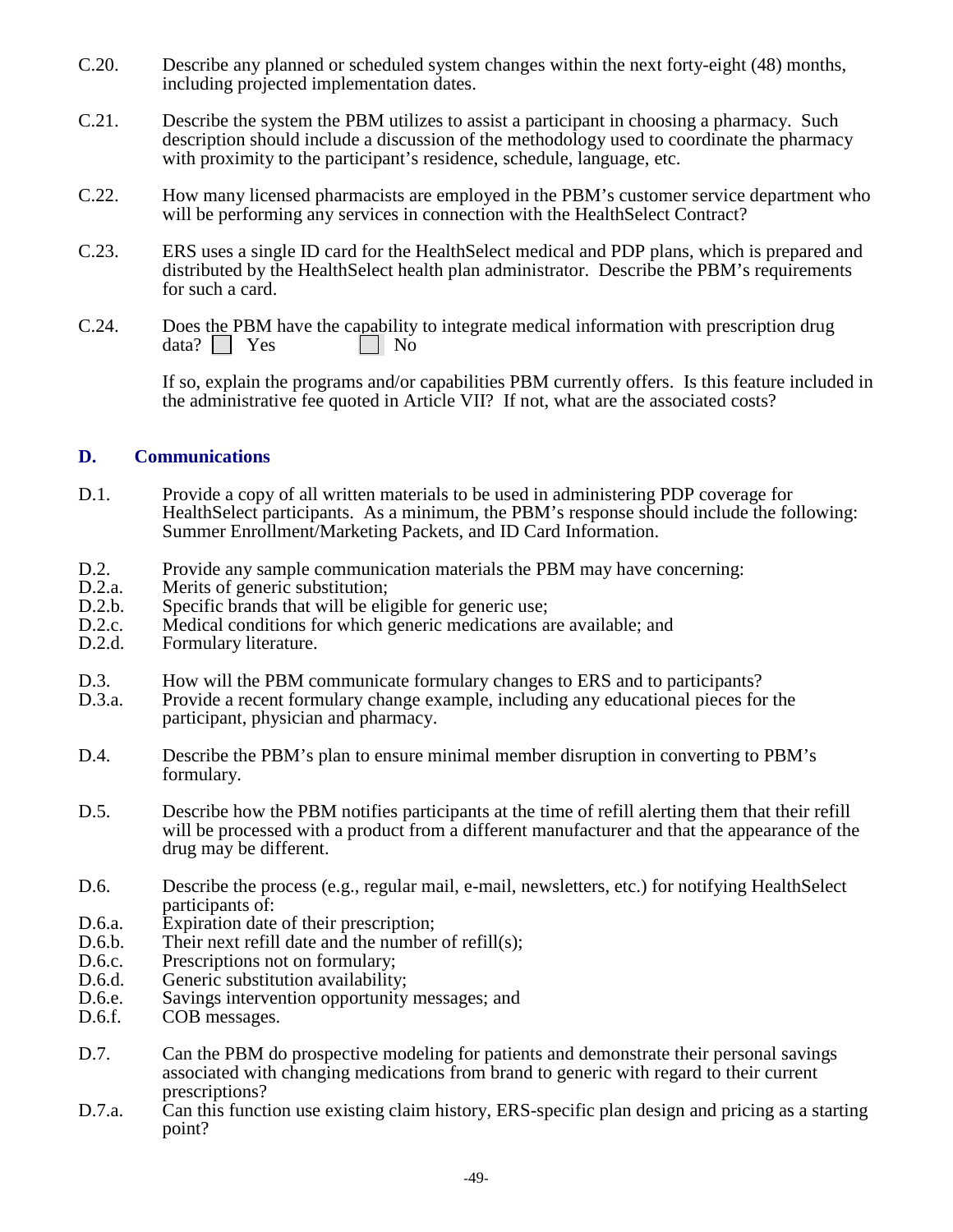C.20. Describe any planned or scheduled system changes within the next forty-eight (48) months, including projected implementation dates.

C.21. Describe the system the PBM utilizes to assist a participant in choosing a pharmacy. Such description should include a discussion of the methodology used to coordinate the pharmacy with proximity to the participant's residence, schedule, language, etc.

C.22. How many licensed pharmacists are employed in the PBM's customer service department who will be performing any services in connection with the HealthSelect Contract?

C.23. ERS uses a single ID card for the HealthSelect medical and PDP plans, which is prepared and distributed by the HealthSelect health plan administrator. Describe the PBM's requirements for such a card.

C.24. Does the PBM have the capability to integrate medical information with prescription drug data? ☐ Yes ☐ No

If so, explain the programs and/or capabilities PBM currently offers. Is this feature included in the administrative fee quoted in Article VII? If not, what are the associated costs?

## D. Communications

D.1. Provide a copy of all written materials to be used in administering PDP coverage for HealthSelect participants. As a minimum, the PBM's response should include the following: Summer Enrollment/Marketing Packets, and ID Card Information.

D.2. Provide any sample communication materials the PBM may have concerning:
D.2.a. Merits of generic substitution;
D.2.b. Specific brands that will be eligible for generic use;
D.2.c. Medical conditions for which generic medications are available; and
D.2.d. Formulary literature.

D.3. How will the PBM communicate formulary changes to ERS and to participants?
D.3.a. Provide a recent formulary change example, including any educational pieces for the participant, physician and pharmacy.

D.4. Describe the PBM's plan to ensure minimal member disruption in converting to PBM's formulary.

D.5. Describe how the PBM notifies participants at the time of refill alerting them that their refill will be processed with a product from a different manufacturer and that the appearance of the drug may be different.

D.6. Describe the process (e.g., regular mail, e-mail, newsletters, etc.) for notifying HealthSelect participants of:
D.6.a. Expiration date of their prescription;
D.6.b. Their next refill date and the number of refill(s);
D.6.c. Prescriptions not on formulary;
D.6.d. Generic substitution availability;
D.6.e. Savings intervention opportunity messages; and
D.6.f. COB messages.

D.7. Can the PBM do prospective modeling for patients and demonstrate their personal savings associated with changing medications from brand to generic with regard to their current prescriptions?
D.7.a. Can this function use existing claim history, ERS-specific plan design and pricing as a starting point?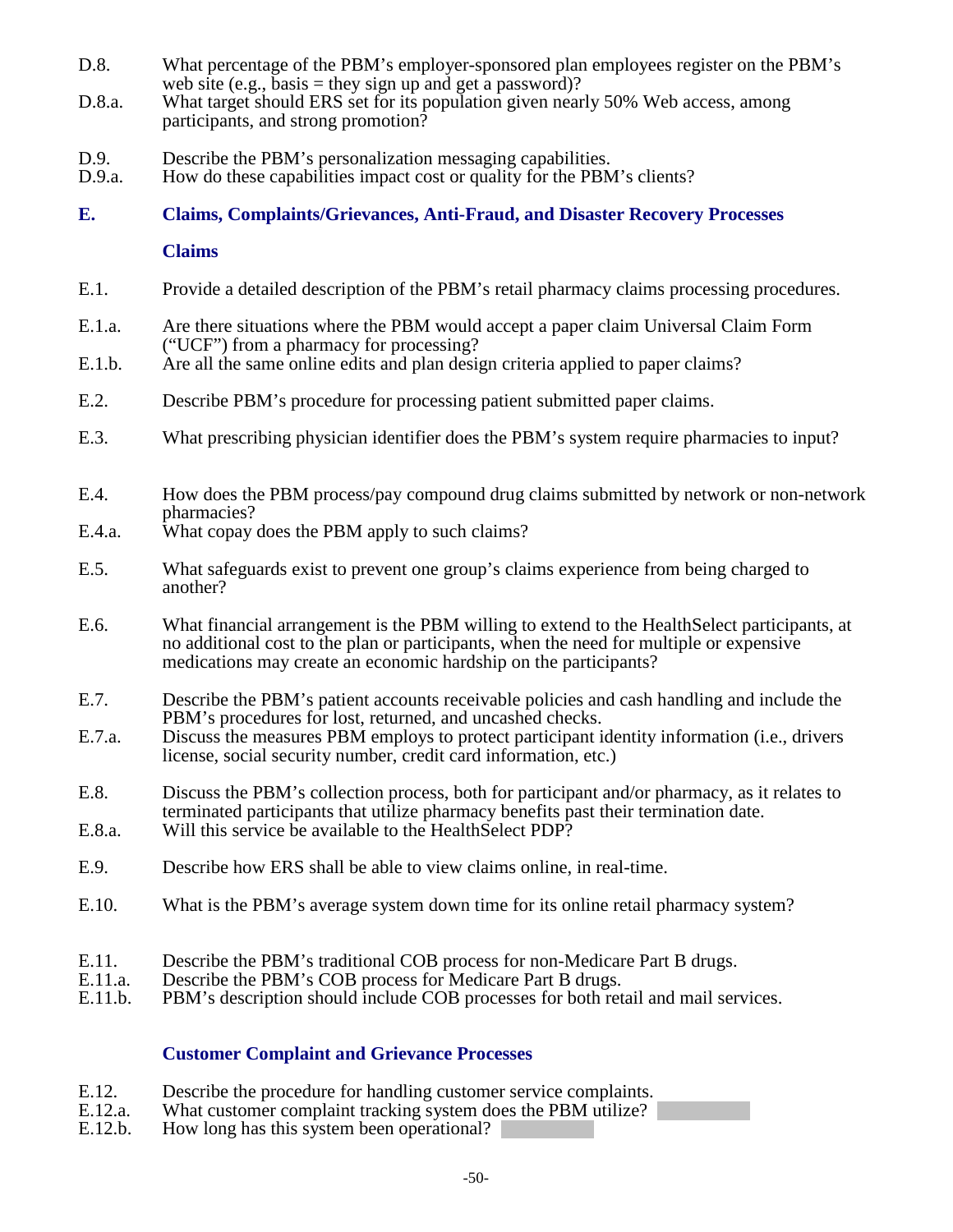D.8. What percentage of the PBM's employer-sponsored plan employees register on the PBM's web site (e.g., basis = they sign up and get a password)?

D.8.a. What target should ERS set for its population given nearly 50% Web access, among participants, and strong promotion?

D.9. Describe the PBM's personalization messaging capabilities.

D.9.a. How do these capabilities impact cost or quality for the PBM's clients?

## E. Claims, Complaints/Grievances, Anti-Fraud, and Disaster Recovery Processes

### Claims

E.1. Provide a detailed description of the PBM's retail pharmacy claims processing procedures.

E.1.a. Are there situations where the PBM would accept a paper claim Universal Claim Form ("UCF") from a pharmacy for processing?

E.1.b. Are all the same online edits and plan design criteria applied to paper claims?

E.2. Describe PBM's procedure for processing patient submitted paper claims.

E.3. What prescribing physician identifier does the PBM's system require pharmacies to input?

E.4. How does the PBM process/pay compound drug claims submitted by network or non-network pharmacies?

E.4.a. What copay does the PBM apply to such claims?

E.5. What safeguards exist to prevent one group's claims experience from being charged to another?

E.6. What financial arrangement is the PBM willing to extend to the HealthSelect participants, at no additional cost to the plan or participants, when the need for multiple or expensive medications may create an economic hardship on the participants?

E.7. Describe the PBM's patient accounts receivable policies and cash handling and include the PBM's procedures for lost, returned, and uncashed checks.

E.7.a. Discuss the measures PBM employs to protect participant identity information (i.e., drivers license, social security number, credit card information, etc.)

E.8. Discuss the PBM's collection process, both for participant and/or pharmacy, as it relates to terminated participants that utilize pharmacy benefits past their termination date.

E.8.a. Will this service be available to the HealthSelect PDP?

E.9. Describe how ERS shall be able to view claims online, in real-time.

E.10. What is the PBM's average system down time for its online retail pharmacy system?

E.11. Describe the PBM's traditional COB process for non-Medicare Part B drugs.

E.11.a. Describe the PBM's COB process for Medicare Part B drugs.

E.11.b. PBM's description should include COB processes for both retail and mail services.

### Customer Complaint and Grievance Processes

E.12. Describe the procedure for handling customer service complaints.

E.12.a. What customer complaint tracking system does the PBM utilize?

E.12.b. How long has this system been operational?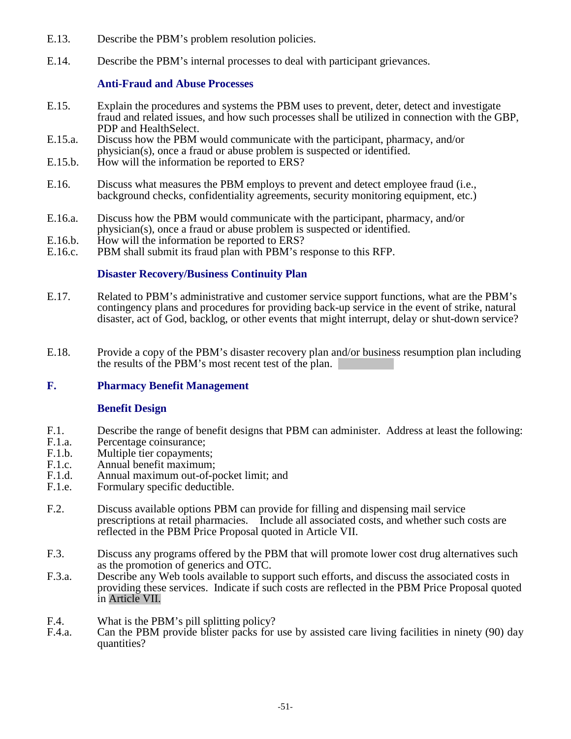E.13. Describe the PBM's problem resolution policies.

E.14. Describe the PBM's internal processes to deal with participant grievances.

**Anti-Fraud and Abuse Processes**

E.15. Explain the procedures and systems the PBM uses to prevent, deter, detect and investigate fraud and related issues, and how such processes shall be utilized in connection with the GBP, PDP and HealthSelect.

E.15.a. Discuss how the PBM would communicate with the participant, pharmacy, and/or physician(s), once a fraud or abuse problem is suspected or identified.

E.15.b. How will the information be reported to ERS?

E.16. Discuss what measures the PBM employs to prevent and detect employee fraud (i.e., background checks, confidentiality agreements, security monitoring equipment, etc.)

E.16.a. Discuss how the PBM would communicate with the participant, pharmacy, and/or physician(s), once a fraud or abuse problem is suspected or identified.

E.16.b. How will the information be reported to ERS?

E.16.c. PBM shall submit its fraud plan with PBM's response to this RFP.

**Disaster Recovery/Business Continuity Plan**

E.17. Related to PBM's administrative and customer service support functions, what are the PBM's contingency plans and procedures for providing back-up service in the event of strike, natural disaster, act of God, backlog, or other events that might interrupt, delay or shut-down service?

E.18. Provide a copy of the PBM's disaster recovery plan and/or business resumption plan including the results of the PBM's most recent test of the plan.

## F. Pharmacy Benefit Management

**Benefit Design**

F.1. Describe the range of benefit designs that PBM can administer. Address at least the following:

F.1.a. Percentage coinsurance;

F.1.b. Multiple tier copayments;

F.1.c. Annual benefit maximum;

F.1.d. Annual maximum out-of-pocket limit; and

F.1.e. Formulary specific deductible.

F.2. Discuss available options PBM can provide for filling and dispensing mail service prescriptions at retail pharmacies. Include all associated costs, and whether such costs are reflected in the PBM Price Proposal quoted in Article VII.

F.3. Discuss any programs offered by the PBM that will promote lower cost drug alternatives such as the promotion of generics and OTC.

F.3.a. Describe any Web tools available to support such efforts, and discuss the associated costs in providing these services. Indicate if such costs are reflected in the PBM Price Proposal quoted in Article VII.

F.4. What is the PBM's pill splitting policy?

F.4.a. Can the PBM provide blister packs for use by assisted care living facilities in ninety (90) day quantities?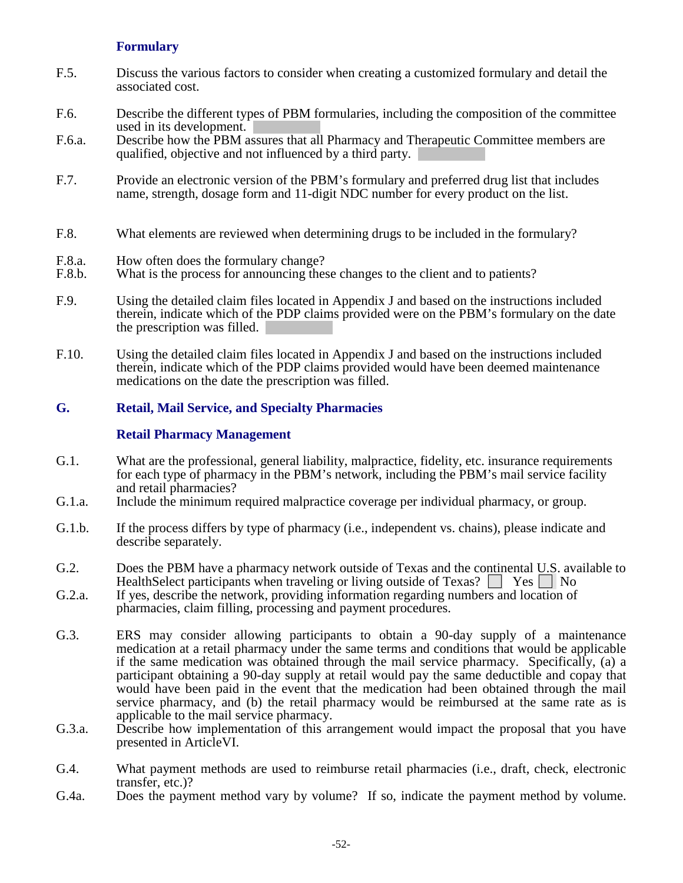### Formulary

F.5. Discuss the various factors to consider when creating a customized formulary and detail the associated cost.

F.6. Describe the different types of PBM formularies, including the composition of the committee used in its development.

F.6.a. Describe how the PBM assures that all Pharmacy and Therapeutic Committee members are qualified, objective and not influenced by a third party.

F.7. Provide an electronic version of the PBM's formulary and preferred drug list that includes name, strength, dosage form and 11-digit NDC number for every product on the list.

F.8. What elements are reviewed when determining drugs to be included in the formulary?

F.8.a. How often does the formulary change?

F.8.b. What is the process for announcing these changes to the client and to patients?

F.9. Using the detailed claim files located in Appendix J and based on the instructions included therein, indicate which of the PDP claims provided were on the PBM's formulary on the date the prescription was filled.

F.10. Using the detailed claim files located in Appendix J and based on the instructions included therein, indicate which of the PDP claims provided would have been deemed maintenance medications on the date the prescription was filled.

## G. Retail, Mail Service, and Specialty Pharmacies

### Retail Pharmacy Management

G.1. What are the professional, general liability, malpractice, fidelity, etc. insurance requirements for each type of pharmacy in the PBM's network, including the PBM's mail service facility and retail pharmacies?

G.1.a. Include the minimum required malpractice coverage per individual pharmacy, or group.

G.1.b. If the process differs by type of pharmacy (i.e., independent vs. chains), please indicate and describe separately.

G.2. Does the PBM have a pharmacy network outside of Texas and the continental U.S. available to HealthSelect participants when traveling or living outside of Texas? ☐ Yes ☐ No

G.2.a. If yes, describe the network, providing information regarding numbers and location of pharmacies, claim filling, processing and payment procedures.

G.3. ERS may consider allowing participants to obtain a 90-day supply of a maintenance medication at a retail pharmacy under the same terms and conditions that would be applicable if the same medication was obtained through the mail service pharmacy. Specifically, (a) a participant obtaining a 90-day supply at retail would pay the same deductible and copay that would have been paid in the event that the medication had been obtained through the mail service pharmacy, and (b) the retail pharmacy would be reimbursed at the same rate as is applicable to the mail service pharmacy.

G.3.a. Describe how implementation of this arrangement would impact the proposal that you have presented in ArticleVI.

G.4. What payment methods are used to reimburse retail pharmacies (i.e., draft, check, electronic transfer, etc.)?

G.4a. Does the payment method vary by volume? If so, indicate the payment method by volume.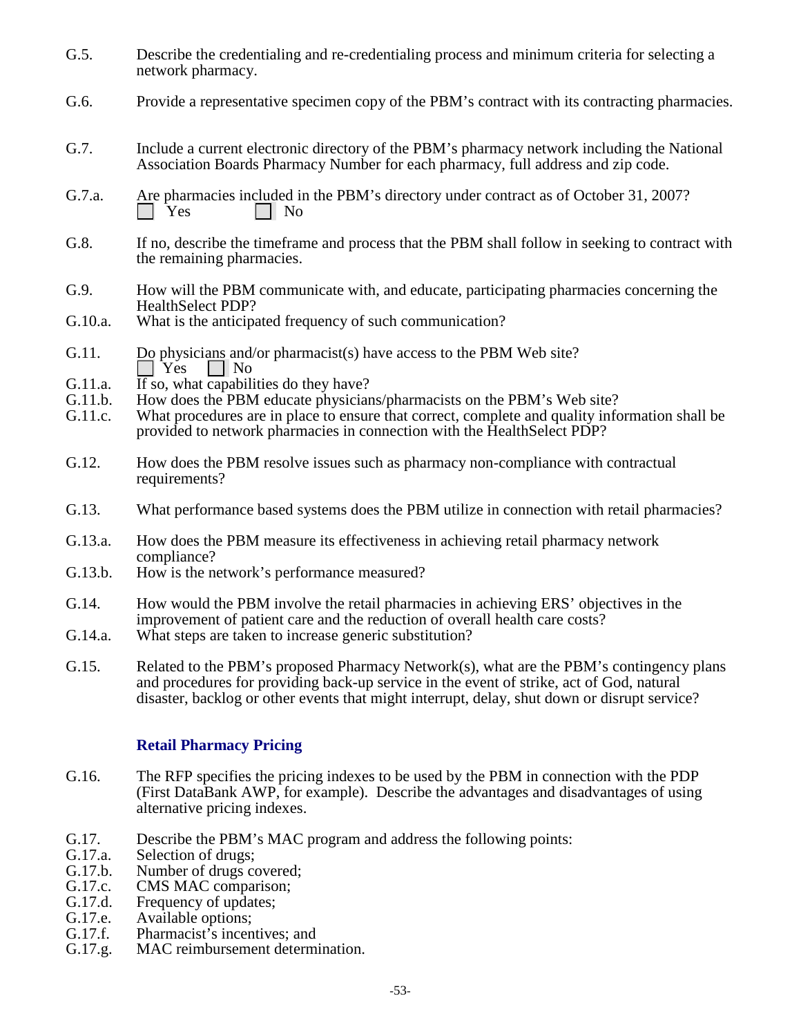G.5. Describe the credentialing and re-credentialing process and minimum criteria for selecting a network pharmacy.

G.6. Provide a representative specimen copy of the PBM's contract with its contracting pharmacies.

G.7. Include a current electronic directory of the PBM's pharmacy network including the National Association Boards Pharmacy Number for each pharmacy, full address and zip code.

G.7.a. Are pharmacies included in the PBM's directory under contract as of October 31, 2007?
☐ Yes ☐ No

G.8. If no, describe the timeframe and process that the PBM shall follow in seeking to contract with the remaining pharmacies.

G.9. How will the PBM communicate with, and educate, participating pharmacies concerning the HealthSelect PDP?

G.10.a. What is the anticipated frequency of such communication?

G.11. Do physicians and/or pharmacist(s) have access to the PBM Web site?
☐ Yes ☐ No

G.11.a. If so, what capabilities do they have?

G.11.b. How does the PBM educate physicians/pharmacists on the PBM's Web site?

G.11.c. What procedures are in place to ensure that correct, complete and quality information shall be provided to network pharmacies in connection with the HealthSelect PDP?

G.12. How does the PBM resolve issues such as pharmacy non-compliance with contractual requirements?

G.13. What performance based systems does the PBM utilize in connection with retail pharmacies?

G.13.a. How does the PBM measure its effectiveness in achieving retail pharmacy network compliance?

G.13.b. How is the network's performance measured?

G.14. How would the PBM involve the retail pharmacies in achieving ERS' objectives in the improvement of patient care and the reduction of overall health care costs?

G.14.a. What steps are taken to increase generic substitution?

G.15. Related to the PBM's proposed Pharmacy Network(s), what are the PBM's contingency plans and procedures for providing back-up service in the event of strike, act of God, natural disaster, backlog or other events that might interrupt, delay, shut down or disrupt service?

### Retail Pharmacy Pricing

G.16. The RFP specifies the pricing indexes to be used by the PBM in connection with the PDP (First DataBank AWP, for example). Describe the advantages and disadvantages of using alternative pricing indexes.

G.17. Describe the PBM's MAC program and address the following points:

G.17.a. Selection of drugs;

G.17.b. Number of drugs covered;

G.17.c. CMS MAC comparison;

G.17.d. Frequency of updates;

G.17.e. Available options;

G.17.f. Pharmacist's incentives; and

G.17.g. MAC reimbursement determination.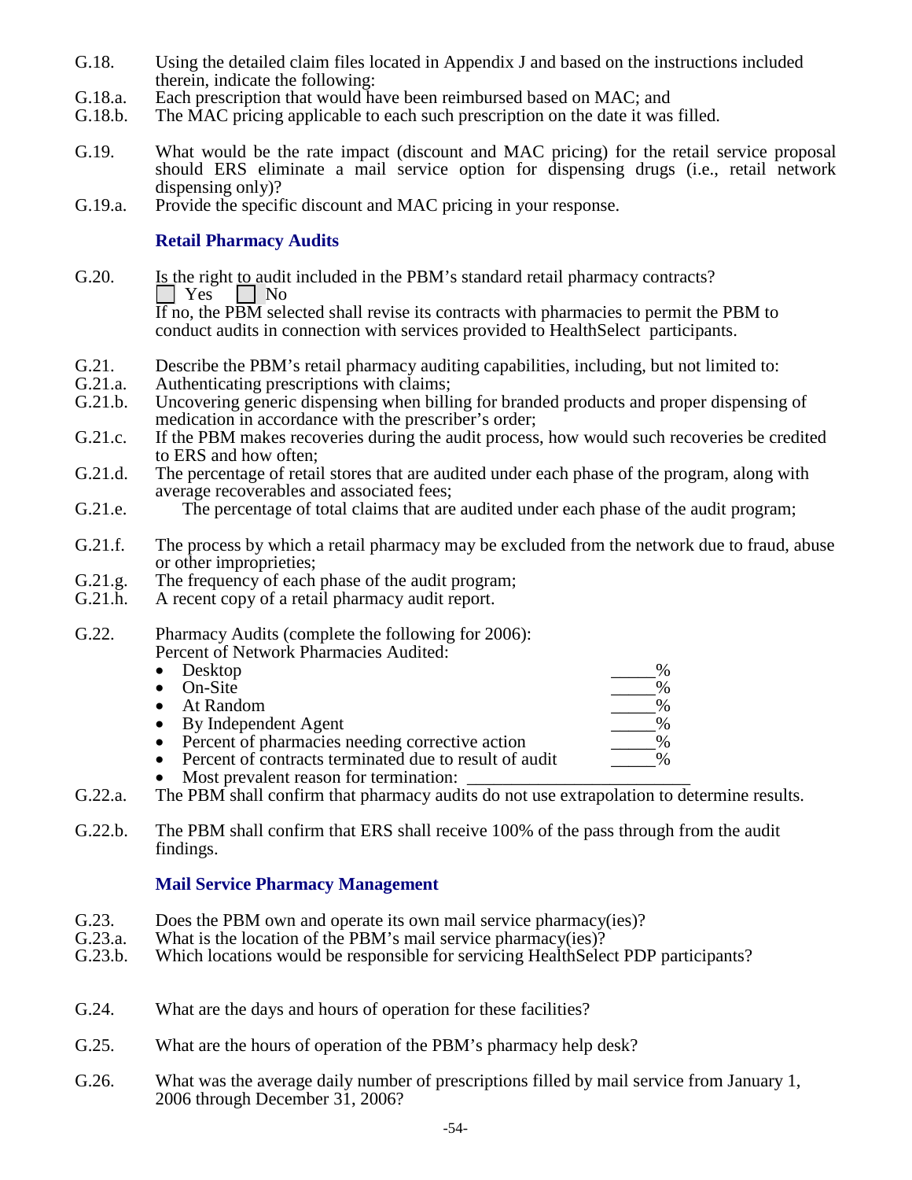G.18. Using the detailed claim files located in Appendix J and based on the instructions included therein, indicate the following:

G.18.a. Each prescription that would have been reimbursed based on MAC; and

G.18.b. The MAC pricing applicable to each such prescription on the date it was filled.

G.19. What would be the rate impact (discount and MAC pricing) for the retail service proposal should ERS eliminate a mail service option for dispensing drugs (i.e., retail network dispensing only)?

G.19.a. Provide the specific discount and MAC pricing in your response.

### Retail Pharmacy Audits

G.20. Is the right to audit included in the PBM's standard retail pharmacy contracts?

☐ Yes ☐ No

If no, the PBM selected shall revise its contracts with pharmacies to permit the PBM to conduct audits in connection with services provided to HealthSelect participants.

G.21. Describe the PBM's retail pharmacy auditing capabilities, including, but not limited to:

G.21.a. Authenticating prescriptions with claims;

G.21.b. Uncovering generic dispensing when billing for branded products and proper dispensing of medication in accordance with the prescriber's order;

G.21.c. If the PBM makes recoveries during the audit process, how would such recoveries be credited to ERS and how often;

G.21.d. The percentage of retail stores that are audited under each phase of the program, along with average recoverables and associated fees;

G.21.e. The percentage of total claims that are audited under each phase of the audit program;

G.21.f. The process by which a retail pharmacy may be excluded from the network due to fraud, abuse or other improprieties;

G.21.g. The frequency of each phase of the audit program;

G.21.h. A recent copy of a retail pharmacy audit report.

G.22. Pharmacy Audits (complete the following for 2006):

Percent of Network Pharmacies Audited:

- Desktop _____%
- On-Site _____%
- At Random _____%
- By Independent Agent _____%
- Percent of pharmacies needing corrective action _____%
- Percent of contracts terminated due to result of audit _____%
- Most prevalent reason for termination: _________________________

G.22.a. The PBM shall confirm that pharmacy audits do not use extrapolation to determine results.

G.22.b. The PBM shall confirm that ERS shall receive 100% of the pass through from the audit findings.

### Mail Service Pharmacy Management

G.23. Does the PBM own and operate its own mail service pharmacy(ies)?

G.23.a. What is the location of the PBM's mail service pharmacy(ies)?

G.23.b. Which locations would be responsible for servicing HealthSelect PDP participants?

G.24. What are the days and hours of operation for these facilities?

G.25. What are the hours of operation of the PBM's pharmacy help desk?

G.26. What was the average daily number of prescriptions filled by mail service from January 1, 2006 through December 31, 2006?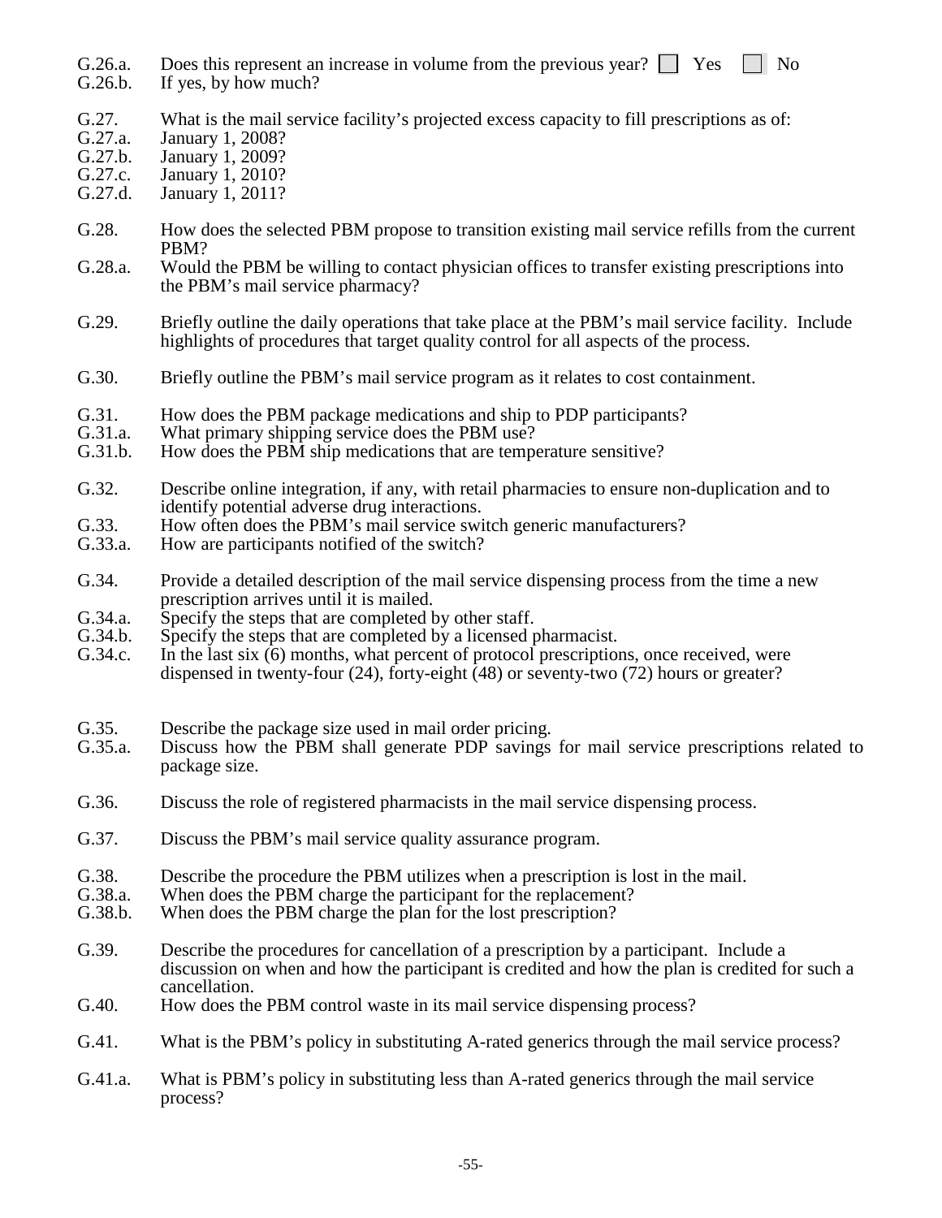G.26.a. Does this represent an increase in volume from the previous year? ☐ Yes ☐ No

G.26.b. If yes, by how much?

G.27. What is the mail service facility's projected excess capacity to fill prescriptions as of:

G.27.a. January 1, 2008?

G.27.b. January 1, 2009?

G.27.c. January 1, 2010?

G.27.d. January 1, 2011?

G.28. How does the selected PBM propose to transition existing mail service refills from the current PBM?

G.28.a. Would the PBM be willing to contact physician offices to transfer existing prescriptions into the PBM's mail service pharmacy?

G.29. Briefly outline the daily operations that take place at the PBM's mail service facility. Include highlights of procedures that target quality control for all aspects of the process.

G.30. Briefly outline the PBM's mail service program as it relates to cost containment.

G.31. How does the PBM package medications and ship to PDP participants?

G.31.a. What primary shipping service does the PBM use?

G.31.b. How does the PBM ship medications that are temperature sensitive?

G.32. Describe online integration, if any, with retail pharmacies to ensure non-duplication and to identify potential adverse drug interactions.

G.33. How often does the PBM's mail service switch generic manufacturers?

G.33.a. How are participants notified of the switch?

G.34. Provide a detailed description of the mail service dispensing process from the time a new prescription arrives until it is mailed.

G.34.a. Specify the steps that are completed by other staff.

G.34.b. Specify the steps that are completed by a licensed pharmacist.

G.34.c. In the last six (6) months, what percent of protocol prescriptions, once received, were dispensed in twenty-four (24), forty-eight (48) or seventy-two (72) hours or greater?

G.35. Describe the package size used in mail order pricing.

G.35.a. Discuss how the PBM shall generate PDP savings for mail service prescriptions related to package size.

G.36. Discuss the role of registered pharmacists in the mail service dispensing process.

G.37. Discuss the PBM's mail service quality assurance program.

G.38. Describe the procedure the PBM utilizes when a prescription is lost in the mail.

G.38.a. When does the PBM charge the participant for the replacement?

G.38.b. When does the PBM charge the plan for the lost prescription?

G.39. Describe the procedures for cancellation of a prescription by a participant. Include a discussion on when and how the participant is credited and how the plan is credited for such a cancellation.

G.40. How does the PBM control waste in its mail service dispensing process?

G.41. What is the PBM's policy in substituting A-rated generics through the mail service process?

G.41.a. What is PBM's policy in substituting less than A-rated generics through the mail service process?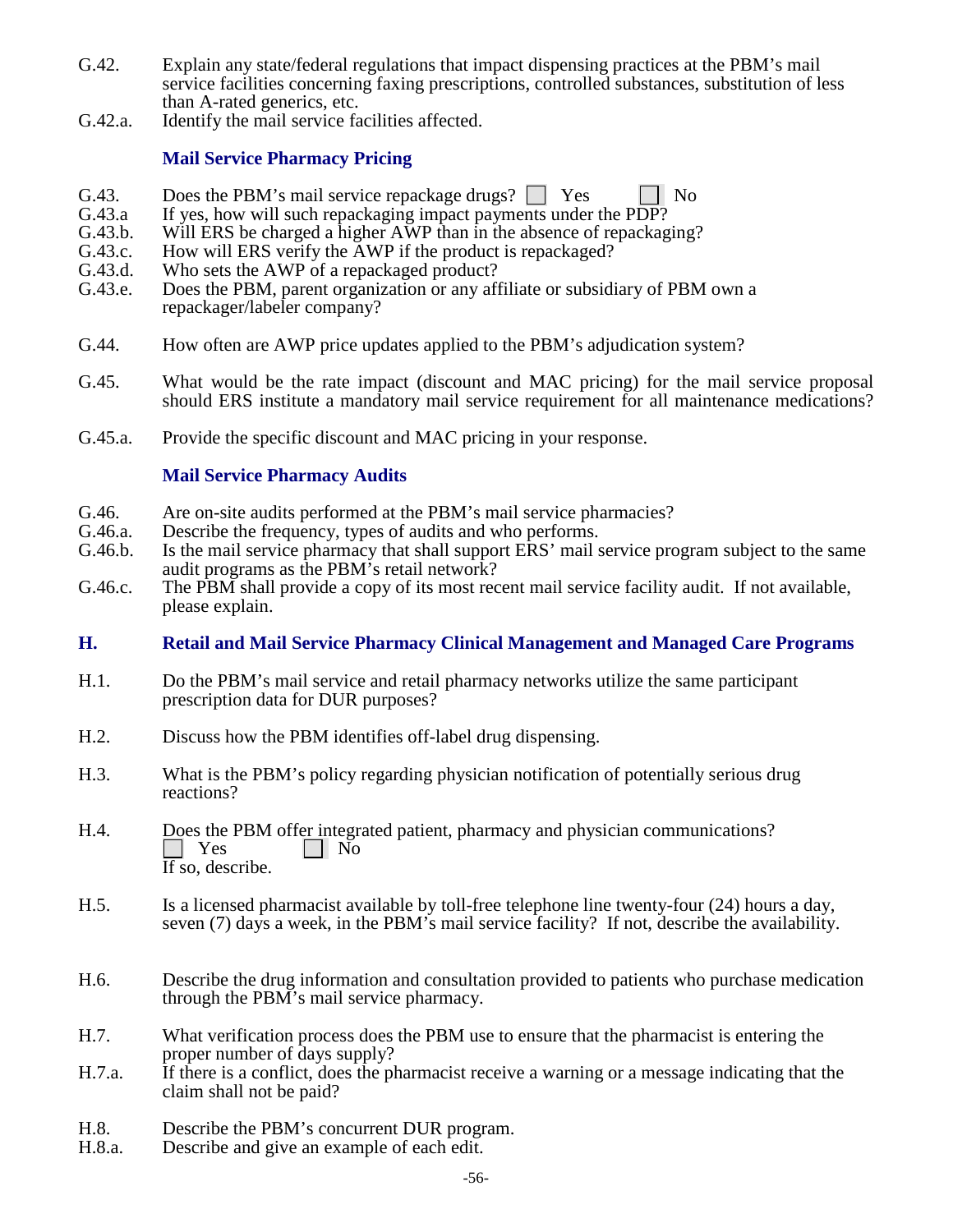G.42. Explain any state/federal regulations that impact dispensing practices at the PBM's mail service facilities concerning faxing prescriptions, controlled substances, substitution of less than A-rated generics, etc.

G.42.a. Identify the mail service facilities affected.

### Mail Service Pharmacy Pricing

G.43. Does the PBM's mail service repackage drugs? ☐ Yes ☐ No

G.43.a If yes, how will such repackaging impact payments under the PDP?

G.43.b. Will ERS be charged a higher AWP than in the absence of repackaging?

G.43.c. How will ERS verify the AWP if the product is repackaged?

G.43.d. Who sets the AWP of a repackaged product?

G.43.e. Does the PBM, parent organization or any affiliate or subsidiary of PBM own a repackager/labeler company?

G.44. How often are AWP price updates applied to the PBM's adjudication system?

G.45. What would be the rate impact (discount and MAC pricing) for the mail service proposal should ERS institute a mandatory mail service requirement for all maintenance medications?

G.45.a. Provide the specific discount and MAC pricing in your response.

### Mail Service Pharmacy Audits

G.46. Are on-site audits performed at the PBM's mail service pharmacies?

G.46.a. Describe the frequency, types of audits and who performs.

G.46.b. Is the mail service pharmacy that shall support ERS' mail service program subject to the same audit programs as the PBM's retail network?

G.46.c. The PBM shall provide a copy of its most recent mail service facility audit. If not available, please explain.

## H. Retail and Mail Service Pharmacy Clinical Management and Managed Care Programs

H.1. Do the PBM's mail service and retail pharmacy networks utilize the same participant prescription data for DUR purposes?

H.2. Discuss how the PBM identifies off-label drug dispensing.

H.3. What is the PBM's policy regarding physician notification of potentially serious drug reactions?

H.4. Does the PBM offer integrated patient, pharmacy and physician communications?
☐ Yes ☐ No
If so, describe.

H.5. Is a licensed pharmacist available by toll-free telephone line twenty-four (24) hours a day, seven (7) days a week, in the PBM's mail service facility? If not, describe the availability.

H.6. Describe the drug information and consultation provided to patients who purchase medication through the PBM's mail service pharmacy.

H.7. What verification process does the PBM use to ensure that the pharmacist is entering the proper number of days supply?

H.7.a. If there is a conflict, does the pharmacist receive a warning or a message indicating that the claim shall not be paid?

H.8. Describe the PBM's concurrent DUR program.

H.8.a. Describe and give an example of each edit.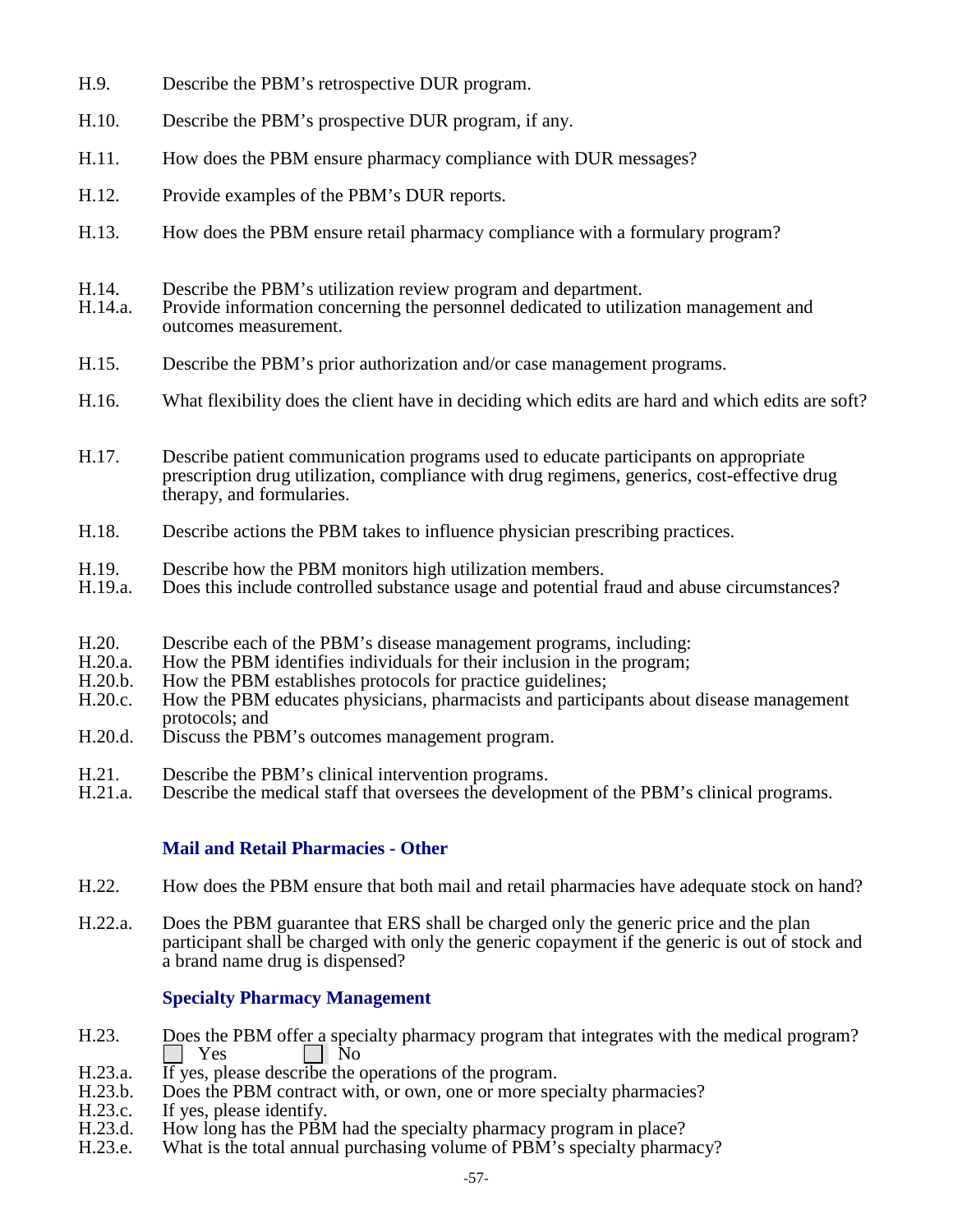H.9. Describe the PBM's retrospective DUR program.

H.10. Describe the PBM's prospective DUR program, if any.

H.11. How does the PBM ensure pharmacy compliance with DUR messages?

H.12. Provide examples of the PBM's DUR reports.

H.13. How does the PBM ensure retail pharmacy compliance with a formulary program?

H.14. Describe the PBM's utilization review program and department.
H.14.a. Provide information concerning the personnel dedicated to utilization management and outcomes measurement.

H.15. Describe the PBM's prior authorization and/or case management programs.

H.16. What flexibility does the client have in deciding which edits are hard and which edits are soft?

H.17. Describe patient communication programs used to educate participants on appropriate prescription drug utilization, compliance with drug regimens, generics, cost-effective drug therapy, and formularies.

H.18. Describe actions the PBM takes to influence physician prescribing practices.

H.19. Describe how the PBM monitors high utilization members.
H.19.a. Does this include controlled substance usage and potential fraud and abuse circumstances?

H.20. Describe each of the PBM's disease management programs, including:
H.20.a. How the PBM identifies individuals for their inclusion in the program;
H.20.b. How the PBM establishes protocols for practice guidelines;
H.20.c. How the PBM educates physicians, pharmacists and participants about disease management protocols; and
H.20.d. Discuss the PBM's outcomes management program.

H.21. Describe the PBM's clinical intervention programs.
H.21.a. Describe the medical staff that oversees the development of the PBM's clinical programs.

### Mail and Retail Pharmacies - Other

H.22. How does the PBM ensure that both mail and retail pharmacies have adequate stock on hand?

H.22.a. Does the PBM guarantee that ERS shall be charged only the generic price and the plan participant shall be charged with only the generic copayment if the generic is out of stock and a brand name drug is dispensed?

### Specialty Pharmacy Management

H.23. Does the PBM offer a specialty pharmacy program that integrates with the medical program?
☐ Yes ☐ No
H.23.a. If yes, please describe the operations of the program.
H.23.b. Does the PBM contract with, or own, one or more specialty pharmacies?
H.23.c. If yes, please identify.
H.23.d. How long has the PBM had the specialty pharmacy program in place?
H.23.e. What is the total annual purchasing volume of PBM's specialty pharmacy?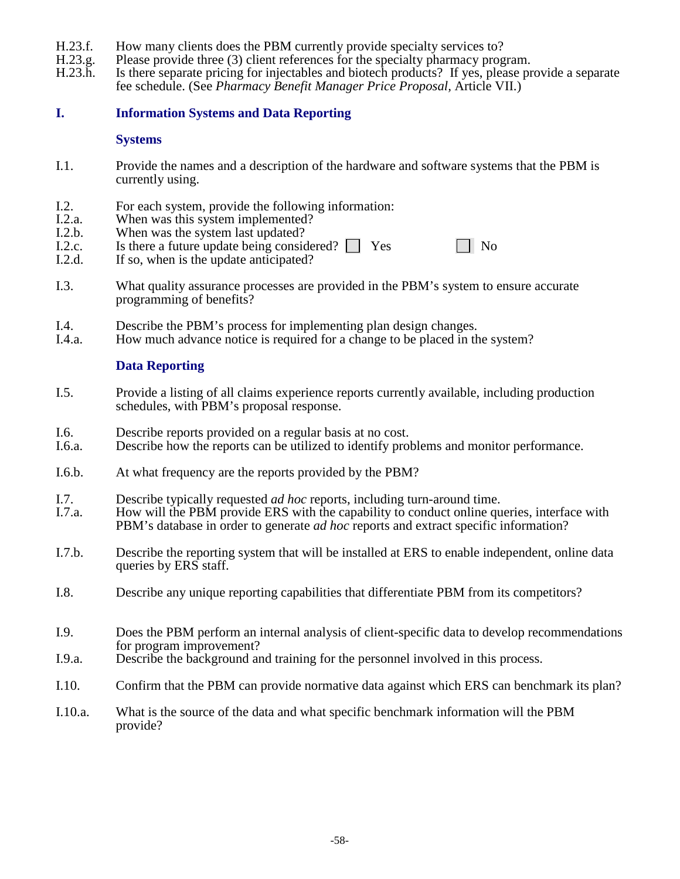H.23.f. How many clients does the PBM currently provide specialty services to?

H.23.g. Please provide three (3) client references for the specialty pharmacy program.

H.23.h. Is there separate pricing for injectables and biotech products? If yes, please provide a separate fee schedule. (See *Pharmacy Benefit Manager Price Proposal*, Article VII.)

## I. Information Systems and Data Reporting

### Systems

I.1. Provide the names and a description of the hardware and software systems that the PBM is currently using.

I.2. For each system, provide the following information:

I.2.a. When was this system implemented?

I.2.b. When was the system last updated?

I.2.c. Is there a future update being considered? ☐ Yes ☐ No

I.2.d. If so, when is the update anticipated?

I.3. What quality assurance processes are provided in the PBM's system to ensure accurate programming of benefits?

I.4. Describe the PBM's process for implementing plan design changes.

I.4.a. How much advance notice is required for a change to be placed in the system?

### Data Reporting

I.5. Provide a listing of all claims experience reports currently available, including production schedules, with PBM's proposal response.

I.6. Describe reports provided on a regular basis at no cost.

I.6.a. Describe how the reports can be utilized to identify problems and monitor performance.

I.6.b. At what frequency are the reports provided by the PBM?

I.7. Describe typically requested *ad hoc* reports, including turn-around time.

I.7.a. How will the PBM provide ERS with the capability to conduct online queries, interface with PBM's database in order to generate *ad hoc* reports and extract specific information?

I.7.b. Describe the reporting system that will be installed at ERS to enable independent, online data queries by ERS staff.

I.8. Describe any unique reporting capabilities that differentiate PBM from its competitors?

I.9. Does the PBM perform an internal analysis of client-specific data to develop recommendations for program improvement?

I.9.a. Describe the background and training for the personnel involved in this process.

I.10. Confirm that the PBM can provide normative data against which ERS can benchmark its plan?

I.10.a. What is the source of the data and what specific benchmark information will the PBM provide?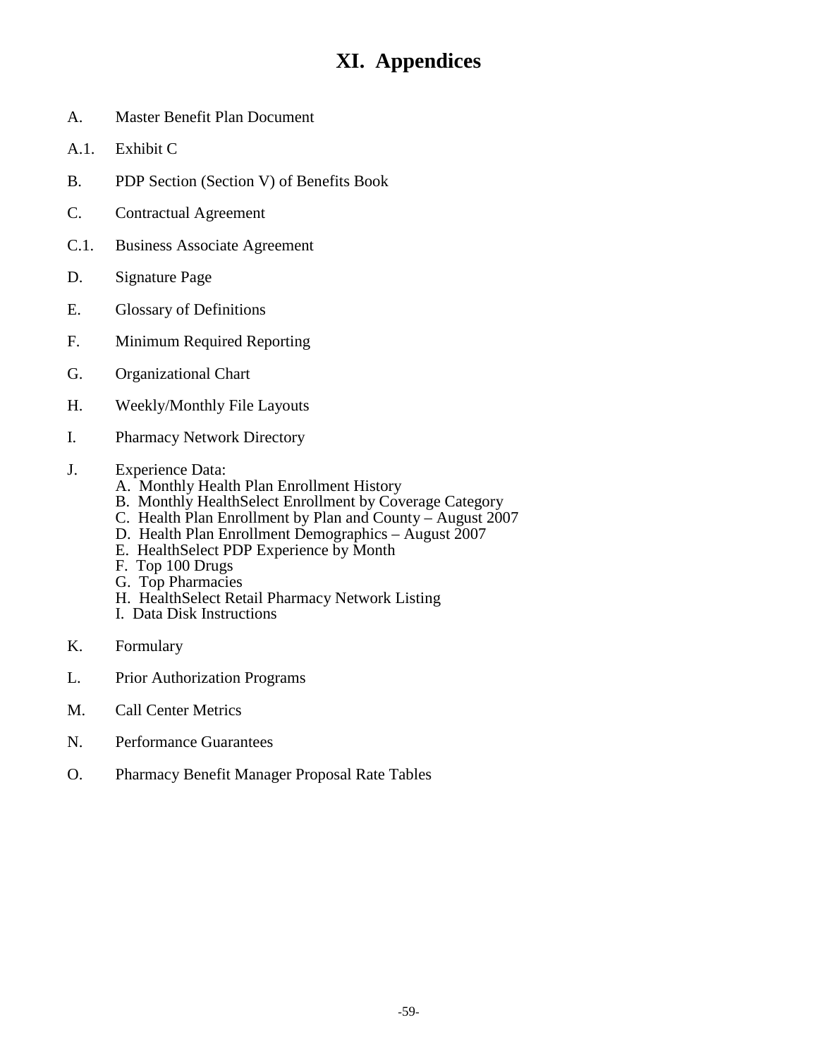# XI. Appendices

A. Master Benefit Plan Document

A.1. Exhibit C

B. PDP Section (Section V) of Benefits Book

C. Contractual Agreement

C.1. Business Associate Agreement

D. Signature Page

E. Glossary of Definitions

F. Minimum Required Reporting

G. Organizational Chart

H. Weekly/Monthly File Layouts

I. Pharmacy Network Directory

J. Experience Data:
   A. Monthly Health Plan Enrollment History
   B. Monthly HealthSelect Enrollment by Coverage Category
   C. Health Plan Enrollment by Plan and County – August 2007
   D. Health Plan Enrollment Demographics – August 2007
   E. HealthSelect PDP Experience by Month
   F. Top 100 Drugs
   G. Top Pharmacies
   H. HealthSelect Retail Pharmacy Network Listing
   I. Data Disk Instructions

K. Formulary

L. Prior Authorization Programs

M. Call Center Metrics

N. Performance Guarantees

O. Pharmacy Benefit Manager Proposal Rate Tables